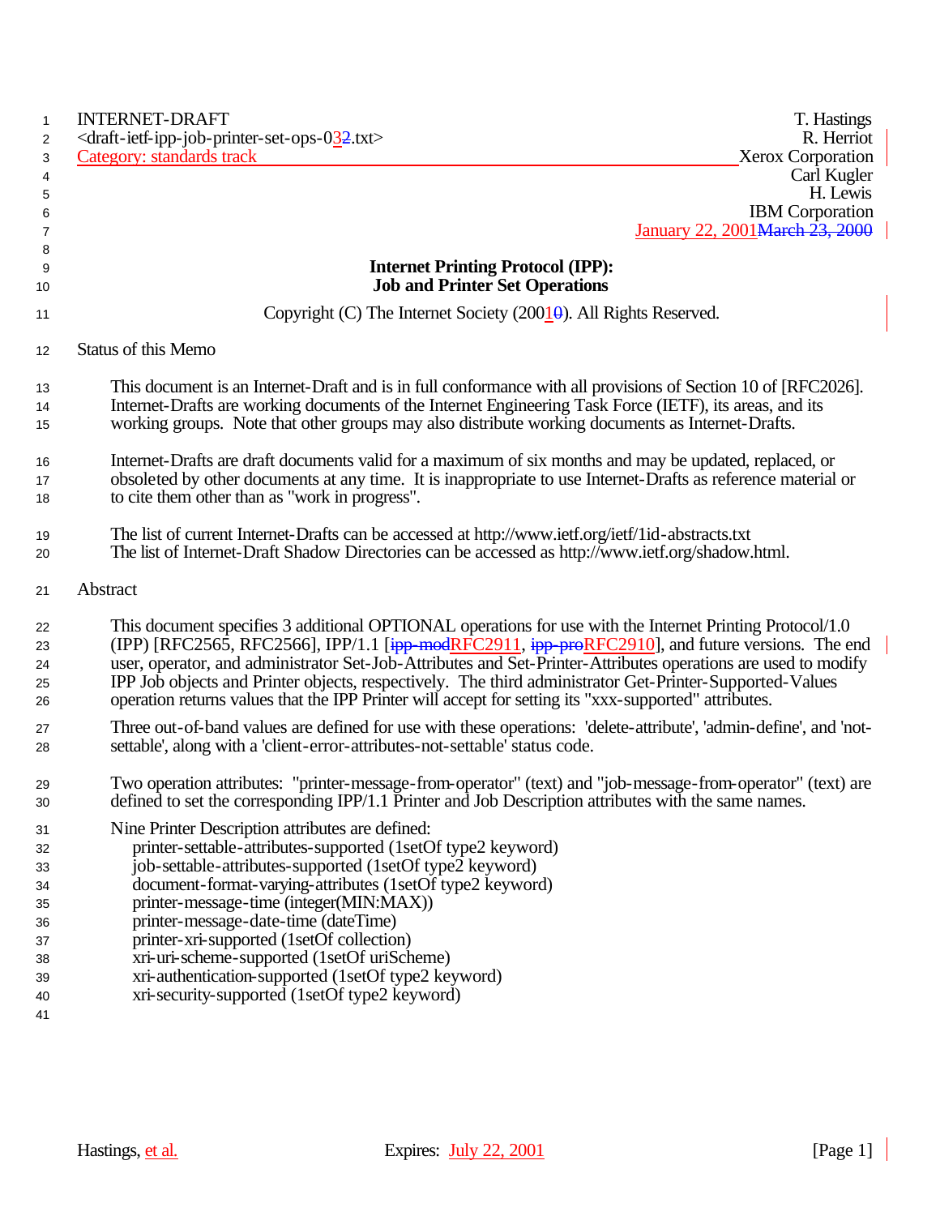INTERNET-DRAFT T. Hastings
<draft-ietf-ipp-job-printer-set-ops-032.txt> R. Herriot
Category: standards track Xerox Corporation
Carl Kugler
H. Lewis
IBM Corporation
January 22, 2001March 23, 2000

# Internet Printing Protocol (IPP): Job and Printer Set Operations

Copyright (C) The Internet Society (20010). All Rights Reserved.

## Status of this Memo

This document is an Internet-Draft and is in full conformance with all provisions of Section 10 of [RFC2026]. Internet-Drafts are working documents of the Internet Engineering Task Force (IETF), its areas, and its working groups. Note that other groups may also distribute working documents as Internet-Drafts.

Internet-Drafts are draft documents valid for a maximum of six months and may be updated, replaced, or obsoleted by other documents at any time. It is inappropriate to use Internet-Drafts as reference material or to cite them other than as "work in progress".

The list of current Internet-Drafts can be accessed at http://www.ietf.org/ietf/1id-abstracts.txt
The list of Internet-Draft Shadow Directories can be accessed as http://www.ietf.org/shadow.html.

## Abstract

This document specifies 3 additional OPTIONAL operations for use with the Internet Printing Protocol/1.0 (IPP) [RFC2565, RFC2566], IPP/1.1 [ipp-modRFC2911, ipp-proRFC2910], and future versions. The end user, operator, and administrator Set-Job-Attributes and Set-Printer-Attributes operations are used to modify IPP Job objects and Printer objects, respectively. The third administrator Get-Printer-Supported-Values operation returns values that the IPP Printer will accept for setting its "xxx-supported" attributes.

Three out-of-band values are defined for use with these operations: 'delete-attribute', 'admin-define', and 'not-settable', along with a 'client-error-attributes-not-settable' status code.

Two operation attributes: "printer-message-from-operator" (text) and "job-message-from-operator" (text) are defined to set the corresponding IPP/1.1 Printer and Job Description attributes with the same names.

Nine Printer Description attributes are defined:
- printer-settable-attributes-supported (1setOf type2 keyword)
- job-settable-attributes-supported (1setOf type2 keyword)
- document-format-varying-attributes (1setOf type2 keyword)
- printer-message-time (integer(MIN:MAX))
- printer-message-date-time (dateTime)
- printer-xri-supported (1setOf collection)
- xri-uri-scheme-supported (1setOf uriScheme)
- xri-authentication-supported (1setOf type2 keyword)
- xri-security-supported (1setOf type2 keyword)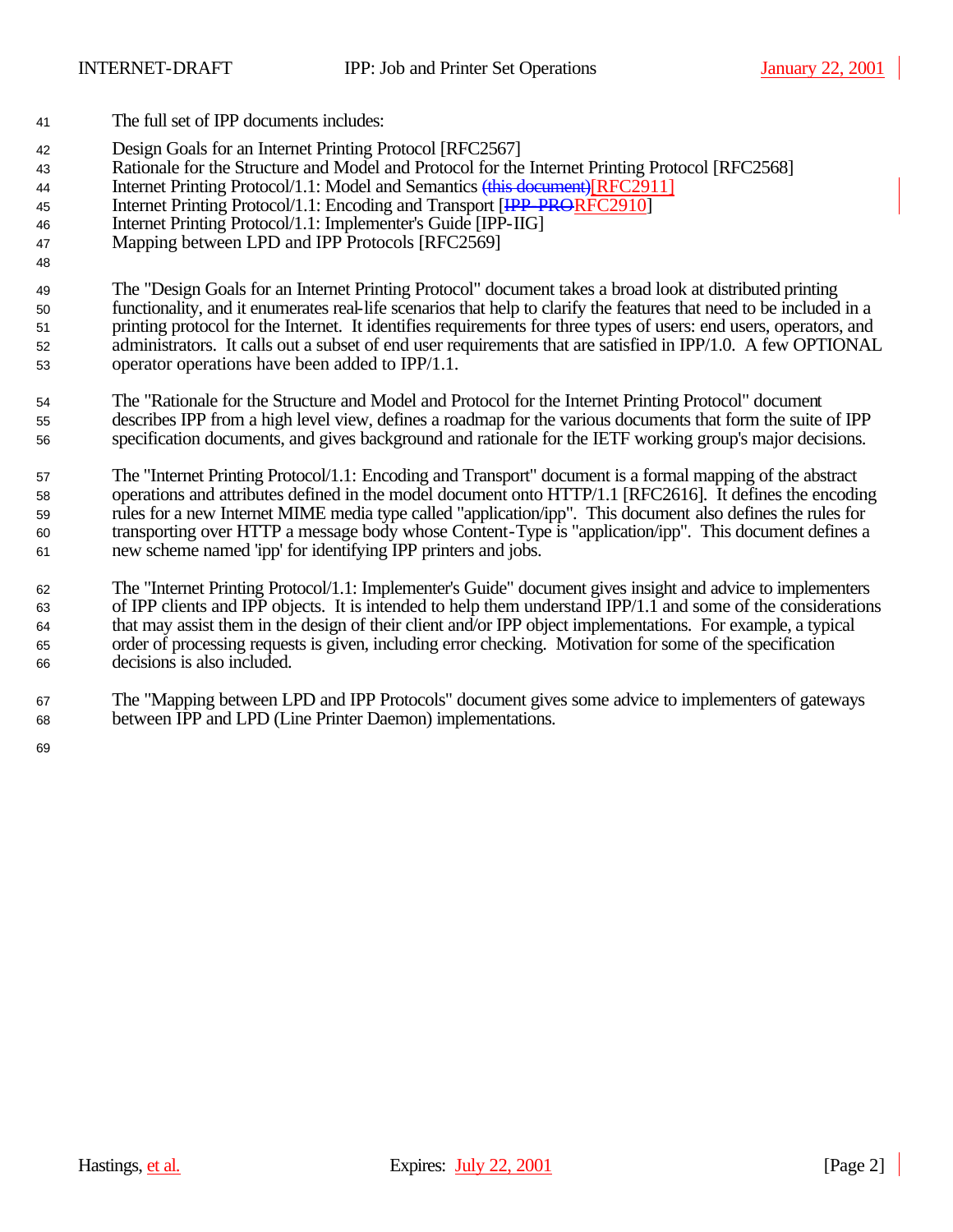The full set of IPP documents includes:

Design Goals for an Internet Printing Protocol [RFC2567]
Rationale for the Structure and Model and Protocol for the Internet Printing Protocol [RFC2568]
Internet Printing Protocol/1.1: Model and Semantics ~~(this document)~~[RFC2911]
Internet Printing Protocol/1.1: Encoding and Transport [~~IPP-PRO~~RFC2910]
Internet Printing Protocol/1.1: Implementer's Guide [IPP-IIG]
Mapping between LPD and IPP Protocols [RFC2569]

The "Design Goals for an Internet Printing Protocol" document takes a broad look at distributed printing functionality, and it enumerates real-life scenarios that help to clarify the features that need to be included in a printing protocol for the Internet. It identifies requirements for three types of users: end users, operators, and administrators. It calls out a subset of end user requirements that are satisfied in IPP/1.0. A few OPTIONAL operator operations have been added to IPP/1.1.

The "Rationale for the Structure and Model and Protocol for the Internet Printing Protocol" document describes IPP from a high level view, defines a roadmap for the various documents that form the suite of IPP specification documents, and gives background and rationale for the IETF working group's major decisions.

The "Internet Printing Protocol/1.1: Encoding and Transport" document is a formal mapping of the abstract operations and attributes defined in the model document onto HTTP/1.1 [RFC2616]. It defines the encoding rules for a new Internet MIME media type called "application/ipp". This document also defines the rules for transporting over HTTP a message body whose Content-Type is "application/ipp". This document defines a new scheme named 'ipp' for identifying IPP printers and jobs.

The "Internet Printing Protocol/1.1: Implementer's Guide" document gives insight and advice to implementers of IPP clients and IPP objects. It is intended to help them understand IPP/1.1 and some of the considerations that may assist them in the design of their client and/or IPP object implementations. For example, a typical order of processing requests is given, including error checking. Motivation for some of the specification decisions is also included.

The "Mapping between LPD and IPP Protocols" document gives some advice to implementers of gateways between IPP and LPD (Line Printer Daemon) implementations.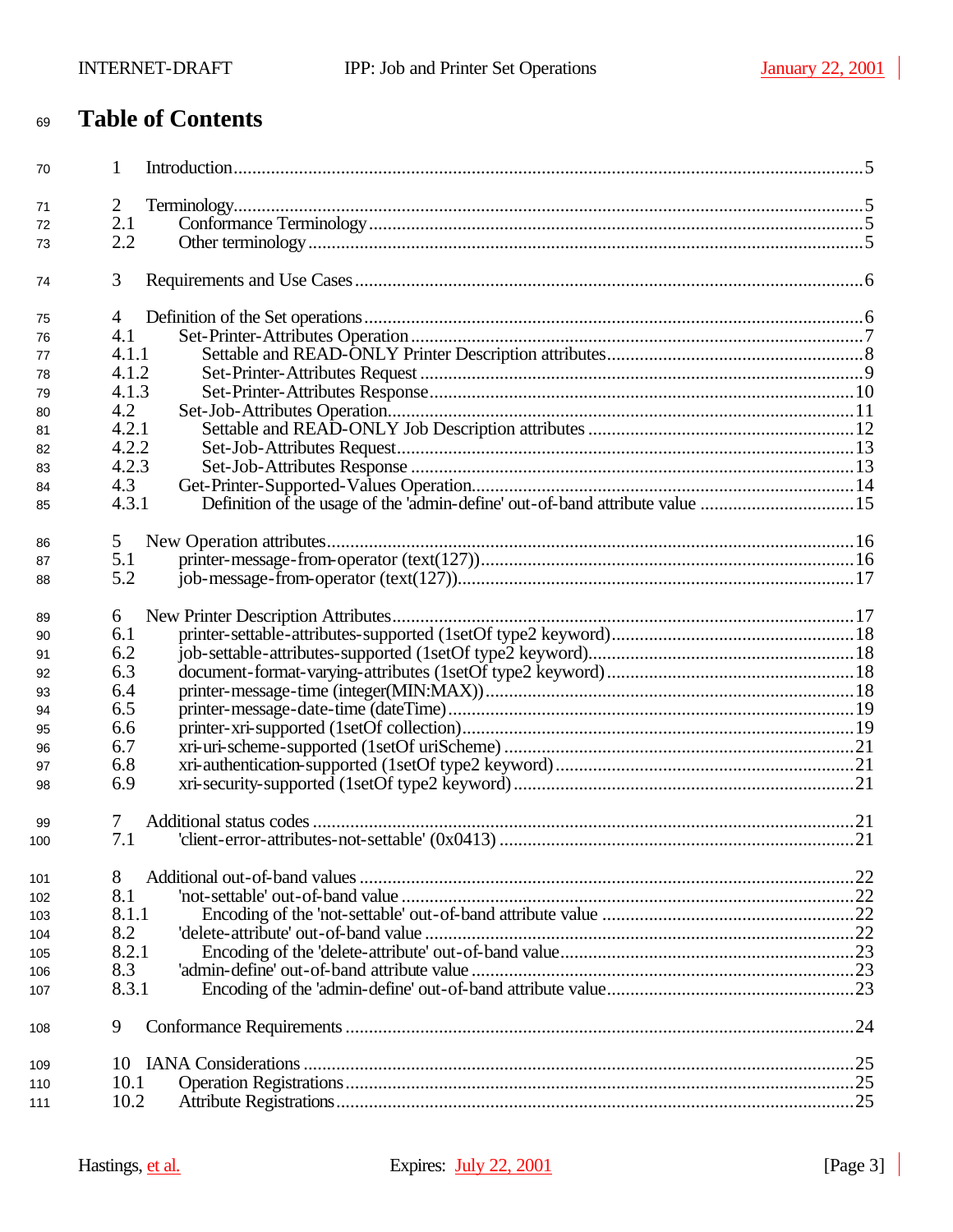# Table of Contents

1 Introduction.......................................................................................................................5

2 Terminology.......................................................................................................................5
2.1 Conformance Terminology...........................................................................................5
2.2 Other terminology........................................................................................................5

3 Requirements and Use Cases..............................................................................................6

4 Definition of the Set operations............................................................................................6
4.1 Set-Printer-Attributes Operation....................................................................................7
4.1.1 Settable and READ-ONLY Printer Description attributes.........................................8
4.1.2 Set-Printer-Attributes Request...............................................................................9
4.1.3 Set-Printer-Attributes Response............................................................................10
4.2 Set-Job-Attributes Operation.......................................................................................11
4.2.1 Settable and READ-ONLY Job Description attributes............................................12
4.2.2 Set-Job-Attributes Request...................................................................................13
4.2.3 Set-Job-Attributes Response.................................................................................13
4.3 Get-Printer-Supported-Values Operation.....................................................................14
4.3.1 Definition of the usage of the 'admin-define' out-of-band attribute value ...................15

5 New Operation attributes..................................................................................................16
5.1 printer-message-from-operator (text(127))...................................................................16
5.2 job-message-from-operator (text(127)).......................................................................17

6 New Printer Description Attributes....................................................................................17
6.1 printer-settable-attributes-supported (1setOf type2 keyword).........................................18
6.2 job-settable-attributes-supported (1setOf type2 keyword)..............................................18
6.3 document-format-varying-attributes (1setOf type2 keyword)..........................................18
6.4 printer-message-time (integer(MIN:MAX))..................................................................18
6.5 printer-message-date-time (dateTime).........................................................................19
6.6 printer-xri-supported (1setOf collection)......................................................................19
6.7 xri-uri-scheme-supported (1setOf uriScheme) .............................................................21
6.8 xri-authentication-supported (1setOf type2 keyword)....................................................21
6.9 xri-security-supported (1setOf type2 keyword)............................................................21

7 Additional status codes ....................................................................................................21
7.1 'client-error-attributes-not-settable' (0x0413) ..............................................................21

8 Additional out-of-band values ..........................................................................................22
8.1 'not-settable' out-of-band value ..................................................................................22
8.1.1 Encoding of the 'not-settable' out-of-band attribute value .........................................22
8.2 'delete-attribute' out-of-band value .............................................................................22
8.2.1 Encoding of the 'delete-attribute' out-of-band value.................................................23
8.3 'admin-define' out-of-band attribute value ....................................................................23
8.3.1 Encoding of the 'admin-define' out-of-band attribute value.......................................23

9 Conformance Requirements .............................................................................................24

10 IANA Considerations ......................................................................................................25
10.1 Operation Registrations.............................................................................................25
10.2 Attribute Registrations...............................................................................................25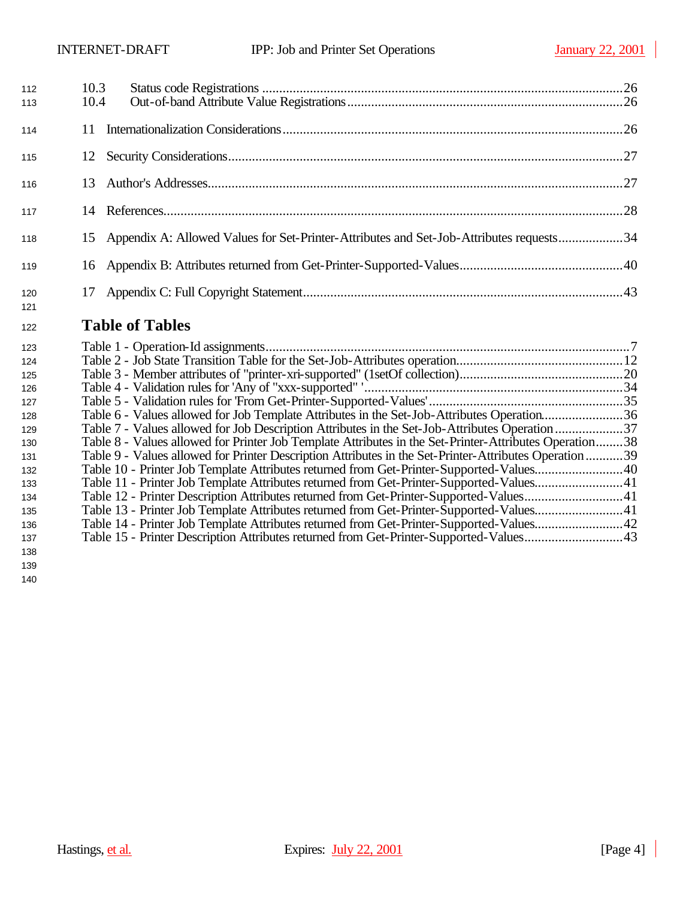10.3 Status code Registrations ..........26
10.4 Out-of-band Attribute Value Registrations ..........26

11 Internationalization Considerations ..........26

12 Security Considerations ..........27

13 Author's Addresses ..........27

14 References ..........28

15 Appendix A: Allowed Values for Set-Printer-Attributes and Set-Job-Attributes requests ..........34

16 Appendix B: Attributes returned from Get-Printer-Supported-Values ..........40

17 Appendix C: Full Copyright Statement ..........43

## Table of Tables

Table 1 - Operation-Id assignments ..........7
Table 2 - Job State Transition Table for the Set-Job-Attributes operation ..........12
Table 3 - Member attributes of "printer-xri-supported" (1setOf collection) ..........20
Table 4 - Validation rules for 'Any of "xxx-supported" ' ..........34
Table 5 - Validation rules for 'From Get-Printer-Supported-Values' ..........35
Table 6 - Values allowed for Job Template Attributes in the Set-Job-Attributes Operation ..........36
Table 7 - Values allowed for Job Description Attributes in the Set-Job-Attributes Operation ..........37
Table 8 - Values allowed for Printer Job Template Attributes in the Set-Printer-Attributes Operation ..........38
Table 9 - Values allowed for Printer Description Attributes in the Set-Printer-Attributes Operation ..........39
Table 10 - Printer Job Template Attributes returned from Get-Printer-Supported-Values ..........40
Table 11 - Printer Job Template Attributes returned from Get-Printer-Supported-Values ..........41
Table 12 - Printer Description Attributes returned from Get-Printer-Supported-Values ..........41
Table 13 - Printer Job Template Attributes returned from Get-Printer-Supported-Values ..........41
Table 14 - Printer Job Template Attributes returned from Get-Printer-Supported-Values ..........42
Table 15 - Printer Description Attributes returned from Get-Printer-Supported-Values ..........43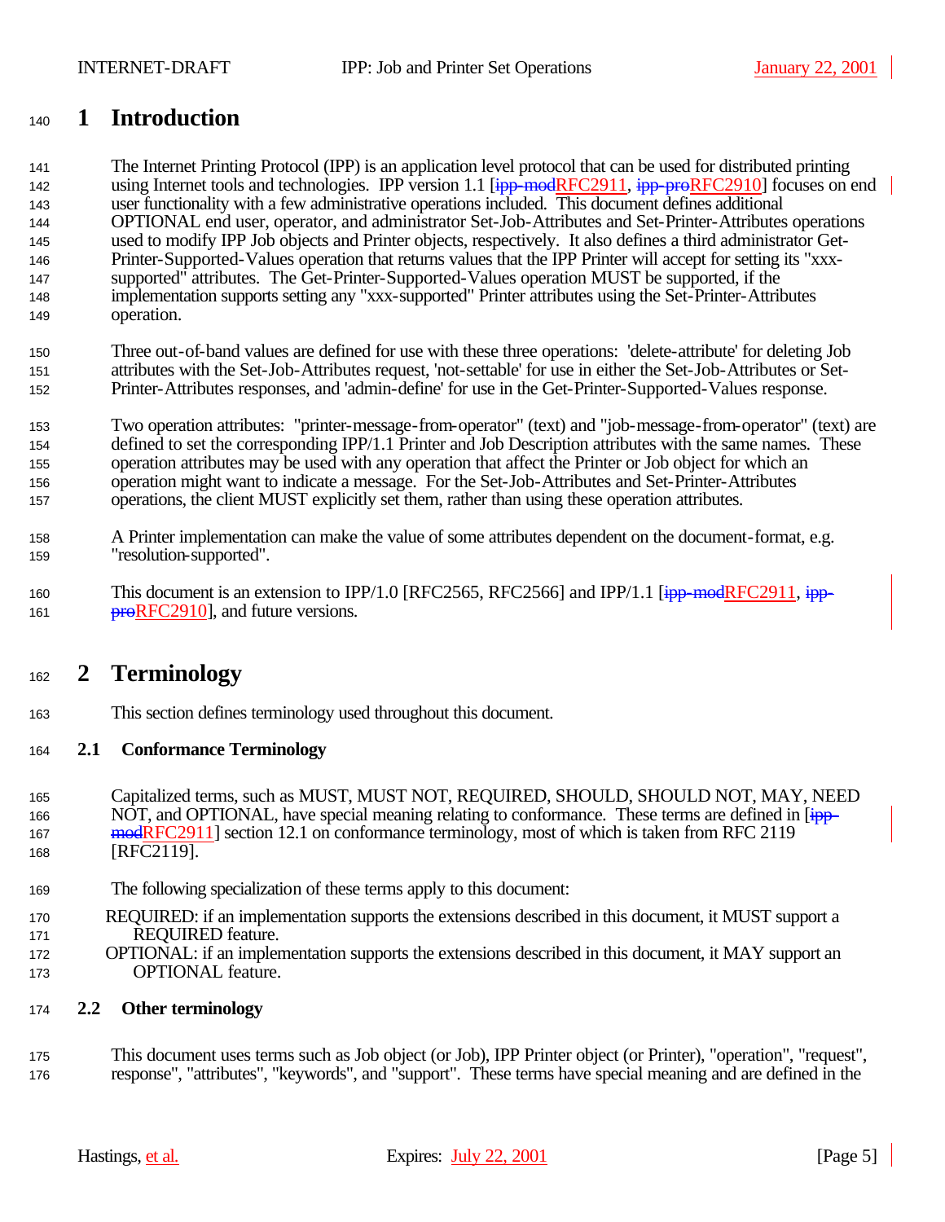# 1 Introduction

The Internet Printing Protocol (IPP) is an application level protocol that can be used for distributed printing using Internet tools and technologies. IPP version 1.1 [~~ipp-mod~~RFC2911, ~~ipp-pro~~RFC2910] focuses on end user functionality with a few administrative operations included. This document defines additional OPTIONAL end user, operator, and administrator Set-Job-Attributes and Set-Printer-Attributes operations used to modify IPP Job objects and Printer objects, respectively. It also defines a third administrator Get-Printer-Supported-Values operation that returns values that the IPP Printer will accept for setting its "xxx-supported" attributes. The Get-Printer-Supported-Values operation MUST be supported, if the implementation supports setting any "xxx-supported" Printer attributes using the Set-Printer-Attributes operation.

Three out-of-band values are defined for use with these three operations: 'delete-attribute' for deleting Job attributes with the Set-Job-Attributes request, 'not-settable' for use in either the Set-Job-Attributes or Set-Printer-Attributes responses, and 'admin-define' for use in the Get-Printer-Supported-Values response.

Two operation attributes: "printer-message-from-operator" (text) and "job-message-from-operator" (text) are defined to set the corresponding IPP/1.1 Printer and Job Description attributes with the same names. These operation attributes may be used with any operation that affect the Printer or Job object for which an operation might want to indicate a message. For the Set-Job-Attributes and Set-Printer-Attributes operations, the client MUST explicitly set them, rather than using these operation attributes.

A Printer implementation can make the value of some attributes dependent on the document-format, e.g. "resolution-supported".

This document is an extension to IPP/1.0 [RFC2565, RFC2566] and IPP/1.1 [~~ipp-mod~~RFC2911, ~~ipp-pro~~RFC2910], and future versions.

# 2 Terminology

This section defines terminology used throughout this document.

## 2.1 Conformance Terminology

Capitalized terms, such as MUST, MUST NOT, REQUIRED, SHOULD, SHOULD NOT, MAY, NEED NOT, and OPTIONAL, have special meaning relating to conformance. These terms are defined in [~~ipp-mod~~RFC2911] section 12.1 on conformance terminology, most of which is taken from RFC 2119 [RFC2119].

The following specialization of these terms apply to this document:

REQUIRED: if an implementation supports the extensions described in this document, it MUST support a REQUIRED feature.

OPTIONAL: if an implementation supports the extensions described in this document, it MAY support an OPTIONAL feature.

## 2.2 Other terminology

This document uses terms such as Job object (or Job), IPP Printer object (or Printer), "operation", "request", response", "attributes", "keywords", and "support". These terms have special meaning and are defined in the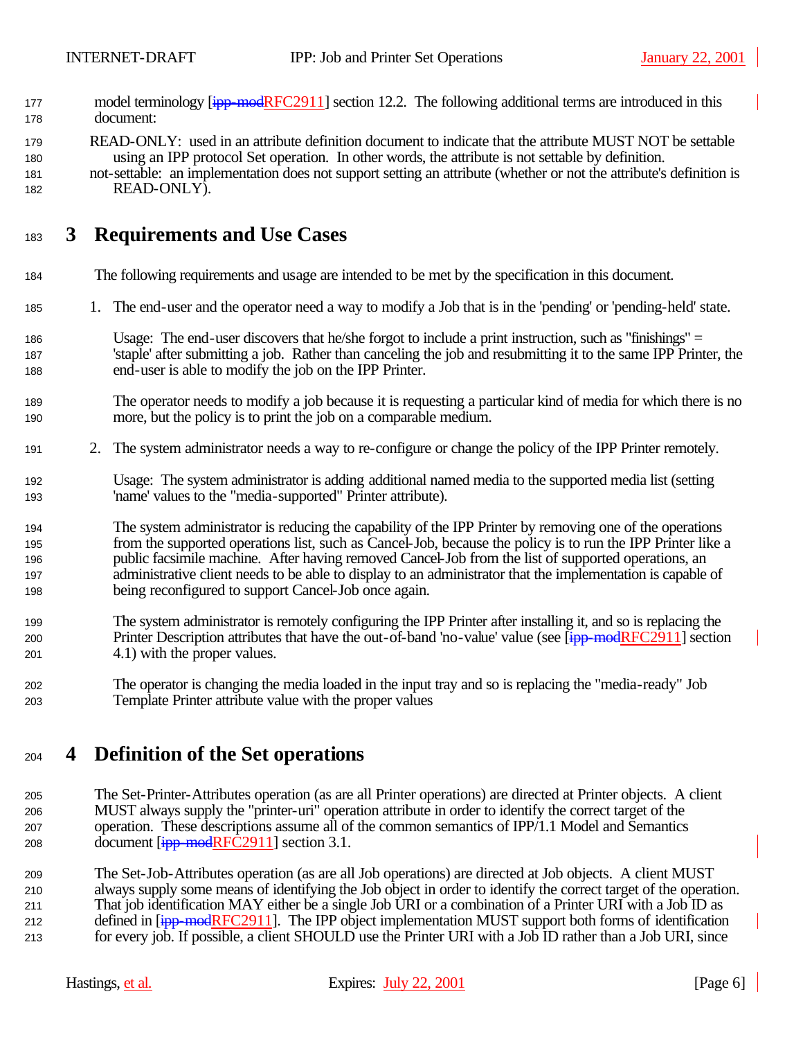model terminology [ipp-modRFC2911] section 12.2. The following additional terms are introduced in this document:

READ-ONLY: used in an attribute definition document to indicate that the attribute MUST NOT be settable using an IPP protocol Set operation. In other words, the attribute is not settable by definition.

not-settable: an implementation does not support setting an attribute (whether or not the attribute's definition is READ-ONLY).

# 3 Requirements and Use Cases

The following requirements and usage are intended to be met by the specification in this document.

1. The end-user and the operator need a way to modify a Job that is in the 'pending' or 'pending-held' state.

   Usage: The end-user discovers that he/she forgot to include a print instruction, such as "finishings" = 'staple' after submitting a job. Rather than canceling the job and resubmitting it to the same IPP Printer, the end-user is able to modify the job on the IPP Printer.

   The operator needs to modify a job because it is requesting a particular kind of media for which there is no more, but the policy is to print the job on a comparable medium.

2. The system administrator needs a way to re-configure or change the policy of the IPP Printer remotely.

   Usage: The system administrator is adding additional named media to the supported media list (setting 'name' values to the "media-supported" Printer attribute).

   The system administrator is reducing the capability of the IPP Printer by removing one of the operations from the supported operations list, such as Cancel-Job, because the policy is to run the IPP Printer like a public facsimile machine. After having removed Cancel-Job from the list of supported operations, an administrative client needs to be able to display to an administrator that the implementation is capable of being reconfigured to support Cancel-Job once again.

   The system administrator is remotely configuring the IPP Printer after installing it, and so is replacing the Printer Description attributes that have the out-of-band 'no-value' value (see [ipp-modRFC2911] section 4.1) with the proper values.

   The operator is changing the media loaded in the input tray and so is replacing the "media-ready" Job Template Printer attribute value with the proper values

# 4 Definition of the Set operations

The Set-Printer-Attributes operation (as are all Printer operations) are directed at Printer objects. A client MUST always supply the "printer-uri" operation attribute in order to identify the correct target of the operation. These descriptions assume all of the common semantics of IPP/1.1 Model and Semantics document [ipp-modRFC2911] section 3.1.

The Set-Job-Attributes operation (as are all Job operations) are directed at Job objects. A client MUST always supply some means of identifying the Job object in order to identify the correct target of the operation. That job identification MAY either be a single Job URI or a combination of a Printer URI with a Job ID as defined in [ipp-modRFC2911]. The IPP object implementation MUST support both forms of identification for every job. If possible, a client SHOULD use the Printer URI with a Job ID rather than a Job URI, since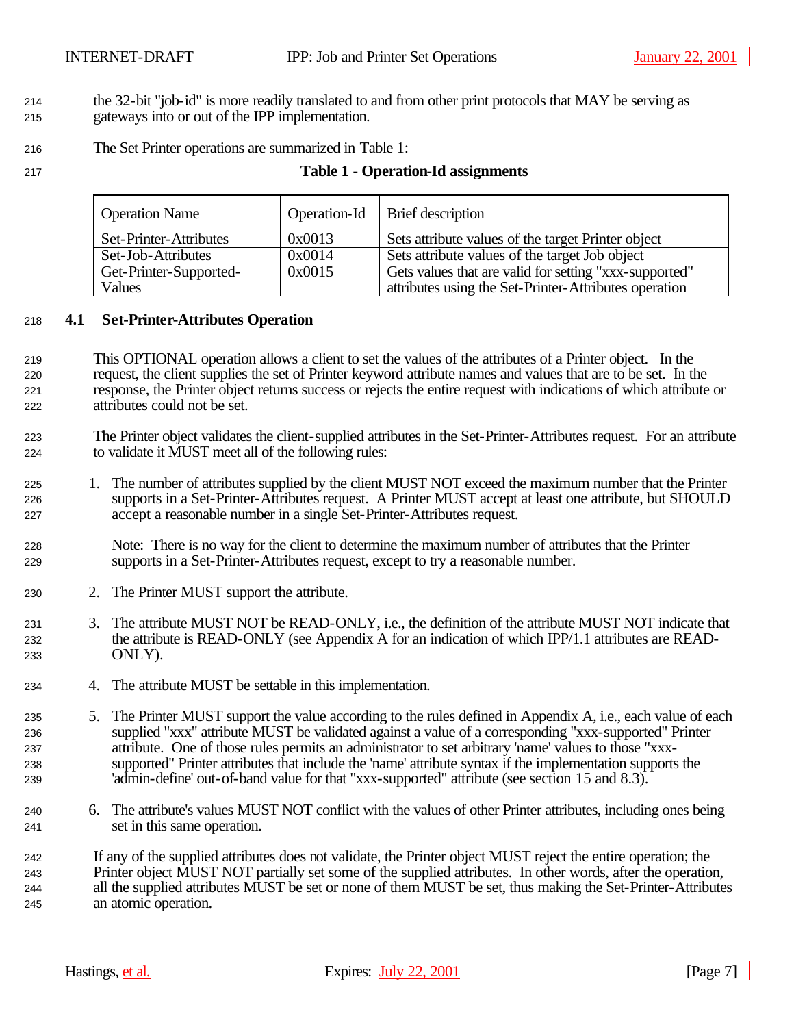the 32-bit "job-id" is more readily translated to and from other print protocols that MAY be serving as gateways into or out of the IPP implementation.

The Set Printer operations are summarized in Table 1:

**Table 1 - Operation-Id assignments**

| Operation Name | Operation-Id | Brief description |
|---|---|---|
| Set-Printer-Attributes | 0x0013 | Sets attribute values of the target Printer object |
| Set-Job-Attributes | 0x0014 | Sets attribute values of the target Job object |
| Get-Printer-Supported-Values | 0x0015 | Gets values that are valid for setting "xxx-supported" attributes using the Set-Printer-Attributes operation |

### 4.1 Set-Printer-Attributes Operation

This OPTIONAL operation allows a client to set the values of the attributes of a Printer object. In the request, the client supplies the set of Printer keyword attribute names and values that are to be set. In the response, the Printer object returns success or rejects the entire request with indications of which attribute or attributes could not be set.

The Printer object validates the client-supplied attributes in the Set-Printer-Attributes request. For an attribute to validate it MUST meet all of the following rules:

1. The number of attributes supplied by the client MUST NOT exceed the maximum number that the Printer supports in a Set-Printer-Attributes request. A Printer MUST accept at least one attribute, but SHOULD accept a reasonable number in a single Set-Printer-Attributes request.

   Note: There is no way for the client to determine the maximum number of attributes that the Printer supports in a Set-Printer-Attributes request, except to try a reasonable number.

2. The Printer MUST support the attribute.

3. The attribute MUST NOT be READ-ONLY, i.e., the definition of the attribute MUST NOT indicate that the attribute is READ-ONLY (see Appendix A for an indication of which IPP/1.1 attributes are READ-ONLY).

4. The attribute MUST be settable in this implementation.

5. The Printer MUST support the value according to the rules defined in Appendix A, i.e., each value of each supplied "xxx" attribute MUST be validated against a value of a corresponding "xxx-supported" Printer attribute. One of those rules permits an administrator to set arbitrary 'name' values to those "xxx-supported" Printer attributes that include the 'name' attribute syntax if the implementation supports the 'admin-define' out-of-band value for that "xxx-supported" attribute (see section 15 and 8.3).

6. The attribute's values MUST NOT conflict with the values of other Printer attributes, including ones being set in this same operation.

If any of the supplied attributes does not validate, the Printer object MUST reject the entire operation; the Printer object MUST NOT partially set some of the supplied attributes. In other words, after the operation, all the supplied attributes MUST be set or none of them MUST be set, thus making the Set-Printer-Attributes an atomic operation.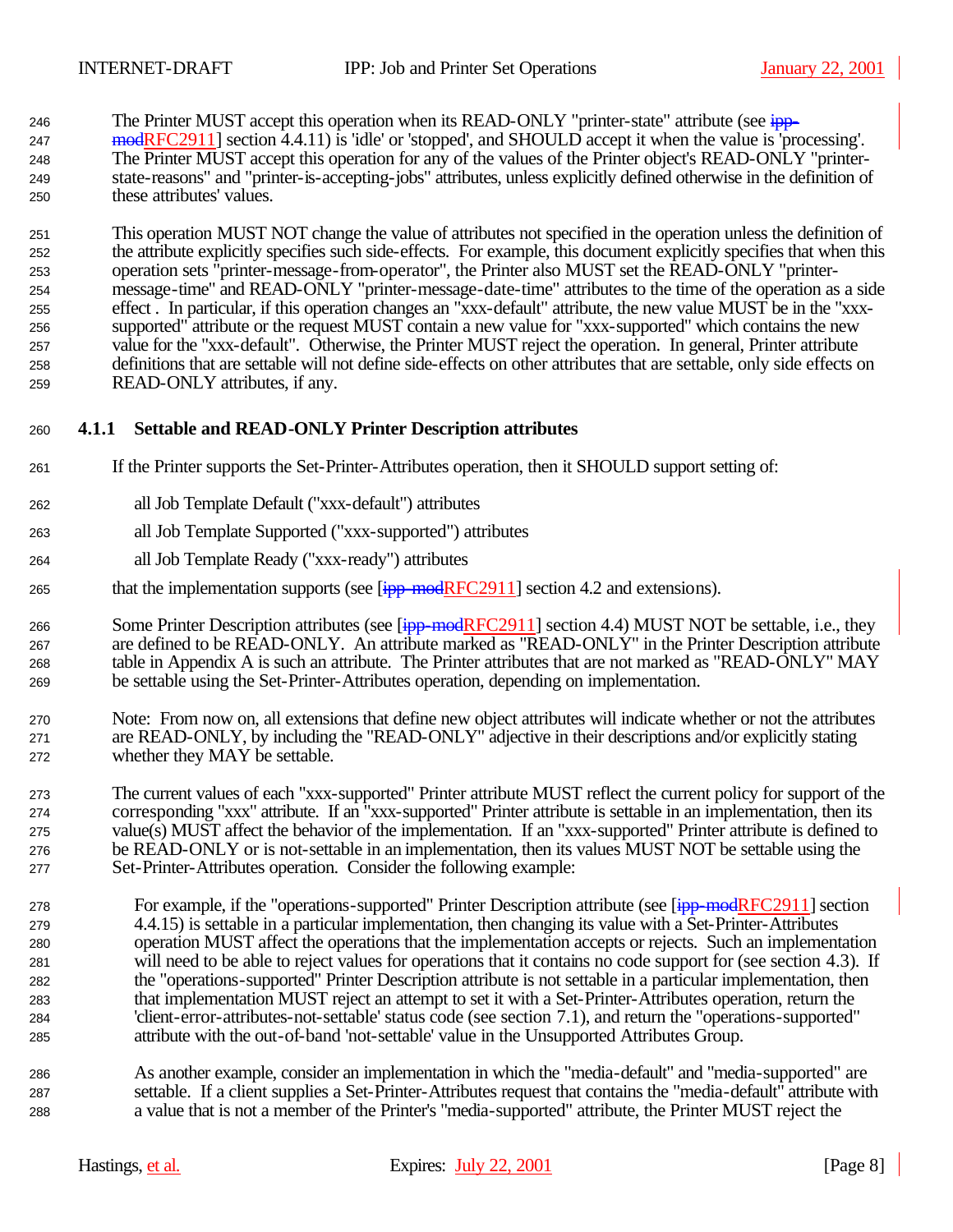The Printer MUST accept this operation when its READ-ONLY "printer-state" attribute (see ipp-modRFC2911] section 4.4.11) is 'idle' or 'stopped', and SHOULD accept it when the value is 'processing'. The Printer MUST accept this operation for any of the values of the Printer object's READ-ONLY "printer-state-reasons" and "printer-is-accepting-jobs" attributes, unless explicitly defined otherwise in the definition of these attributes' values.

This operation MUST NOT change the value of attributes not specified in the operation unless the definition of the attribute explicitly specifies such side-effects. For example, this document explicitly specifies that when this operation sets "printer-message-from-operator", the Printer also MUST set the READ-ONLY "printer-message-time" and READ-ONLY "printer-message-date-time" attributes to the time of the operation as a side effect . In particular, if this operation changes an "xxx-default" attribute, the new value MUST be in the "xxx-supported" attribute or the request MUST contain a new value for "xxx-supported" which contains the new value for the "xxx-default". Otherwise, the Printer MUST reject the operation. In general, Printer attribute definitions that are settable will not define side-effects on other attributes that are settable, only side effects on READ-ONLY attributes, if any.

### 4.1.1 Settable and READ-ONLY Printer Description attributes

If the Printer supports the Set-Printer-Attributes operation, then it SHOULD support setting of:

all Job Template Default ("xxx-default") attributes

all Job Template Supported ("xxx-supported") attributes

all Job Template Ready ("xxx-ready") attributes

that the implementation supports (see [ipp-modRFC2911] section 4.2 and extensions).

Some Printer Description attributes (see [ipp-modRFC2911] section 4.4) MUST NOT be settable, i.e., they are defined to be READ-ONLY. An attribute marked as "READ-ONLY" in the Printer Description attribute table in Appendix A is such an attribute. The Printer attributes that are not marked as "READ-ONLY" MAY be settable using the Set-Printer-Attributes operation, depending on implementation.

Note: From now on, all extensions that define new object attributes will indicate whether or not the attributes are READ-ONLY, by including the "READ-ONLY" adjective in their descriptions and/or explicitly stating whether they MAY be settable.

The current values of each "xxx-supported" Printer attribute MUST reflect the current policy for support of the corresponding "xxx" attribute. If an "xxx-supported" Printer attribute is settable in an implementation, then its value(s) MUST affect the behavior of the implementation. If an "xxx-supported" Printer attribute is defined to be READ-ONLY or is not-settable in an implementation, then its values MUST NOT be settable using the Set-Printer-Attributes operation. Consider the following example:

For example, if the "operations-supported" Printer Description attribute (see [ipp-modRFC2911] section 4.4.15) is settable in a particular implementation, then changing its value with a Set-Printer-Attributes operation MUST affect the operations that the implementation accepts or rejects. Such an implementation will need to be able to reject values for operations that it contains no code support for (see section 4.3). If the "operations-supported" Printer Description attribute is not settable in a particular implementation, then that implementation MUST reject an attempt to set it with a Set-Printer-Attributes operation, return the 'client-error-attributes-not-settable' status code (see section 7.1), and return the "operations-supported" attribute with the out-of-band 'not-settable' value in the Unsupported Attributes Group.

As another example, consider an implementation in which the "media-default" and "media-supported" are settable. If a client supplies a Set-Printer-Attributes request that contains the "media-default" attribute with a value that is not a member of the Printer's "media-supported" attribute, the Printer MUST reject the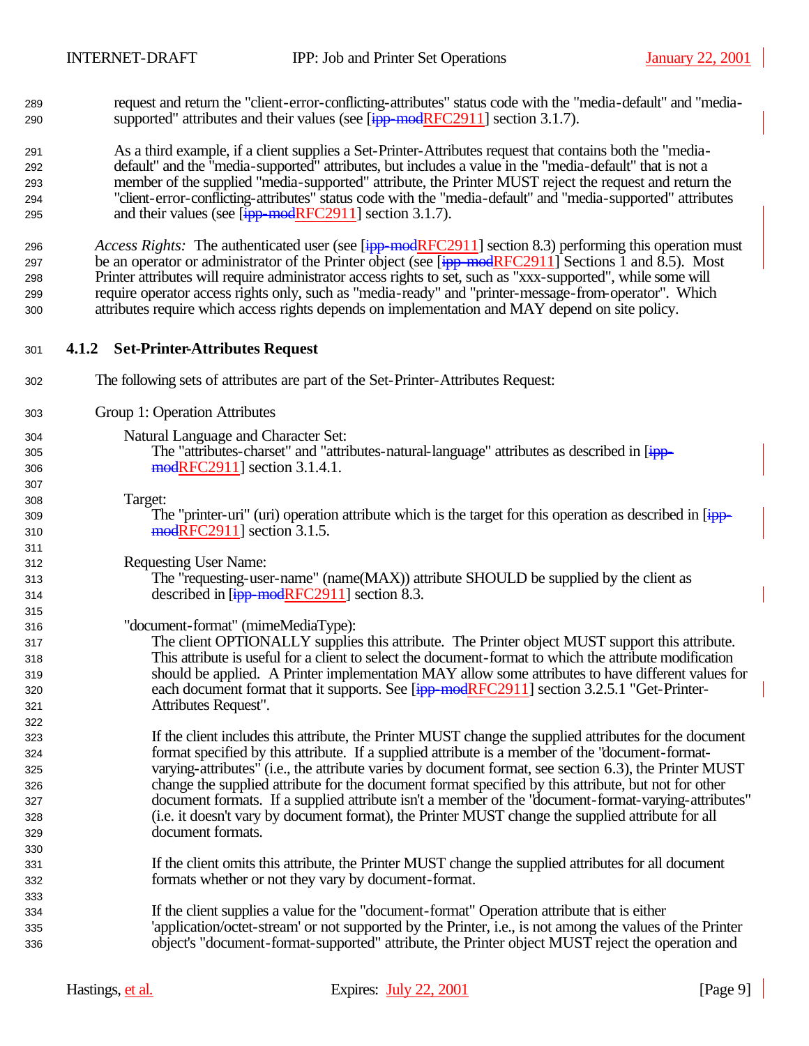request and return the "client-error-conflicting-attributes" status code with the "media-default" and "media-supported" attributes and their values (see [~~ipp-mod~~RFC2911] section 3.1.7).

As a third example, if a client supplies a Set-Printer-Attributes request that contains both the "media-default" and the "media-supported" attributes, but includes a value in the "media-default" that is not a member of the supplied "media-supported" attribute, the Printer MUST reject the request and return the "client-error-conflicting-attributes" status code with the "media-default" and "media-supported" attributes and their values (see [~~ipp-mod~~RFC2911] section 3.1.7).

*Access Rights:* The authenticated user (see [~~ipp-mod~~RFC2911] section 8.3) performing this operation must be an operator or administrator of the Printer object (see [~~ipp-mod~~RFC2911] Sections 1 and 8.5). Most Printer attributes will require administrator access rights to set, such as "xxx-supported", while some will require operator access rights only, such as "media-ready" and "printer-message-from-operator". Which attributes require which access rights depends on implementation and MAY depend on site policy.

### 4.1.2 Set-Printer-Attributes Request

The following sets of attributes are part of the Set-Printer-Attributes Request:

Group 1: Operation Attributes

Natural Language and Character Set:
The "attributes-charset" and "attributes-natural-language" attributes as described in [~~ipp-mod~~RFC2911] section 3.1.4.1.

Target:
The "printer-uri" (uri) operation attribute which is the target for this operation as described in [~~ipp-mod~~RFC2911] section 3.1.5.

Requesting User Name:
The "requesting-user-name" (name(MAX)) attribute SHOULD be supplied by the client as described in [~~ipp-mod~~RFC2911] section 8.3.

"document-format" (mimeMediaType):
The client OPTIONALLY supplies this attribute. The Printer object MUST support this attribute. This attribute is useful for a client to select the document-format to which the attribute modification should be applied. A Printer implementation MAY allow some attributes to have different values for each document format that it supports. See [~~ipp-mod~~RFC2911] section 3.2.5.1 "Get-Printer-Attributes Request".

If the client includes this attribute, the Printer MUST change the supplied attributes for the document format specified by this attribute. If a supplied attribute is a member of the "document-format-varying-attributes" (i.e., the attribute varies by document format, see section 6.3), the Printer MUST change the supplied attribute for the document format specified by this attribute, but not for other document formats. If a supplied attribute isn't a member of the "document-format-varying-attributes" (i.e. it doesn't vary by document format), the Printer MUST change the supplied attribute for all document formats.

If the client omits this attribute, the Printer MUST change the supplied attributes for all document formats whether or not they vary by document-format.

If the client supplies a value for the "document-format" Operation attribute that is either 'application/octet-stream' or not supported by the Printer, i.e., is not among the values of the Printer object's "document-format-supported" attribute, the Printer object MUST reject the operation and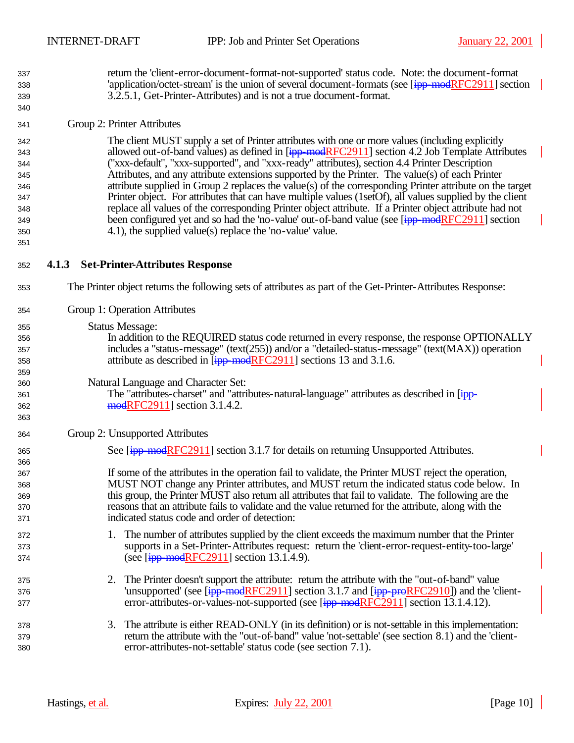return the 'client-error-document-format-not-supported' status code. Note: the document-format 'application/octet-stream' is the union of several document-formats (see [~~ipp-mod~~RFC2911] section 3.2.5.1, Get-Printer-Attributes) and is not a true document-format.

Group 2: Printer Attributes

The client MUST supply a set of Printer attributes with one or more values (including explicitly allowed out-of-band values) as defined in [~~ipp-mod~~RFC2911] section 4.2 Job Template Attributes ("xxx-default", "xxx-supported", and "xxx-ready" attributes), section 4.4 Printer Description Attributes, and any attribute extensions supported by the Printer. The value(s) of each Printer attribute supplied in Group 2 replaces the value(s) of the corresponding Printer attribute on the target Printer object. For attributes that can have multiple values (1setOf), all values supplied by the client replace all values of the corresponding Printer object attribute. If a Printer object attribute had not been configured yet and so had the 'no-value' out-of-band value (see [~~ipp-mod~~RFC2911] section 4.1), the supplied value(s) replace the 'no-value' value.

### 4.1.3 Set-Printer-Attributes Response

The Printer object returns the following sets of attributes as part of the Get-Printer-Attributes Response:

Group 1: Operation Attributes

Status Message:
In addition to the REQUIRED status code returned in every response, the response OPTIONALLY includes a "status-message" (text(255)) and/or a "detailed-status-message" (text(MAX)) operation attribute as described in [~~ipp-mod~~RFC2911] sections 13 and 3.1.6.

Natural Language and Character Set:
The "attributes-charset" and "attributes-natural-language" attributes as described in [~~ipp-mod~~RFC2911] section 3.1.4.2.

Group 2: Unsupported Attributes

See [~~ipp-mod~~RFC2911] section 3.1.7 for details on returning Unsupported Attributes.

If some of the attributes in the operation fail to validate, the Printer MUST reject the operation, MUST NOT change any Printer attributes, and MUST return the indicated status code below. In this group, the Printer MUST also return all attributes that fail to validate. The following are the reasons that an attribute fails to validate and the value returned for the attribute, along with the indicated status code and order of detection:

1. The number of attributes supplied by the client exceeds the maximum number that the Printer supports in a Set-Printer-Attributes request: return the 'client-error-request-entity-too-large' (see [~~ipp-mod~~RFC2911] section 13.1.4.9).

2. The Printer doesn't support the attribute: return the attribute with the "out-of-band" value 'unsupported' (see [~~ipp-mod~~RFC2911] section 3.1.7 and [~~ipp-pro~~RFC2910]) and the 'client-error-attributes-or-values-not-supported (see [~~ipp-mod~~RFC2911] section 13.1.4.12).

3. The attribute is either READ-ONLY (in its definition) or is not-settable in this implementation: return the attribute with the "out-of-band" value 'not-settable' (see section 8.1) and the 'client-error-attributes-not-settable' status code (see section 7.1).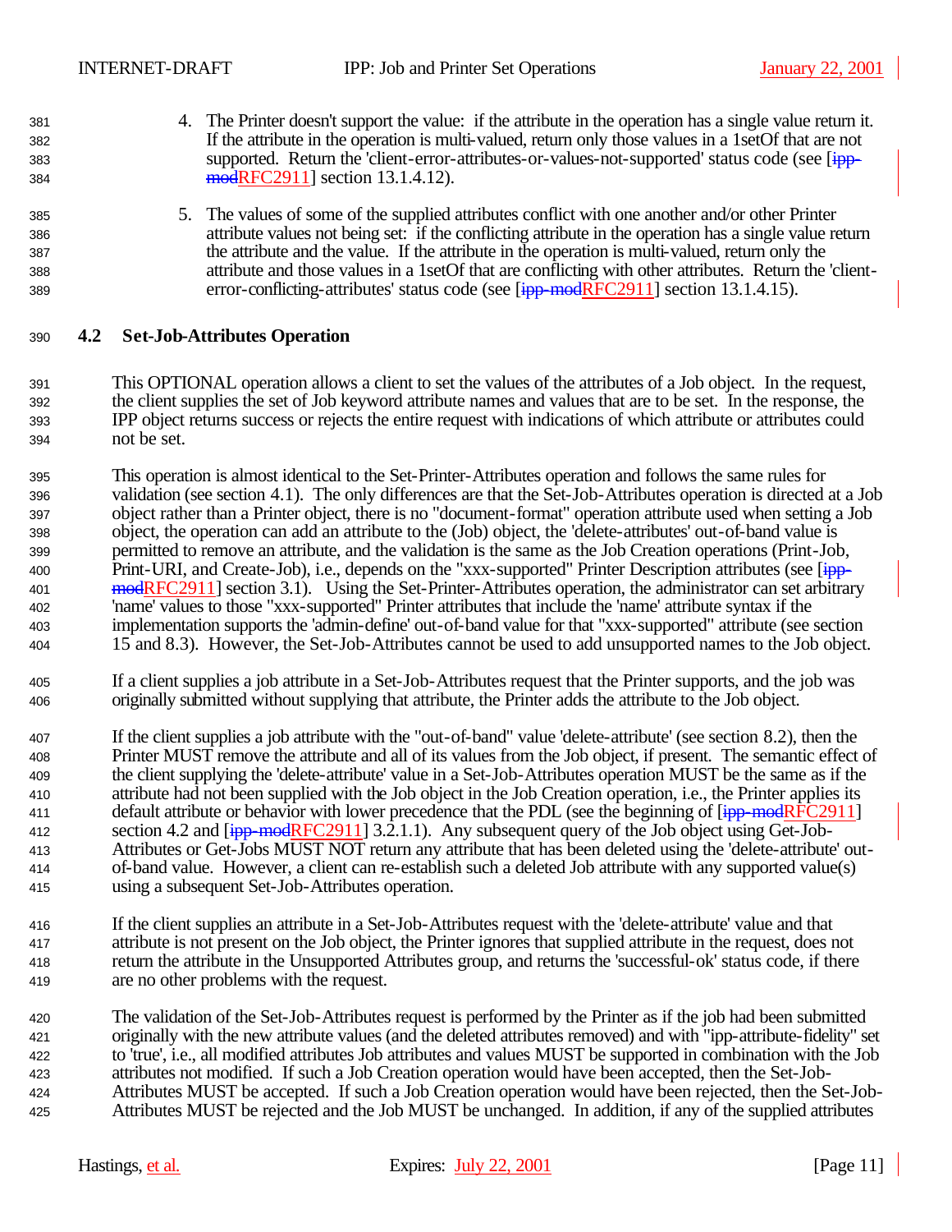4. The Printer doesn't support the value: if the attribute in the operation has a single value return it. If the attribute in the operation is multi-valued, return only those values in a 1setOf that are not supported. Return the 'client-error-attributes-or-values-not-supported' status code (see [ipp-modRFC2911] section 13.1.4.12).

5. The values of some of the supplied attributes conflict with one another and/or other Printer attribute values not being set: if the conflicting attribute in the operation has a single value return the attribute and the value. If the attribute in the operation is multi-valued, return only the attribute and those values in a 1setOf that are conflicting with other attributes. Return the 'client-error-conflicting-attributes' status code (see [ipp-modRFC2911] section 13.1.4.15).

## 4.2 Set-Job-Attributes Operation

This OPTIONAL operation allows a client to set the values of the attributes of a Job object. In the request, the client supplies the set of Job keyword attribute names and values that are to be set. In the response, the IPP object returns success or rejects the entire request with indications of which attribute or attributes could not be set.

This operation is almost identical to the Set-Printer-Attributes operation and follows the same rules for validation (see section 4.1). The only differences are that the Set-Job-Attributes operation is directed at a Job object rather than a Printer object, there is no "document-format" operation attribute used when setting a Job object, the operation can add an attribute to the (Job) object, the 'delete-attributes' out-of-band value is permitted to remove an attribute, and the validation is the same as the Job Creation operations (Print-Job, Print-URI, and Create-Job), i.e., depends on the "xxx-supported" Printer Description attributes (see [ipp-modRFC2911] section 3.1). Using the Set-Printer-Attributes operation, the administrator can set arbitrary 'name' values to those "xxx-supported" Printer attributes that include the 'name' attribute syntax if the implementation supports the 'admin-define' out-of-band value for that "xxx-supported" attribute (see section 15 and 8.3). However, the Set-Job-Attributes cannot be used to add unsupported names to the Job object.

If a client supplies a job attribute in a Set-Job-Attributes request that the Printer supports, and the job was originally submitted without supplying that attribute, the Printer adds the attribute to the Job object.

If the client supplies a job attribute with the "out-of-band" value 'delete-attribute' (see section 8.2), then the Printer MUST remove the attribute and all of its values from the Job object, if present. The semantic effect of the client supplying the 'delete-attribute' value in a Set-Job-Attributes operation MUST be the same as if the attribute had not been supplied with the Job object in the Job Creation operation, i.e., the Printer applies its default attribute or behavior with lower precedence that the PDL (see the beginning of [ipp-modRFC2911] section 4.2 and [ipp-modRFC2911] 3.2.1.1). Any subsequent query of the Job object using Get-Job-Attributes or Get-Jobs MUST NOT return any attribute that has been deleted using the 'delete-attribute' out-of-band value. However, a client can re-establish such a deleted Job attribute with any supported value(s) using a subsequent Set-Job-Attributes operation.

If the client supplies an attribute in a Set-Job-Attributes request with the 'delete-attribute' value and that attribute is not present on the Job object, the Printer ignores that supplied attribute in the request, does not return the attribute in the Unsupported Attributes group, and returns the 'successful-ok' status code, if there are no other problems with the request.

The validation of the Set-Job-Attributes request is performed by the Printer as if the job had been submitted originally with the new attribute values (and the deleted attributes removed) and with "ipp-attribute-fidelity" set to 'true', i.e., all modified attributes Job attributes and values MUST be supported in combination with the Job attributes not modified. If such a Job Creation operation would have been accepted, then the Set-Job-Attributes MUST be accepted. If such a Job Creation operation would have been rejected, then the Set-Job-Attributes MUST be rejected and the Job MUST be unchanged. In addition, if any of the supplied attributes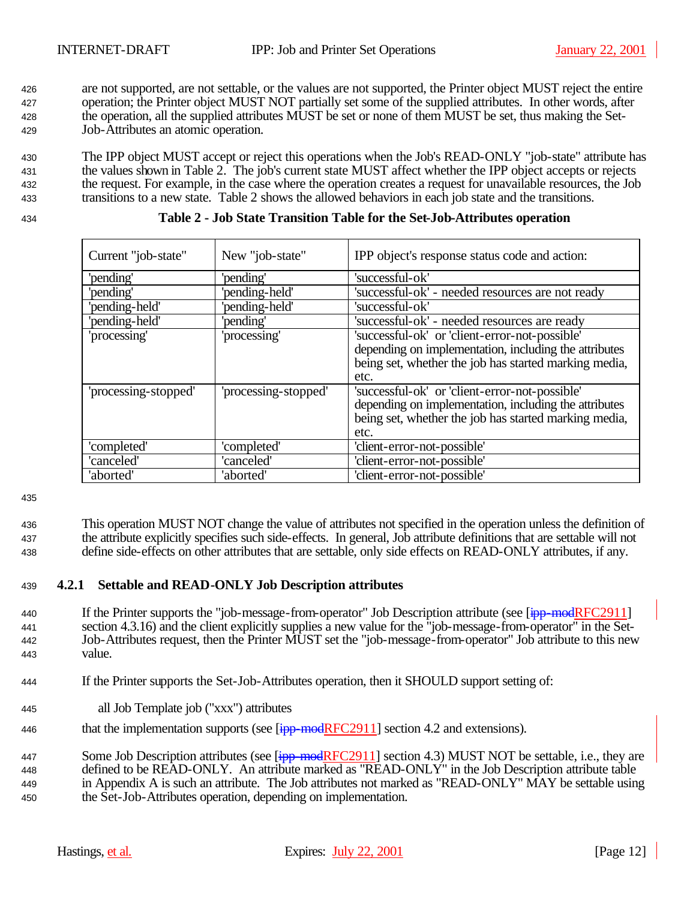are not supported, are not settable, or the values are not supported, the Printer object MUST reject the entire operation; the Printer object MUST NOT partially set some of the supplied attributes. In other words, after the operation, all the supplied attributes MUST be set or none of them MUST be set, thus making the Set-Job-Attributes an atomic operation.

The IPP object MUST accept or reject this operations when the Job's READ-ONLY "job-state" attribute has the values shown in Table 2. The job's current state MUST affect whether the IPP object accepts or rejects the request. For example, in the case where the operation creates a request for unavailable resources, the Job transitions to a new state. Table 2 shows the allowed behaviors in each job state and the transitions.

**Table 2 - Job State Transition Table for the Set-Job-Attributes operation**

| Current "job-state" | New "job-state" | IPP object's response status code and action: |
|---|---|---|
| 'pending' | 'pending' | 'successful-ok' |
| 'pending' | 'pending-held' | 'successful-ok' - needed resources are not ready |
| 'pending-held' | 'pending-held' | 'successful-ok' |
| 'pending-held' | 'pending' | 'successful-ok' - needed resources are ready |
| 'processing' | 'processing' | 'successful-ok' or 'client-error-not-possible' depending on implementation, including the attributes being set, whether the job has started marking media, etc. |
| 'processing-stopped' | 'processing-stopped' | 'successful-ok' or 'client-error-not-possible' depending on implementation, including the attributes being set, whether the job has started marking media, etc. |
| 'completed' | 'completed' | 'client-error-not-possible' |
| 'canceled' | 'canceled' | 'client-error-not-possible' |
| 'aborted' | 'aborted' | 'client-error-not-possible' |

This operation MUST NOT change the value of attributes not specified in the operation unless the definition of the attribute explicitly specifies such side-effects. In general, Job attribute definitions that are settable will not define side-effects on other attributes that are settable, only side effects on READ-ONLY attributes, if any.

### 4.2.1 Settable and READ-ONLY Job Description attributes

If the Printer supports the "job-message-from-operator" Job Description attribute (see [~~ipp-mod~~RFC2911] section 4.3.16) and the client explicitly supplies a new value for the "job-message-from-operator" in the Set-Job-Attributes request, then the Printer MUST set the "job-message-from-operator" Job attribute to this new value.

If the Printer supports the Set-Job-Attributes operation, then it SHOULD support setting of:

all Job Template job ("xxx") attributes

that the implementation supports (see [~~ipp-mod~~RFC2911] section 4.2 and extensions).

Some Job Description attributes (see [~~ipp-mod~~RFC2911] section 4.3) MUST NOT be settable, i.e., they are defined to be READ-ONLY. An attribute marked as "READ-ONLY" in the Job Description attribute table in Appendix A is such an attribute. The Job attributes not marked as "READ-ONLY" MAY be settable using the Set-Job-Attributes operation, depending on implementation.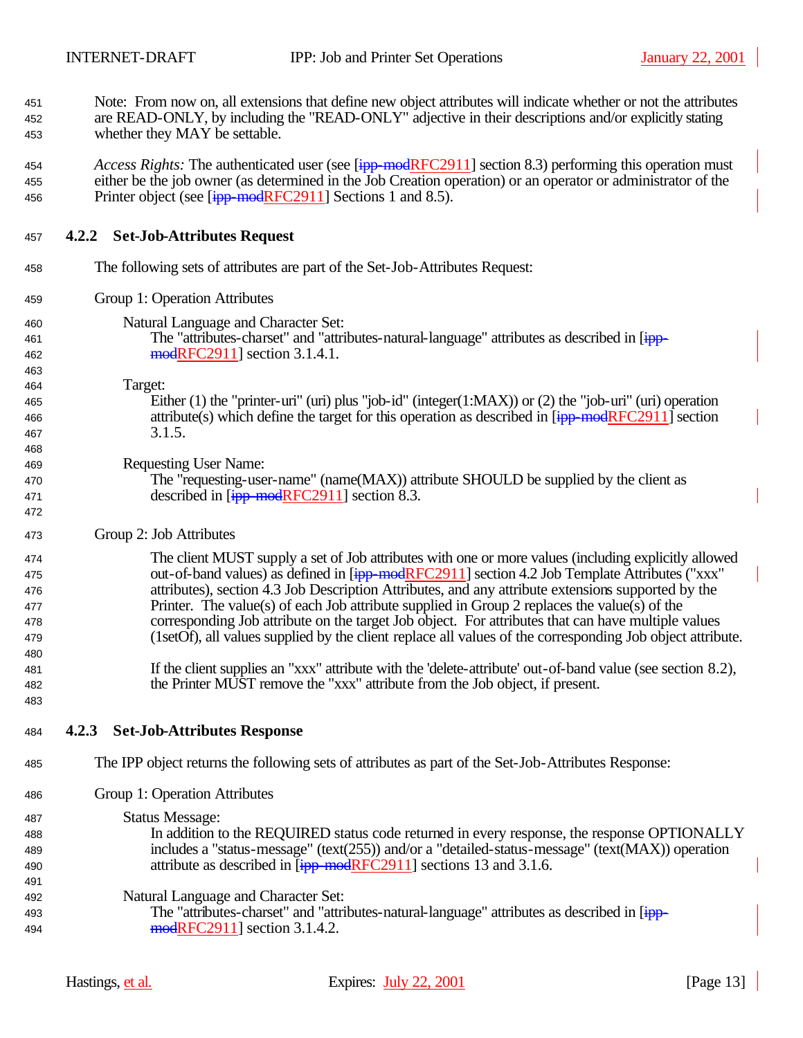Note: From now on, all extensions that define new object attributes will indicate whether or not the attributes are READ-ONLY, by including the "READ-ONLY" adjective in their descriptions and/or explicitly stating whether they MAY be settable.

*Access Rights:* The authenticated user (see [~~ipp-mod~~RFC2911] section 8.3) performing this operation must either be the job owner (as determined in the Job Creation operation) or an operator or administrator of the Printer object (see [~~ipp-mod~~RFC2911] Sections 1 and 8.5).

### 4.2.2 Set-Job-Attributes Request

The following sets of attributes are part of the Set-Job-Attributes Request:

Group 1: Operation Attributes

Natural Language and Character Set:
The "attributes-charset" and "attributes-natural-language" attributes as described in [~~ipp-mod~~RFC2911] section 3.1.4.1.

Target:
Either (1) the "printer-uri" (uri) plus "job-id" (integer(1:MAX)) or (2) the "job-uri" (uri) operation attribute(s) which define the target for this operation as described in [~~ipp-mod~~RFC2911] section 3.1.5.

Requesting User Name:
The "requesting-user-name" (name(MAX)) attribute SHOULD be supplied by the client as described in [~~ipp-mod~~RFC2911] section 8.3.

Group 2: Job Attributes

The client MUST supply a set of Job attributes with one or more values (including explicitly allowed out-of-band values) as defined in [~~ipp-mod~~RFC2911] section 4.2 Job Template Attributes ("xxx" attributes), section 4.3 Job Description Attributes, and any attribute extensions supported by the Printer. The value(s) of each Job attribute supplied in Group 2 replaces the value(s) of the corresponding Job attribute on the target Job object. For attributes that can have multiple values (1setOf), all values supplied by the client replace all values of the corresponding Job object attribute.

If the client supplies an "xxx" attribute with the 'delete-attribute' out-of-band value (see section 8.2), the Printer MUST remove the "xxx" attribute from the Job object, if present.

### 4.2.3 Set-Job-Attributes Response

The IPP object returns the following sets of attributes as part of the Set-Job-Attributes Response:

Group 1: Operation Attributes

Status Message:
In addition to the REQUIRED status code returned in every response, the response OPTIONALLY includes a "status-message" (text(255)) and/or a "detailed-status-message" (text(MAX)) operation attribute as described in [~~ipp-mod~~RFC2911] sections 13 and 3.1.6.

Natural Language and Character Set:
The "attributes-charset" and "attributes-natural-language" attributes as described in [~~ipp-mod~~RFC2911] section 3.1.4.2.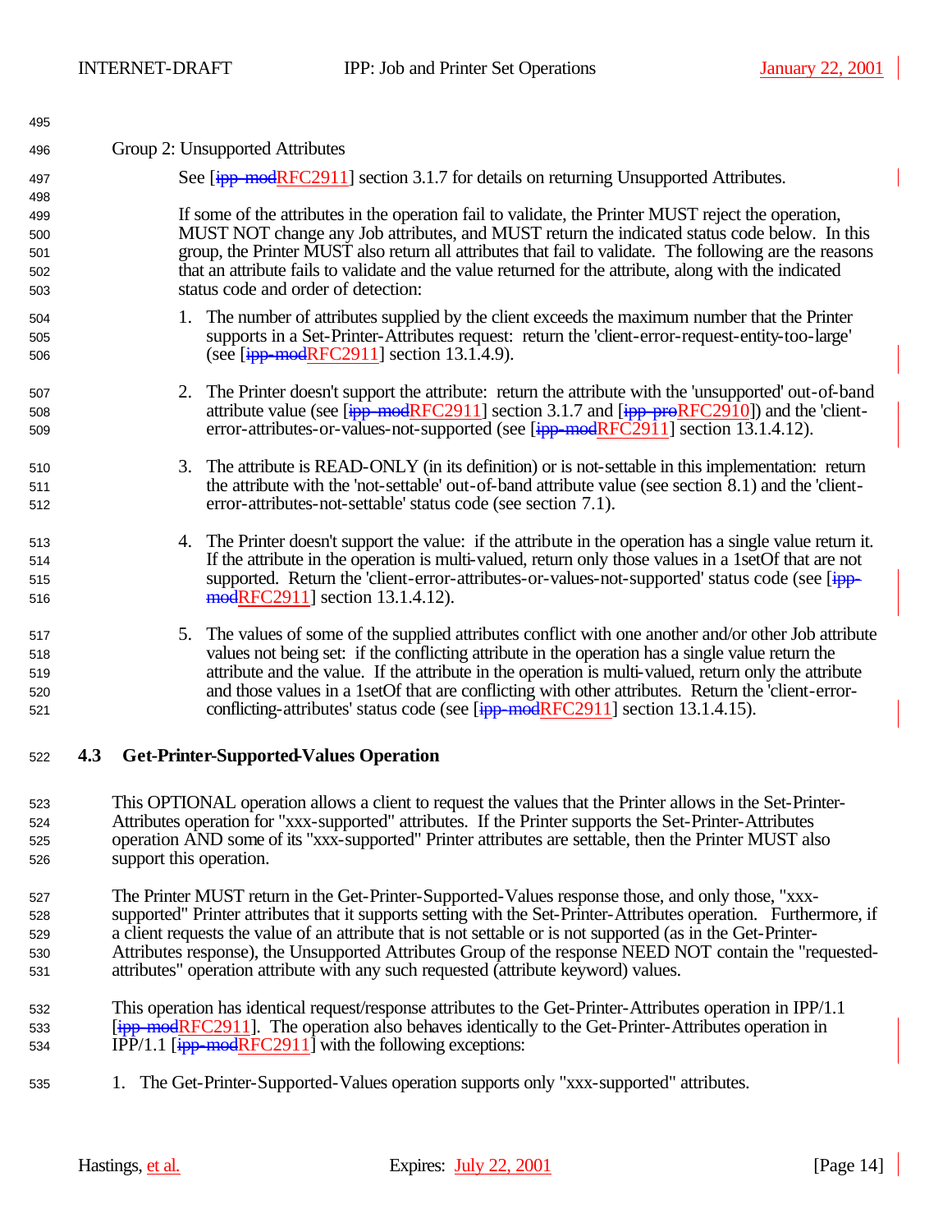Group 2: Unsupported Attributes

See [ipp-modRFC2911] section 3.1.7 for details on returning Unsupported Attributes.

If some of the attributes in the operation fail to validate, the Printer MUST reject the operation, MUST NOT change any Job attributes, and MUST return the indicated status code below. In this group, the Printer MUST also return all attributes that fail to validate. The following are the reasons that an attribute fails to validate and the value returned for the attribute, along with the indicated status code and order of detection:

1. The number of attributes supplied by the client exceeds the maximum number that the Printer supports in a Set-Printer-Attributes request: return the 'client-error-request-entity-too-large' (see [ipp-modRFC2911] section 13.1.4.9).

2. The Printer doesn't support the attribute: return the attribute with the 'unsupported' out-of-band attribute value (see [ipp-modRFC2911] section 3.1.7 and [ipp-proRFC2910]) and the 'client-error-attributes-or-values-not-supported (see [ipp-modRFC2911] section 13.1.4.12).

3. The attribute is READ-ONLY (in its definition) or is not-settable in this implementation: return the attribute with the 'not-settable' out-of-band attribute value (see section 8.1) and the 'client-error-attributes-not-settable' status code (see section 7.1).

4. The Printer doesn't support the value: if the attribute in the operation has a single value return it. If the attribute in the operation is multi-valued, return only those values in a 1setOf that are not supported. Return the 'client-error-attributes-or-values-not-supported' status code (see [ipp-modRFC2911] section 13.1.4.12).

5. The values of some of the supplied attributes conflict with one another and/or other Job attribute values not being set: if the conflicting attribute in the operation has a single value return the attribute and the value. If the attribute in the operation is multi-valued, return only the attribute and those values in a 1setOf that are conflicting with other attributes. Return the 'client-error-conflicting-attributes' status code (see [ipp-modRFC2911] section 13.1.4.15).

## 4.3 Get-Printer-Supported-Values Operation

This OPTIONAL operation allows a client to request the values that the Printer allows in the Set-Printer-Attributes operation for "xxx-supported" attributes. If the Printer supports the Set-Printer-Attributes operation AND some of its "xxx-supported" Printer attributes are settable, then the Printer MUST also support this operation.

The Printer MUST return in the Get-Printer-Supported-Values response those, and only those, "xxx-supported" Printer attributes that it supports setting with the Set-Printer-Attributes operation. Furthermore, if a client requests the value of an attribute that is not settable or is not supported (as in the Get-Printer-Attributes response), the Unsupported Attributes Group of the response NEED NOT contain the "requested-attributes" operation attribute with any such requested (attribute keyword) values.

This operation has identical request/response attributes to the Get-Printer-Attributes operation in IPP/1.1 [ipp-modRFC2911]. The operation also behaves identically to the Get-Printer-Attributes operation in IPP/1.1 [ipp-modRFC2911] with the following exceptions:

1. The Get-Printer-Supported-Values operation supports only "xxx-supported" attributes.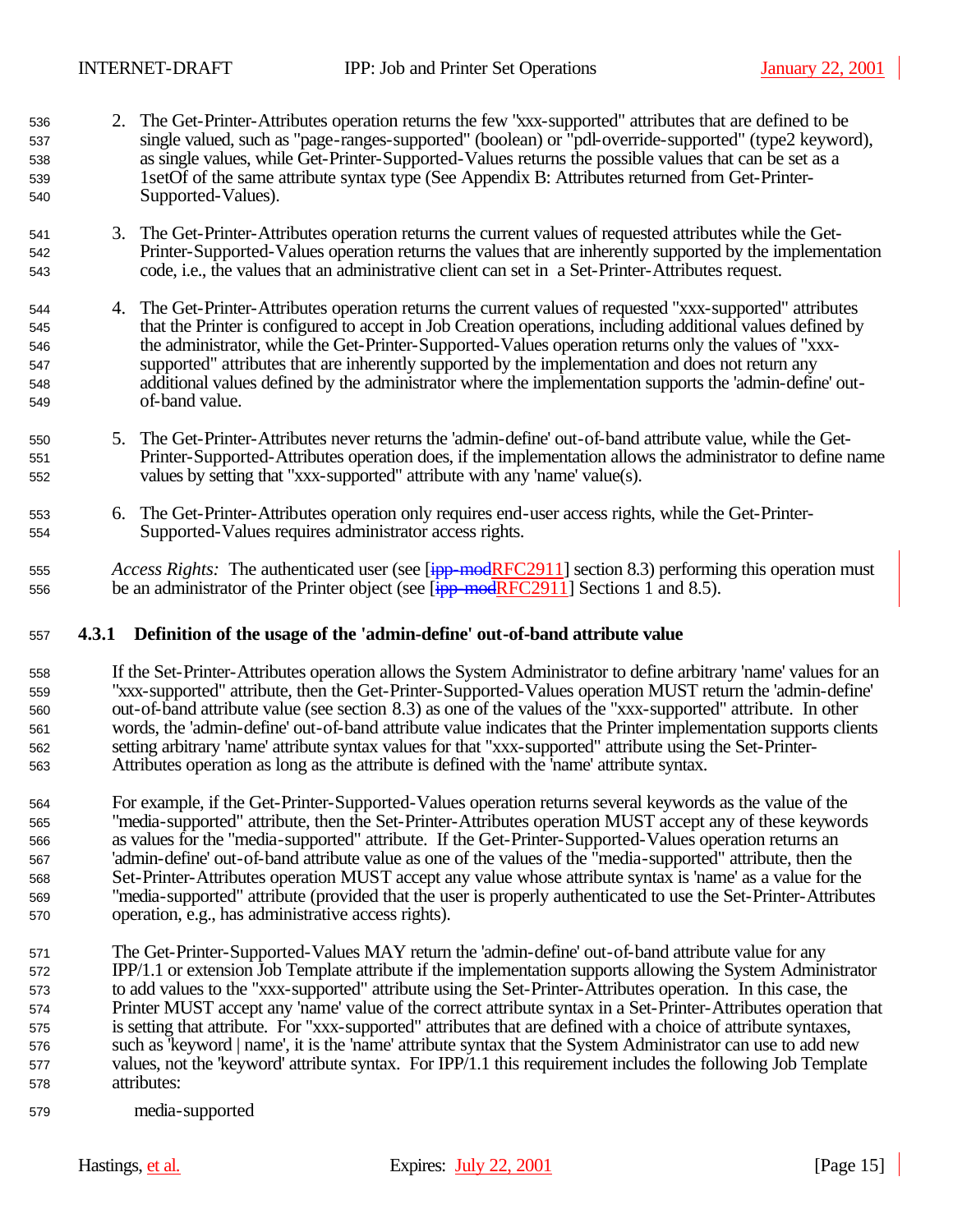2. The Get-Printer-Attributes operation returns the few "xxx-supported" attributes that are defined to be single valued, such as "page-ranges-supported" (boolean) or "pdl-override-supported" (type2 keyword), as single values, while Get-Printer-Supported-Values returns the possible values that can be set as a 1setOf of the same attribute syntax type (See Appendix B: Attributes returned from Get-Printer-Supported-Values).

3. The Get-Printer-Attributes operation returns the current values of requested attributes while the Get-Printer-Supported-Values operation returns the values that are inherently supported by the implementation code, i.e., the values that an administrative client can set in a Set-Printer-Attributes request.

4. The Get-Printer-Attributes operation returns the current values of requested "xxx-supported" attributes that the Printer is configured to accept in Job Creation operations, including additional values defined by the administrator, while the Get-Printer-Supported-Values operation returns only the values of "xxx-supported" attributes that are inherently supported by the implementation and does not return any additional values defined by the administrator where the implementation supports the 'admin-define' out-of-band value.

5. The Get-Printer-Attributes never returns the 'admin-define' out-of-band attribute value, while the Get-Printer-Supported-Attributes operation does, if the implementation allows the administrator to define name values by setting that "xxx-supported" attribute with any 'name' value(s).

6. The Get-Printer-Attributes operation only requires end-user access rights, while the Get-Printer-Supported-Values requires administrator access rights.

*Access Rights:* The authenticated user (see [~~ipp-mod~~RFC2911] section 8.3) performing this operation must be an administrator of the Printer object (see [~~ipp-mod~~RFC2911] Sections 1 and 8.5).

### 4.3.1 Definition of the usage of the 'admin-define' out-of-band attribute value

If the Set-Printer-Attributes operation allows the System Administrator to define arbitrary 'name' values for an "xxx-supported" attribute, then the Get-Printer-Supported-Values operation MUST return the 'admin-define' out-of-band attribute value (see section 8.3) as one of the values of the "xxx-supported" attribute. In other words, the 'admin-define' out-of-band attribute value indicates that the Printer implementation supports clients setting arbitrary 'name' attribute syntax values for that "xxx-supported" attribute using the Set-Printer-Attributes operation as long as the attribute is defined with the 'name' attribute syntax.

For example, if the Get-Printer-Supported-Values operation returns several keywords as the value of the "media-supported" attribute, then the Set-Printer-Attributes operation MUST accept any of these keywords as values for the "media-supported" attribute. If the Get-Printer-Supported-Values operation returns an 'admin-define' out-of-band attribute value as one of the values of the "media-supported" attribute, then the Set-Printer-Attributes operation MUST accept any value whose attribute syntax is 'name' as a value for the "media-supported" attribute (provided that the user is properly authenticated to use the Set-Printer-Attributes operation, e.g., has administrative access rights).

The Get-Printer-Supported-Values MAY return the 'admin-define' out-of-band attribute value for any IPP/1.1 or extension Job Template attribute if the implementation supports allowing the System Administrator to add values to the "xxx-supported" attribute using the Set-Printer-Attributes operation. In this case, the Printer MUST accept any 'name' value of the correct attribute syntax in a Set-Printer-Attributes operation that is setting that attribute. For "xxx-supported" attributes that are defined with a choice of attribute syntaxes, such as 'keyword | name', it is the 'name' attribute syntax that the System Administrator can use to add new values, not the 'keyword' attribute syntax. For IPP/1.1 this requirement includes the following Job Template attributes:

media-supported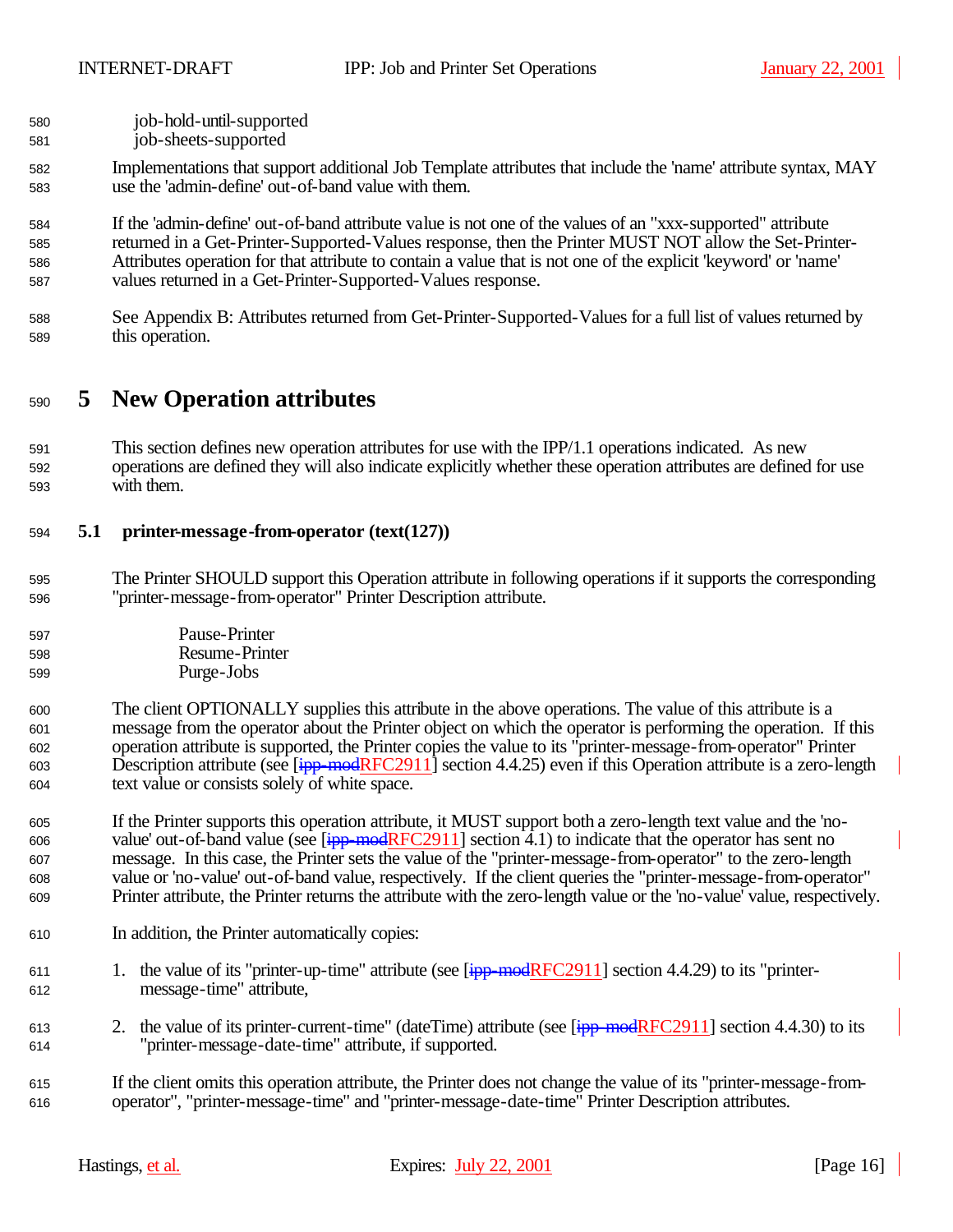job-hold-until-supported
job-sheets-supported

Implementations that support additional Job Template attributes that include the 'name' attribute syntax, MAY use the 'admin-define' out-of-band value with them.

If the 'admin-define' out-of-band attribute value is not one of the values of an "xxx-supported" attribute returned in a Get-Printer-Supported-Values response, then the Printer MUST NOT allow the Set-Printer-Attributes operation for that attribute to contain a value that is not one of the explicit 'keyword' or 'name' values returned in a Get-Printer-Supported-Values response.

See Appendix B: Attributes returned from Get-Printer-Supported-Values for a full list of values returned by this operation.

# 5 New Operation attributes

This section defines new operation attributes for use with the IPP/1.1 operations indicated. As new operations are defined they will also indicate explicitly whether these operation attributes are defined for use with them.

## 5.1 printer-message-from-operator (text(127))

The Printer SHOULD support this Operation attribute in following operations if it supports the corresponding "printer-message-from-operator" Printer Description attribute.

Pause-Printer
Resume-Printer
Purge-Jobs

The client OPTIONALLY supplies this attribute in the above operations. The value of this attribute is a message from the operator about the Printer object on which the operator is performing the operation. If this operation attribute is supported, the Printer copies the value to its "printer-message-from-operator" Printer Description attribute (see [~~ipp-mod~~RFC2911] section 4.4.25) even if this Operation attribute is a zero-length text value or consists solely of white space.

If the Printer supports this operation attribute, it MUST support both a zero-length text value and the 'no-value' out-of-band value (see [~~ipp-mod~~RFC2911] section 4.1) to indicate that the operator has sent no message. In this case, the Printer sets the value of the "printer-message-from-operator" to the zero-length value or 'no-value' out-of-band value, respectively. If the client queries the "printer-message-from-operator" Printer attribute, the Printer returns the attribute with the zero-length value or the 'no-value' value, respectively.

In addition, the Printer automatically copies:

1. the value of its "printer-up-time" attribute (see [~~ipp-mod~~RFC2911] section 4.4.29) to its "printer-message-time" attribute,
2. the value of its printer-current-time" (dateTime) attribute (see [~~ipp-mod~~RFC2911] section 4.4.30) to its "printer-message-date-time" attribute, if supported.

If the client omits this operation attribute, the Printer does not change the value of its "printer-message-from-operator", "printer-message-time" and "printer-message-date-time" Printer Description attributes.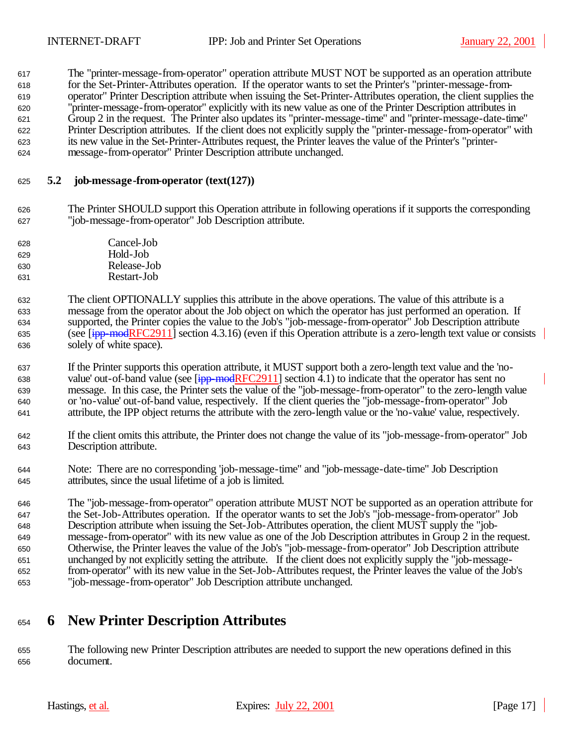The "printer-message-from-operator" operation attribute MUST NOT be supported as an operation attribute for the Set-Printer-Attributes operation. If the operator wants to set the Printer's "printer-message-from-operator" Printer Description attribute when issuing the Set-Printer-Attributes operation, the client supplies the "printer-message-from-operator" explicitly with its new value as one of the Printer Description attributes in Group 2 in the request. The Printer also updates its "printer-message-time" and "printer-message-date-time" Printer Description attributes. If the client does not explicitly supply the "printer-message-from-operator" with its new value in the Set-Printer-Attributes request, the Printer leaves the value of the Printer's "printer-message-from-operator" Printer Description attribute unchanged.

## 5.2 job-message-from-operator (text(127))

The Printer SHOULD support this Operation attribute in following operations if it supports the corresponding "job-message-from-operator" Job Description attribute.

Cancel-Job
Hold-Job
Release-Job
Restart-Job

The client OPTIONALLY supplies this attribute in the above operations. The value of this attribute is a message from the operator about the Job object on which the operator has just performed an operation. If supported, the Printer copies the value to the Job's "job-message-from-operator" Job Description attribute (see [ipp-modRFC2911] section 4.3.16) (even if this Operation attribute is a zero-length text value or consists solely of white space).

If the Printer supports this operation attribute, it MUST support both a zero-length text value and the 'no-value' out-of-band value (see [ipp-modRFC2911] section 4.1) to indicate that the operator has sent no message. In this case, the Printer sets the value of the "job-message-from-operator" to the zero-length value or 'no-value' out-of-band value, respectively. If the client queries the "job-message-from-operator" Job attribute, the IPP object returns the attribute with the zero-length value or the 'no-value' value, respectively.

If the client omits this attribute, the Printer does not change the value of its "job-message-from-operator" Job Description attribute.

Note: There are no corresponding 'job-message-time" and "job-message-date-time" Job Description attributes, since the usual lifetime of a job is limited.

The "job-message-from-operator" operation attribute MUST NOT be supported as an operation attribute for the Set-Job-Attributes operation. If the operator wants to set the Job's "job-message-from-operator" Job Description attribute when issuing the Set-Job-Attributes operation, the client MUST supply the "job-message-from-operator" with its new value as one of the Job Description attributes in Group 2 in the request. Otherwise, the Printer leaves the value of the Job's "job-message-from-operator" Job Description attribute unchanged by not explicitly setting the attribute. If the client does not explicitly supply the "job-message-from-operator" with its new value in the Set-Job-Attributes request, the Printer leaves the value of the Job's "job-message-from-operator" Job Description attribute unchanged.

# 6 New Printer Description Attributes

The following new Printer Description attributes are needed to support the new operations defined in this document.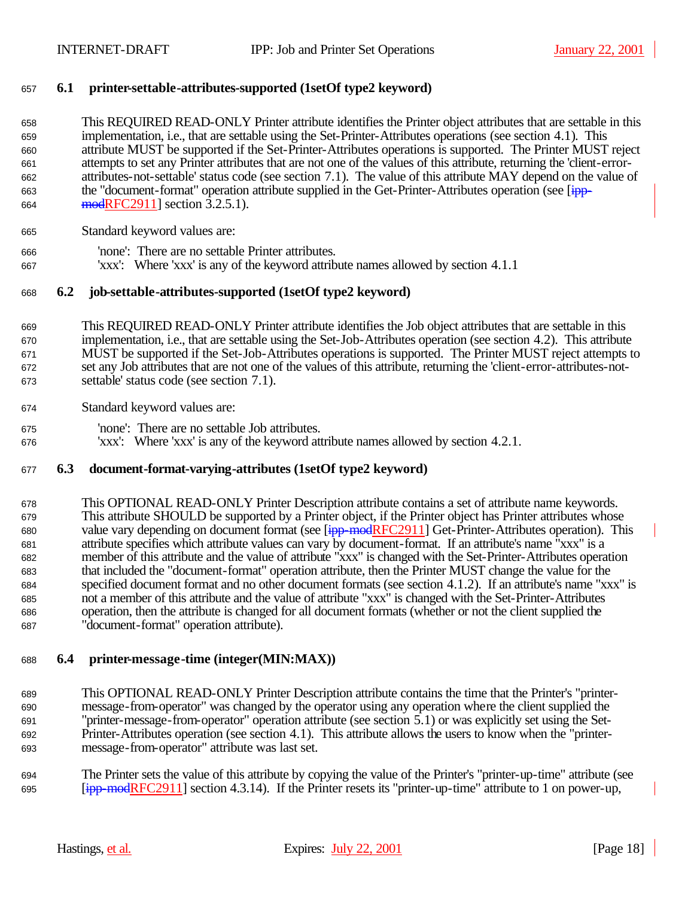### 6.1 printer-settable-attributes-supported (1setOf type2 keyword)

This REQUIRED READ-ONLY Printer attribute identifies the Printer object attributes that are settable in this implementation, i.e., that are settable using the Set-Printer-Attributes operations (see section 4.1). This attribute MUST be supported if the Set-Printer-Attributes operations is supported. The Printer MUST reject attempts to set any Printer attributes that are not one of the values of this attribute, returning the 'client-error-attributes-not-settable' status code (see section 7.1). The value of this attribute MAY depend on the value of the "document-format" operation attribute supplied in the Get-Printer-Attributes operation (see [~~ipp-mod~~RFC2911] section 3.2.5.1).

Standard keyword values are:

'none': There are no settable Printer attributes.
'xxx': Where 'xxx' is any of the keyword attribute names allowed by section 4.1.1

### 6.2 job-settable-attributes-supported (1setOf type2 keyword)

This REQUIRED READ-ONLY Printer attribute identifies the Job object attributes that are settable in this implementation, i.e., that are settable using the Set-Job-Attributes operation (see section 4.2). This attribute MUST be supported if the Set-Job-Attributes operations is supported. The Printer MUST reject attempts to set any Job attributes that are not one of the values of this attribute, returning the 'client-error-attributes-not-settable' status code (see section 7.1).

Standard keyword values are:

'none': There are no settable Job attributes.
'xxx': Where 'xxx' is any of the keyword attribute names allowed by section 4.2.1.

### 6.3 document-format-varying-attributes (1setOf type2 keyword)

This OPTIONAL READ-ONLY Printer Description attribute contains a set of attribute name keywords. This attribute SHOULD be supported by a Printer object, if the Printer object has Printer attributes whose value vary depending on document format (see [~~ipp-mod~~RFC2911] Get-Printer-Attributes operation). This attribute specifies which attribute values can vary by document-format. If an attribute's name "xxx" is a member of this attribute and the value of attribute "xxx" is changed with the Set-Printer-Attributes operation that included the "document-format" operation attribute, then the Printer MUST change the value for the specified document format and no other document formats (see section 4.1.2). If an attribute's name "xxx" is not a member of this attribute and the value of attribute "xxx" is changed with the Set-Printer-Attributes operation, then the attribute is changed for all document formats (whether or not the client supplied the "document-format" operation attribute).

### 6.4 printer-message-time (integer(MIN:MAX))

This OPTIONAL READ-ONLY Printer Description attribute contains the time that the Printer's "printer-message-from-operator" was changed by the operator using any operation where the client supplied the "printer-message-from-operator" operation attribute (see section 5.1) or was explicitly set using the Set-Printer-Attributes operation (see section 4.1). This attribute allows the users to know when the "printer-message-from-operator" attribute was last set.

The Printer sets the value of this attribute by copying the value of the Printer's "printer-up-time" attribute (see [~~ipp-mod~~RFC2911] section 4.3.14). If the Printer resets its "printer-up-time" attribute to 1 on power-up,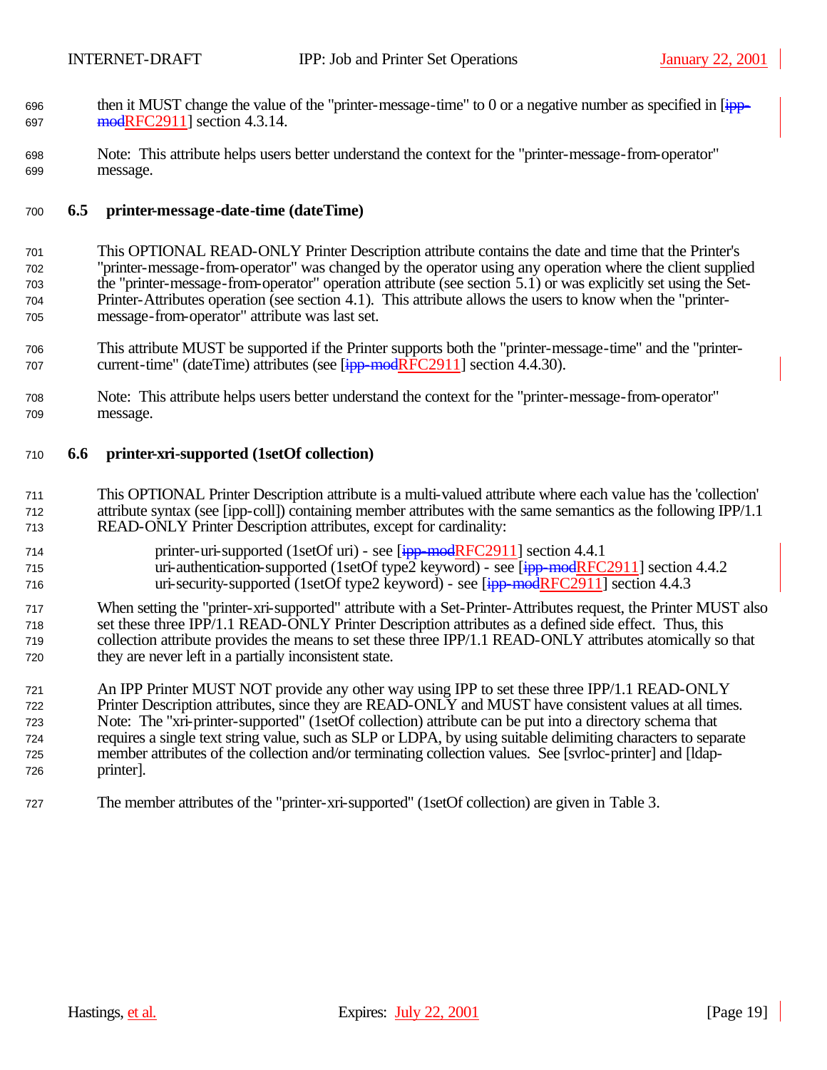then it MUST change the value of the "printer-message-time" to 0 or a negative number as specified in [ipp-modRFC2911] section 4.3.14.

Note: This attribute helps users better understand the context for the "printer-message-from-operator" message.

## 6.5 printer-message-date-time (dateTime)

This OPTIONAL READ-ONLY Printer Description attribute contains the date and time that the Printer's "printer-message-from-operator" was changed by the operator using any operation where the client supplied the "printer-message-from-operator" operation attribute (see section 5.1) or was explicitly set using the Set-Printer-Attributes operation (see section 4.1). This attribute allows the users to know when the "printer-message-from-operator" attribute was last set.

This attribute MUST be supported if the Printer supports both the "printer-message-time" and the "printer-current-time" (dateTime) attributes (see [ipp-modRFC2911] section 4.4.30).

Note: This attribute helps users better understand the context for the "printer-message-from-operator" message.

## 6.6 printer-xri-supported (1setOf collection)

This OPTIONAL Printer Description attribute is a multi-valued attribute where each value has the 'collection' attribute syntax (see [ipp-coll]) containing member attributes with the same semantics as the following IPP/1.1 READ-ONLY Printer Description attributes, except for cardinality:

printer-uri-supported (1setOf uri) - see [ipp-modRFC2911] section 4.4.1
uri-authentication-supported (1setOf type2 keyword) - see [ipp-modRFC2911] section 4.4.2
uri-security-supported (1setOf type2 keyword) - see [ipp-modRFC2911] section 4.4.3

When setting the "printer-xri-supported" attribute with a Set-Printer-Attributes request, the Printer MUST also set these three IPP/1.1 READ-ONLY Printer Description attributes as a defined side effect. Thus, this collection attribute provides the means to set these three IPP/1.1 READ-ONLY attributes atomically so that they are never left in a partially inconsistent state.

An IPP Printer MUST NOT provide any other way using IPP to set these three IPP/1.1 READ-ONLY Printer Description attributes, since they are READ-ONLY and MUST have consistent values at all times. Note: The "xri-printer-supported" (1setOf collection) attribute can be put into a directory schema that requires a single text string value, such as SLP or LDPA, by using suitable delimiting characters to separate member attributes of the collection and/or terminating collection values. See [svrloc-printer] and [ldap-printer].

The member attributes of the "printer-xri-supported" (1setOf collection) are given in Table 3.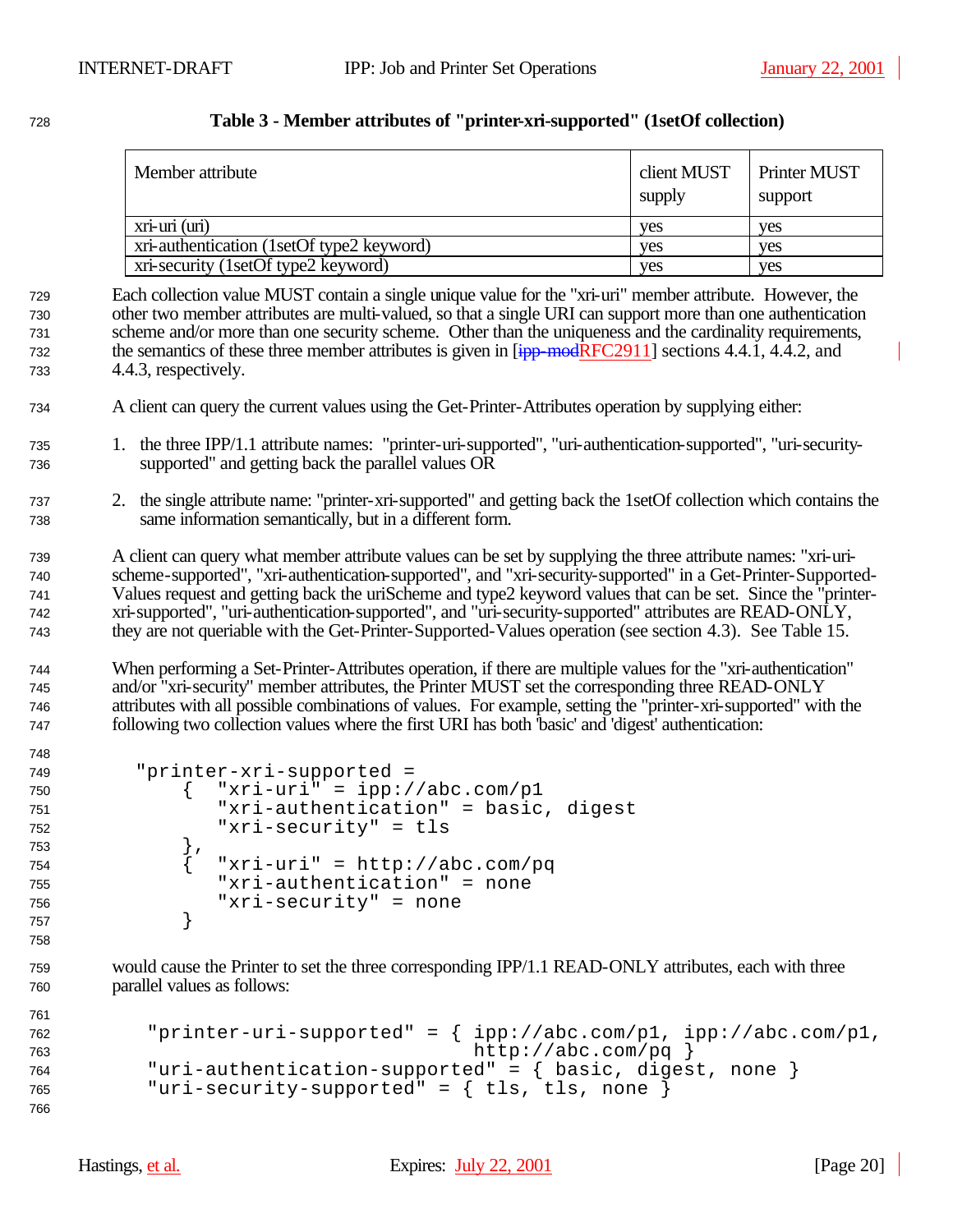**Table 3 - Member attributes of "printer-xri-supported" (1setOf collection)**

| Member attribute | client MUST supply | Printer MUST support |
|---|---|---|
| xri-uri (uri) | yes | yes |
| xri-authentication (1setOf type2 keyword) | yes | yes |
| xri-security (1setOf type2 keyword) | yes | yes |

Each collection value MUST contain a single unique value for the "xri-uri" member attribute. However, the other two member attributes are multi-valued, so that a single URI can support more than one authentication scheme and/or more than one security scheme. Other than the uniqueness and the cardinality requirements, the semantics of these three member attributes is given in [~~ipp-mod~~RFC2911] sections 4.4.1, 4.4.2, and 4.4.3, respectively.

A client can query the current values using the Get-Printer-Attributes operation by supplying either:

1. the three IPP/1.1 attribute names: "printer-uri-supported", "uri-authentication-supported", "uri-security-supported" and getting back the parallel values OR

2. the single attribute name: "printer-xri-supported" and getting back the 1setOf collection which contains the same information semantically, but in a different form.

A client can query what member attribute values can be set by supplying the three attribute names: "xri-uri-scheme-supported", "xri-authentication-supported", and "xri-security-supported" in a Get-Printer-Supported-Values request and getting back the uriScheme and type2 keyword values that can be set. Since the "printer-xri-supported", "uri-authentication-supported", and "uri-security-supported" attributes are READ-ONLY, they are not queriable with the Get-Printer-Supported-Values operation (see section 4.3). See Table 15.

When performing a Set-Printer-Attributes operation, if there are multiple values for the "xri-authentication" and/or "xri-security" member attributes, the Printer MUST set the corresponding three READ-ONLY attributes with all possible combinations of values. For example, setting the "printer-xri-supported" with the following two collection values where the first URI has both 'basic' and 'digest' authentication:

```
"printer-xri-supported" =
    {  "xri-uri" = ipp://abc.com/p1
       "xri-authentication" = basic, digest
       "xri-security" = tls
    },
    {  "xri-uri" = http://abc.com/pq
       "xri-authentication" = none
       "xri-security" = none
    }
```

would cause the Printer to set the three corresponding IPP/1.1 READ-ONLY attributes, each with three parallel values as follows:

```
"printer-uri-supported" = { ipp://abc.com/p1, ipp://abc.com/p1,
                            http://abc.com/pq }
"uri-authentication-supported" = { basic, digest, none }
"uri-security-supported" = { tls, tls, none }
```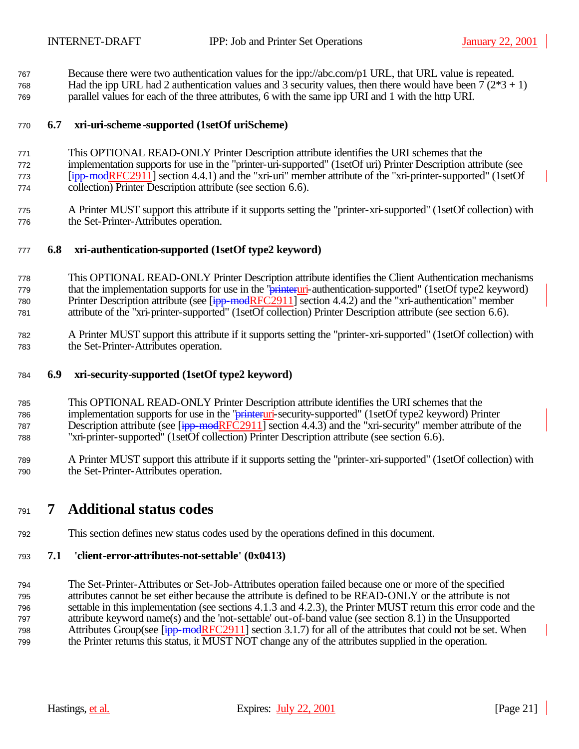Because there were two authentication values for the ipp://abc.com/p1 URL, that URL value is repeated. Had the ipp URL had 2 authentication values and 3 security values, then there would have been 7 (2*3 + 1) parallel values for each of the three attributes, 6 with the same ipp URI and 1 with the http URI.

### 6.7 xri-uri-scheme-supported (1setOf uriScheme)

This OPTIONAL READ-ONLY Printer Description attribute identifies the URI schemes that the implementation supports for use in the "printer-uri-supported" (1setOf uri) Printer Description attribute (see [ipp-modRFC2911] section 4.4.1) and the "xri-uri" member attribute of the "xri-printer-supported" (1setOf collection) Printer Description attribute (see section 6.6).

A Printer MUST support this attribute if it supports setting the "printer-xri-supported" (1setOf collection) with the Set-Printer-Attributes operation.

### 6.8 xri-authentication-supported (1setOf type2 keyword)

This OPTIONAL READ-ONLY Printer Description attribute identifies the Client Authentication mechanisms that the implementation supports for use in the "printeruri-authentication-supported" (1setOf type2 keyword) Printer Description attribute (see [ipp-modRFC2911] section 4.4.2) and the "xri-authentication" member attribute of the "xri-printer-supported" (1setOf collection) Printer Description attribute (see section 6.6).

A Printer MUST support this attribute if it supports setting the "printer-xri-supported" (1setOf collection) with the Set-Printer-Attributes operation.

### 6.9 xri-security-supported (1setOf type2 keyword)

This OPTIONAL READ-ONLY Printer Description attribute identifies the URI schemes that the implementation supports for use in the "printeruri-security-supported" (1setOf type2 keyword) Printer Description attribute (see [ipp-modRFC2911] section 4.4.3) and the "xri-security" member attribute of the "xri-printer-supported" (1setOf collection) Printer Description attribute (see section 6.6).

A Printer MUST support this attribute if it supports setting the "printer-xri-supported" (1setOf collection) with the Set-Printer-Attributes operation.

# 7 Additional status codes

This section defines new status codes used by the operations defined in this document.

### 7.1 'client-error-attributes-not-settable' (0x0413)

The Set-Printer-Attributes or Set-Job-Attributes operation failed because one or more of the specified attributes cannot be set either because the attribute is defined to be READ-ONLY or the attribute is not settable in this implementation (see sections 4.1.3 and 4.2.3), the Printer MUST return this error code and the attribute keyword name(s) and the 'not-settable' out-of-band value (see section 8.1) in the Unsupported Attributes Group(see [ipp-modRFC2911] section 3.1.7) for all of the attributes that could not be set. When the Printer returns this status, it MUST NOT change any of the attributes supplied in the operation.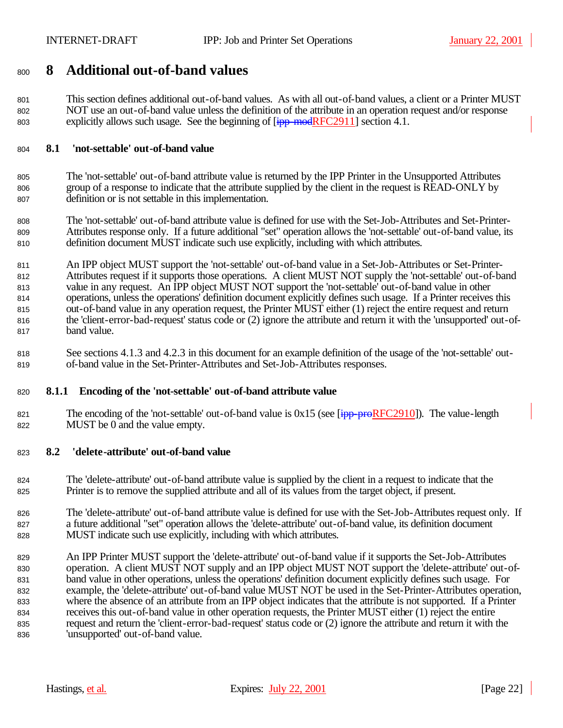# 8 Additional out-of-band values

This section defines additional out-of-band values. As with all out-of-band values, a client or a Printer MUST NOT use an out-of-band value unless the definition of the attribute in an operation request and/or response explicitly allows such usage. See the beginning of [~~ipp-mod~~RFC2911] section 4.1.

## 8.1 'not-settable' out-of-band value

The 'not-settable' out-of-band attribute value is returned by the IPP Printer in the Unsupported Attributes group of a response to indicate that the attribute supplied by the client in the request is READ-ONLY by definition or is not settable in this implementation.

The 'not-settable' out-of-band attribute value is defined for use with the Set-Job-Attributes and Set-Printer-Attributes response only. If a future additional "set" operation allows the 'not-settable' out-of-band value, its definition document MUST indicate such use explicitly, including with which attributes.

An IPP object MUST support the 'not-settable' out-of-band value in a Set-Job-Attributes or Set-Printer-Attributes request if it supports those operations. A client MUST NOT supply the 'not-settable' out-of-band value in any request. An IPP object MUST NOT support the 'not-settable' out-of-band value in other operations, unless the operations' definition document explicitly defines such usage. If a Printer receives this out-of-band value in any operation request, the Printer MUST either (1) reject the entire request and return the 'client-error-bad-request' status code or (2) ignore the attribute and return it with the 'unsupported' out-of-band value.

See sections 4.1.3 and 4.2.3 in this document for an example definition of the usage of the 'not-settable' out-of-band value in the Set-Printer-Attributes and Set-Job-Attributes responses.

### 8.1.1 Encoding of the 'not-settable' out-of-band attribute value

The encoding of the 'not-settable' out-of-band value is 0x15 (see [~~ipp-pro~~RFC2910]). The value-length MUST be 0 and the value empty.

## 8.2 'delete-attribute' out-of-band value

The 'delete-attribute' out-of-band attribute value is supplied by the client in a request to indicate that the Printer is to remove the supplied attribute and all of its values from the target object, if present.

The 'delete-attribute' out-of-band attribute value is defined for use with the Set-Job-Attributes request only. If a future additional "set" operation allows the 'delete-attribute' out-of-band value, its definition document MUST indicate such use explicitly, including with which attributes.

An IPP Printer MUST support the 'delete-attribute' out-of-band value if it supports the Set-Job-Attributes operation. A client MUST NOT supply and an IPP object MUST NOT support the 'delete-attribute' out-of-band value in other operations, unless the operations' definition document explicitly defines such usage. For example, the 'delete-attribute' out-of-band value MUST NOT be used in the Set-Printer-Attributes operation, where the absence of an attribute from an IPP object indicates that the attribute is not supported. If a Printer receives this out-of-band value in other operation requests, the Printer MUST either (1) reject the entire request and return the 'client-error-bad-request' status code or (2) ignore the attribute and return it with the 'unsupported' out-of-band value.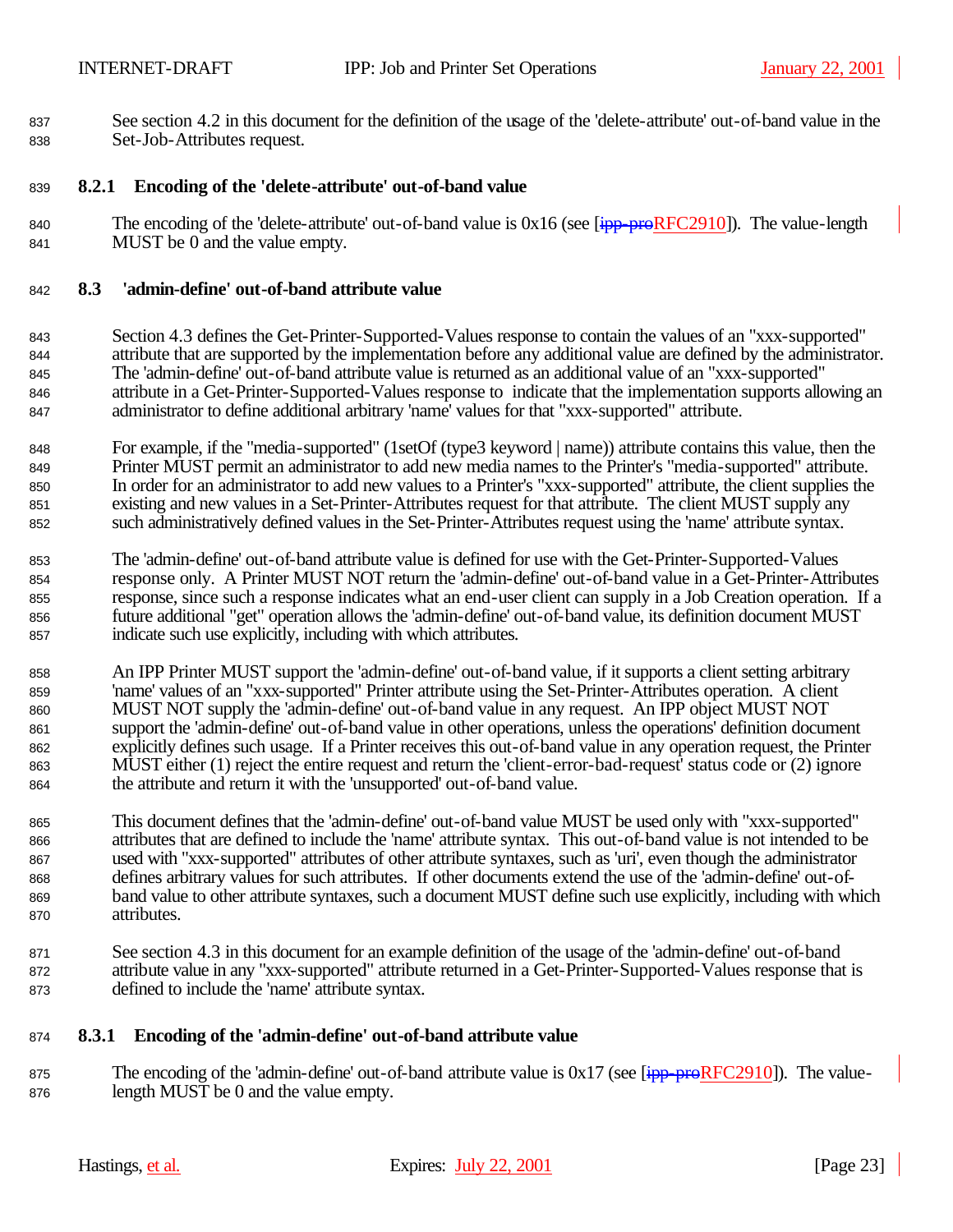See section 4.2 in this document for the definition of the usage of the 'delete-attribute' out-of-band value in the Set-Job-Attributes request.

### 8.2.1 Encoding of the 'delete-attribute' out-of-band value

The encoding of the 'delete-attribute' out-of-band value is 0x16 (see [~~ipp-pro~~RFC2910]). The value-length MUST be 0 and the value empty.

## 8.3 'admin-define' out-of-band attribute value

Section 4.3 defines the Get-Printer-Supported-Values response to contain the values of an "xxx-supported" attribute that are supported by the implementation before any additional value are defined by the administrator. The 'admin-define' out-of-band attribute value is returned as an additional value of an "xxx-supported" attribute in a Get-Printer-Supported-Values response to indicate that the implementation supports allowing an administrator to define additional arbitrary 'name' values for that "xxx-supported" attribute.

For example, if the "media-supported" (1setOf (type3 keyword | name)) attribute contains this value, then the Printer MUST permit an administrator to add new media names to the Printer's "media-supported" attribute. In order for an administrator to add new values to a Printer's "xxx-supported" attribute, the client supplies the existing and new values in a Set-Printer-Attributes request for that attribute. The client MUST supply any such administratively defined values in the Set-Printer-Attributes request using the 'name' attribute syntax.

The 'admin-define' out-of-band attribute value is defined for use with the Get-Printer-Supported-Values response only. A Printer MUST NOT return the 'admin-define' out-of-band value in a Get-Printer-Attributes response, since such a response indicates what an end-user client can supply in a Job Creation operation. If a future additional "get" operation allows the 'admin-define' out-of-band value, its definition document MUST indicate such use explicitly, including with which attributes.

An IPP Printer MUST support the 'admin-define' out-of-band value, if it supports a client setting arbitrary 'name' values of an "xxx-supported" Printer attribute using the Set-Printer-Attributes operation. A client MUST NOT supply the 'admin-define' out-of-band value in any request. An IPP object MUST NOT support the 'admin-define' out-of-band value in other operations, unless the operations' definition document explicitly defines such usage. If a Printer receives this out-of-band value in any operation request, the Printer MUST either (1) reject the entire request and return the 'client-error-bad-request' status code or (2) ignore the attribute and return it with the 'unsupported' out-of-band value.

This document defines that the 'admin-define' out-of-band value MUST be used only with "xxx-supported" attributes that are defined to include the 'name' attribute syntax. This out-of-band value is not intended to be used with "xxx-supported" attributes of other attribute syntaxes, such as 'uri', even though the administrator defines arbitrary values for such attributes. If other documents extend the use of the 'admin-define' out-of-band value to other attribute syntaxes, such a document MUST define such use explicitly, including with which attributes.

See section 4.3 in this document for an example definition of the usage of the 'admin-define' out-of-band attribute value in any "xxx-supported" attribute returned in a Get-Printer-Supported-Values response that is defined to include the 'name' attribute syntax.

### 8.3.1 Encoding of the 'admin-define' out-of-band attribute value

The encoding of the 'admin-define' out-of-band attribute value is 0x17 (see [~~ipp-pro~~RFC2910]). The value-length MUST be 0 and the value empty.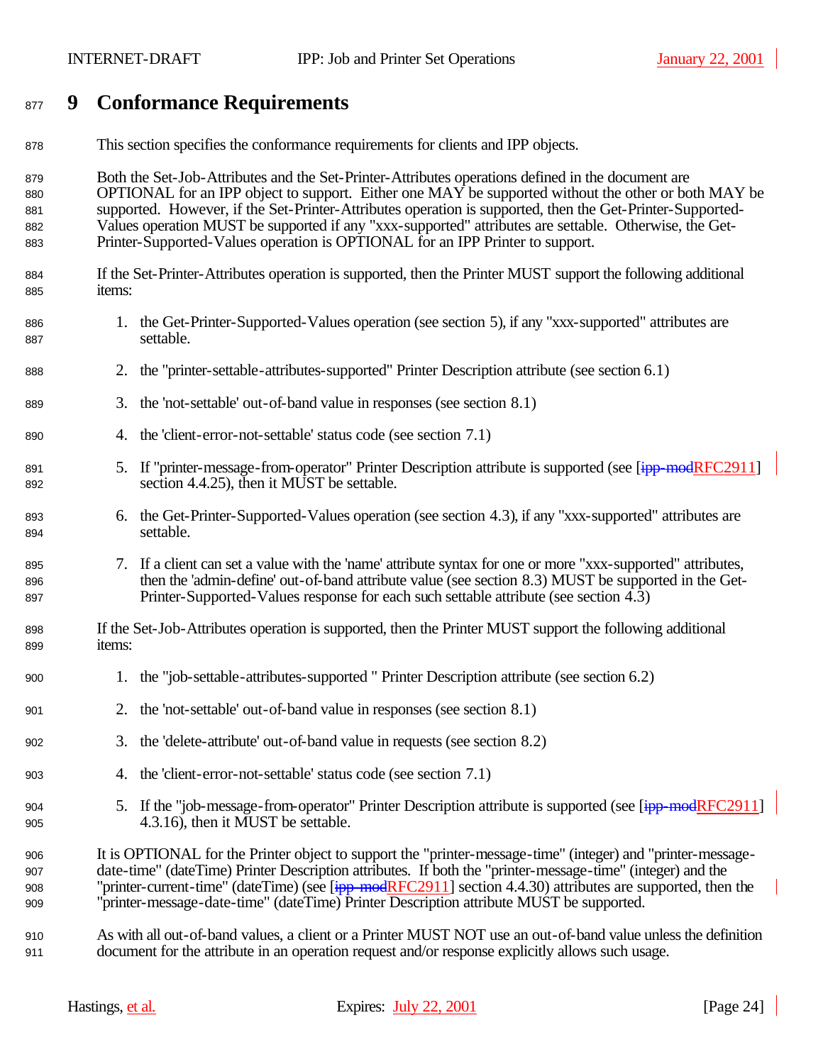# 9 Conformance Requirements

This section specifies the conformance requirements for clients and IPP objects.

Both the Set-Job-Attributes and the Set-Printer-Attributes operations defined in the document are OPTIONAL for an IPP object to support. Either one MAY be supported without the other or both MAY be supported. However, if the Set-Printer-Attributes operation is supported, then the Get-Printer-Supported-Values operation MUST be supported if any "xxx-supported" attributes are settable. Otherwise, the Get-Printer-Supported-Values operation is OPTIONAL for an IPP Printer to support.

If the Set-Printer-Attributes operation is supported, then the Printer MUST support the following additional items:

1. the Get-Printer-Supported-Values operation (see section 5), if any "xxx-supported" attributes are settable.
2. the "printer-settable-attributes-supported" Printer Description attribute (see section 6.1)
3. the 'not-settable' out-of-band value in responses (see section 8.1)
4. the 'client-error-not-settable' status code (see section 7.1)
5. If "printer-message-from-operator" Printer Description attribute is supported (see [ipp-modRFC2911] section 4.4.25), then it MUST be settable.
6. the Get-Printer-Supported-Values operation (see section 4.3), if any "xxx-supported" attributes are settable.
7. If a client can set a value with the 'name' attribute syntax for one or more "xxx-supported" attributes, then the 'admin-define' out-of-band attribute value (see section 8.3) MUST be supported in the Get-Printer-Supported-Values response for each such settable attribute (see section 4.3)

If the Set-Job-Attributes operation is supported, then the Printer MUST support the following additional items:

1. the "job-settable-attributes-supported " Printer Description attribute (see section 6.2)
2. the 'not-settable' out-of-band value in responses (see section 8.1)
3. the 'delete-attribute' out-of-band value in requests (see section 8.2)
4. the 'client-error-not-settable' status code (see section 7.1)
5. If the "job-message-from-operator" Printer Description attribute is supported (see [ipp-modRFC2911] 4.3.16), then it MUST be settable.

It is OPTIONAL for the Printer object to support the "printer-message-time" (integer) and "printer-message-date-time" (dateTime) Printer Description attributes. If both the "printer-message-time" (integer) and the "printer-current-time" (dateTime) (see [ipp-modRFC2911] section 4.4.30) attributes are supported, then the "printer-message-date-time" (dateTime) Printer Description attribute MUST be supported.

As with all out-of-band values, a client or a Printer MUST NOT use an out-of-band value unless the definition document for the attribute in an operation request and/or response explicitly allows such usage.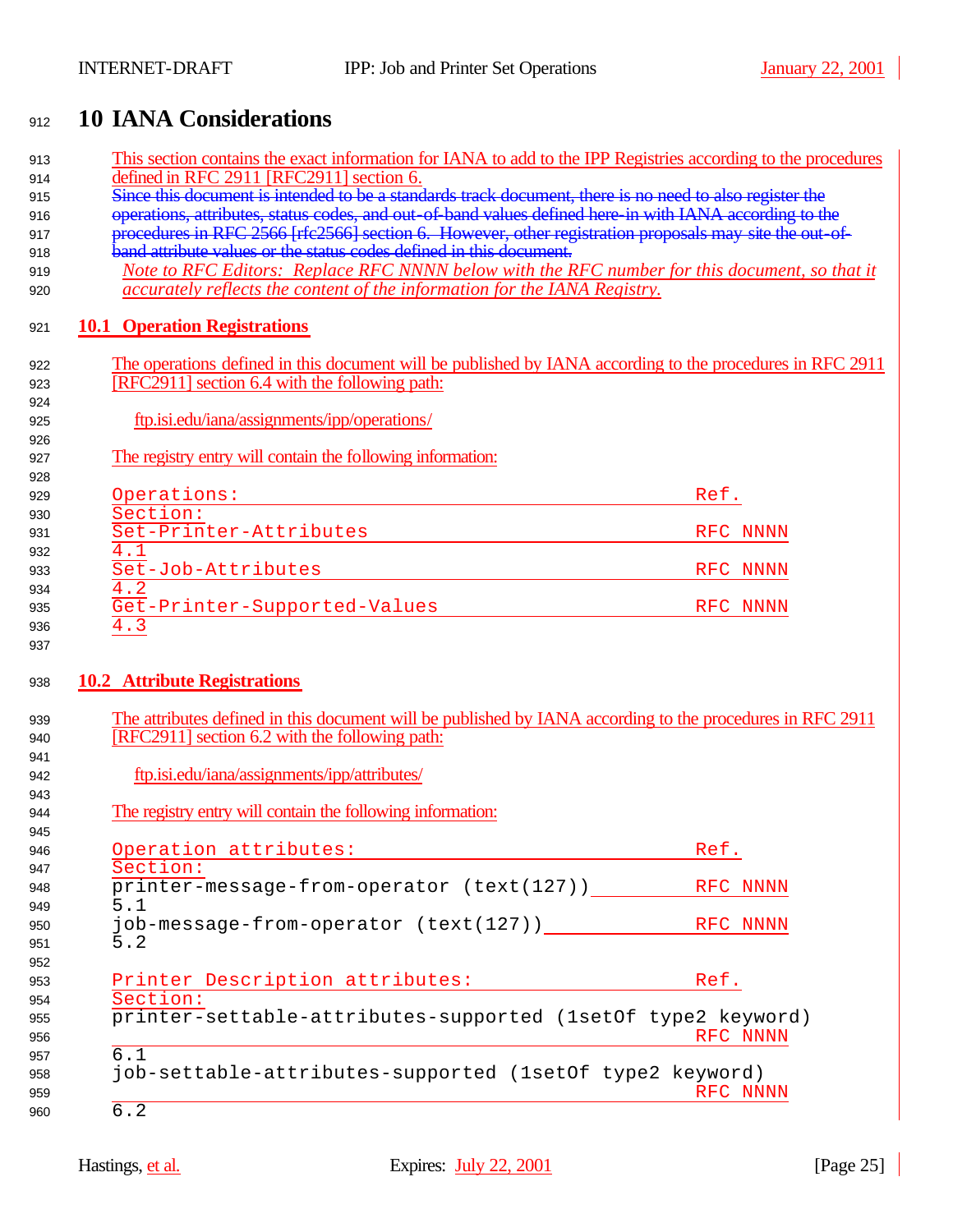# 10 IANA Considerations

This section contains the exact information for IANA to add to the IPP Registries according to the procedures defined in RFC 2911 [RFC2911] section 6.

~~Since this document is intended to be a standards track document, there is no need to also register the operations, attributes, status codes, and out-of-band values defined here-in with IANA according to the procedures in RFC 2566 [rfc2566] section 6. However, other registration proposals may site the out-of-band attribute values or the status codes defined in this document.~~

*Note to RFC Editors: Replace RFC NNNN below with the RFC number for this document, so that it accurately reflects the content of the information for the IANA Registry.*

## 10.1 Operation Registrations

The operations defined in this document will be published by IANA according to the procedures in RFC 2911 [RFC2911] section 6.4 with the following path:

ftp.isi.edu/iana/assignments/ipp/operations/

The registry entry will contain the following information:

```
Operations:                                        Ref.      Section:
Set-Printer-Attributes                             RFC NNNN  4.1
Set-Job-Attributes                                 RFC NNNN  4.2
Get-Printer-Supported-Values                       RFC NNNN  4.3
```

## 10.2 Attribute Registrations

The attributes defined in this document will be published by IANA according to the procedures in RFC 2911 [RFC2911] section 6.2 with the following path:

ftp.isi.edu/iana/assignments/ipp/attributes/

The registry entry will contain the following information:

```
Operation attributes:                              Ref.      Section:
printer-message-from-operator (text(127))          RFC NNNN  5.1
job-message-from-operator (text(127))              RFC NNNN  5.2

Printer Description attributes:                    Ref.      Section:
printer-settable-attributes-supported (1setOf type2 keyword)
                                                   RFC NNNN  6.1
job-settable-attributes-supported (1setOf type2 keyword)
                                                   RFC NNNN  6.2
```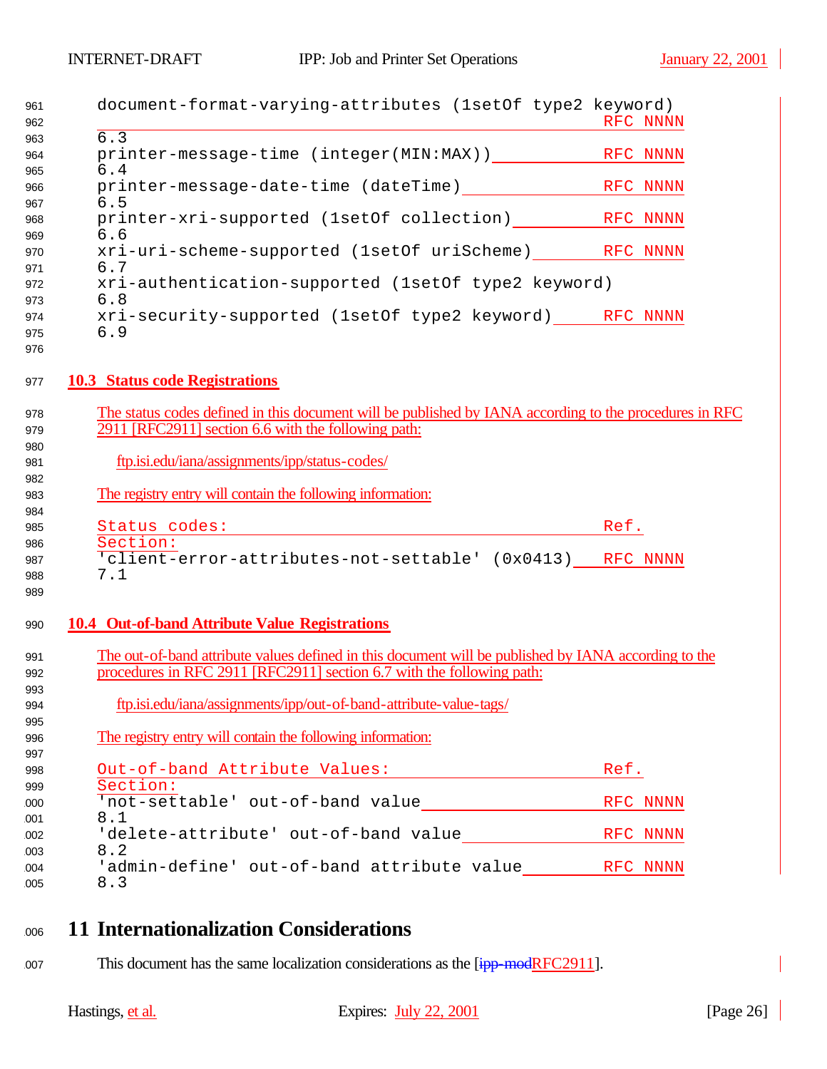```
document-format-varying-attributes (1setOf type2 keyword)
                                                            RFC NNNN
6.3
printer-message-time (integer(MIN:MAX))                     RFC NNNN
6.4
printer-message-date-time (dateTime)                        RFC NNNN
6.5
printer-xri-supported (1setOf collection)                   RFC NNNN
6.6
xri-uri-scheme-supported (1setOf uriScheme)                 RFC NNNN
6.7
xri-authentication-supported (1setOf type2 keyword)
6.8
xri-security-supported (1setOf type2 keyword)               RFC NNNN
6.9
```

### 10.3 Status code Registrations

The status codes defined in this document will be published by IANA according to the procedures in RFC 2911 [RFC2911] section 6.6 with the following path:

ftp.isi.edu/iana/assignments/ipp/status-codes/

The registry entry will contain the following information:

```
Status codes:                                               Ref.
Section:
'client-error-attributes-not-settable' (0x0413)             RFC NNNN
7.1
```

### 10.4 Out-of-band Attribute Value Registrations

The out-of-band attribute values defined in this document will be published by IANA according to the procedures in RFC 2911 [RFC2911] section 6.7 with the following path:

ftp.isi.edu/iana/assignments/ipp/out-of-band-attribute-value-tags/

The registry entry will contain the following information:

```
Out-of-band Attribute Values:                               Ref.
Section:
'not-settable' out-of-band value                            RFC NNNN
8.1
'delete-attribute' out-of-band value                        RFC NNNN
8.2
'admin-define' out-of-band attribute value                  RFC NNNN
8.3
```

# 11 Internationalization Considerations

This document has the same localization considerations as the [ipp-modRFC2911].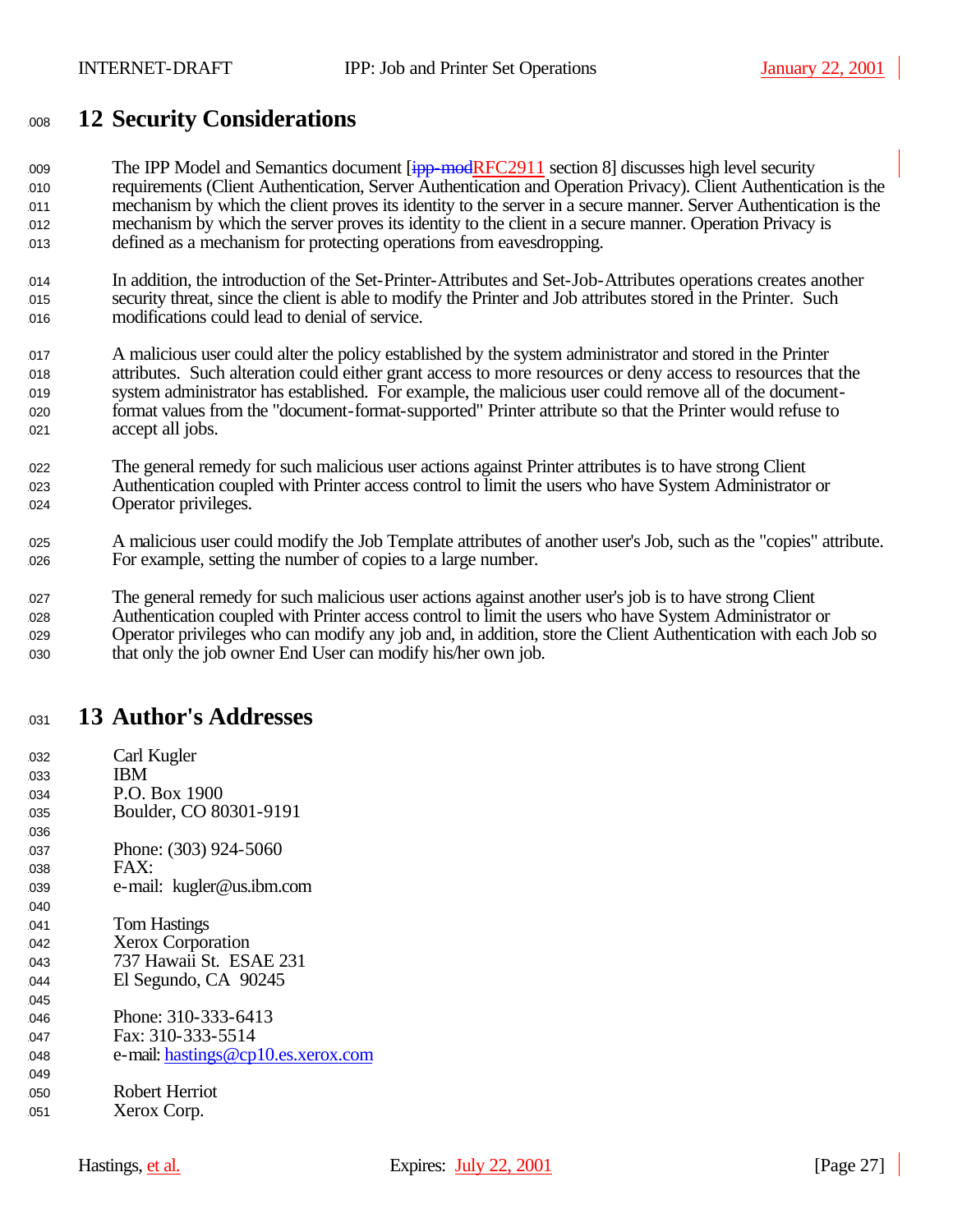# 12 Security Considerations

The IPP Model and Semantics document [ipp-modRFC2911 section 8] discusses high level security requirements (Client Authentication, Server Authentication and Operation Privacy). Client Authentication is the mechanism by which the client proves its identity to the server in a secure manner. Server Authentication is the mechanism by which the server proves its identity to the client in a secure manner. Operation Privacy is defined as a mechanism for protecting operations from eavesdropping.

In addition, the introduction of the Set-Printer-Attributes and Set-Job-Attributes operations creates another security threat, since the client is able to modify the Printer and Job attributes stored in the Printer. Such modifications could lead to denial of service.

A malicious user could alter the policy established by the system administrator and stored in the Printer attributes. Such alteration could either grant access to more resources or deny access to resources that the system administrator has established. For example, the malicious user could remove all of the document-format values from the "document-format-supported" Printer attribute so that the Printer would refuse to accept all jobs.

The general remedy for such malicious user actions against Printer attributes is to have strong Client Authentication coupled with Printer access control to limit the users who have System Administrator or Operator privileges.

A malicious user could modify the Job Template attributes of another user's Job, such as the "copies" attribute. For example, setting the number of copies to a large number.

The general remedy for such malicious user actions against another user's job is to have strong Client Authentication coupled with Printer access control to limit the users who have System Administrator or Operator privileges who can modify any job and, in addition, store the Client Authentication with each Job so that only the job owner End User can modify his/her own job.

# 13 Author's Addresses

Carl Kugler
IBM
P.O. Box 1900
Boulder, CO 80301-9191

Phone: (303) 924-5060
FAX:
e-mail: kugler@us.ibm.com

Tom Hastings
Xerox Corporation
737 Hawaii St. ESAE 231
El Segundo, CA 90245

Phone: 310-333-6413
Fax: 310-333-5514
e-mail: hastings@cp10.es.xerox.com

Robert Herriot
Xerox Corp.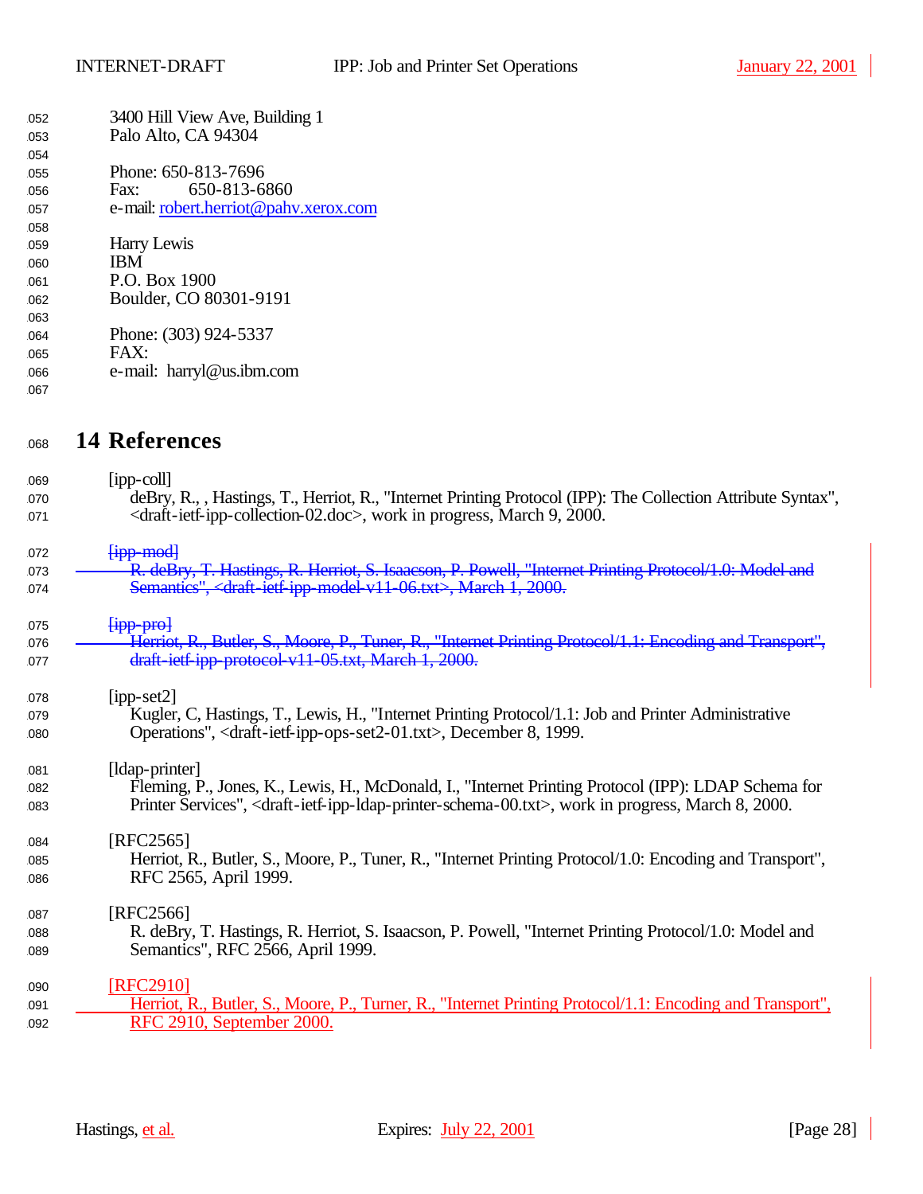3400 Hill View Ave, Building 1
Palo Alto, CA 94304

Phone: 650-813-7696
Fax: 650-813-6860
e-mail: robert.herriot@pahv.xerox.com

Harry Lewis
IBM
P.O. Box 1900
Boulder, CO 80301-9191

Phone: (303) 924-5337
FAX:
e-mail: harryl@us.ibm.com

# 14 References

[ipp-coll]
deBry, R., , Hastings, T., Herriot, R., "Internet Printing Protocol (IPP): The Collection Attribute Syntax", <draft-ietf-ipp-collection-02.doc>, work in progress, March 9, 2000.

~~[ipp-mod]~~
~~R. deBry, T. Hastings, R. Herriot, S. Isaacson, P. Powell, "Internet Printing Protocol/1.0: Model and Semantics", <draft-ietf-ipp-model-v11-06.txt>, March 1, 2000.~~

~~[ipp-pro]~~
~~Herriot, R., Butler, S., Moore, P., Tuner, R., "Internet Printing Protocol/1.1: Encoding and Transport", draft-ietf-ipp-protocol-v11-05.txt, March 1, 2000.~~

[ipp-set2]
Kugler, C, Hastings, T., Lewis, H., "Internet Printing Protocol/1.1: Job and Printer Administrative Operations", <draft-ietf-ipp-ops-set2-01.txt>, December 8, 1999.

[ldap-printer]
Fleming, P., Jones, K., Lewis, H., McDonald, I., "Internet Printing Protocol (IPP): LDAP Schema for Printer Services", <draft-ietf-ipp-ldap-printer-schema-00.txt>, work in progress, March 8, 2000.

[RFC2565]
Herriot, R., Butler, S., Moore, P., Tuner, R., "Internet Printing Protocol/1.0: Encoding and Transport", RFC 2565, April 1999.

[RFC2566]
R. deBry, T. Hastings, R. Herriot, S. Isaacson, P. Powell, "Internet Printing Protocol/1.0: Model and Semantics", RFC 2566, April 1999.

[RFC2910]
Herriot, R., Butler, S., Moore, P., Turner, R., "Internet Printing Protocol/1.1: Encoding and Transport", RFC 2910, September 2000.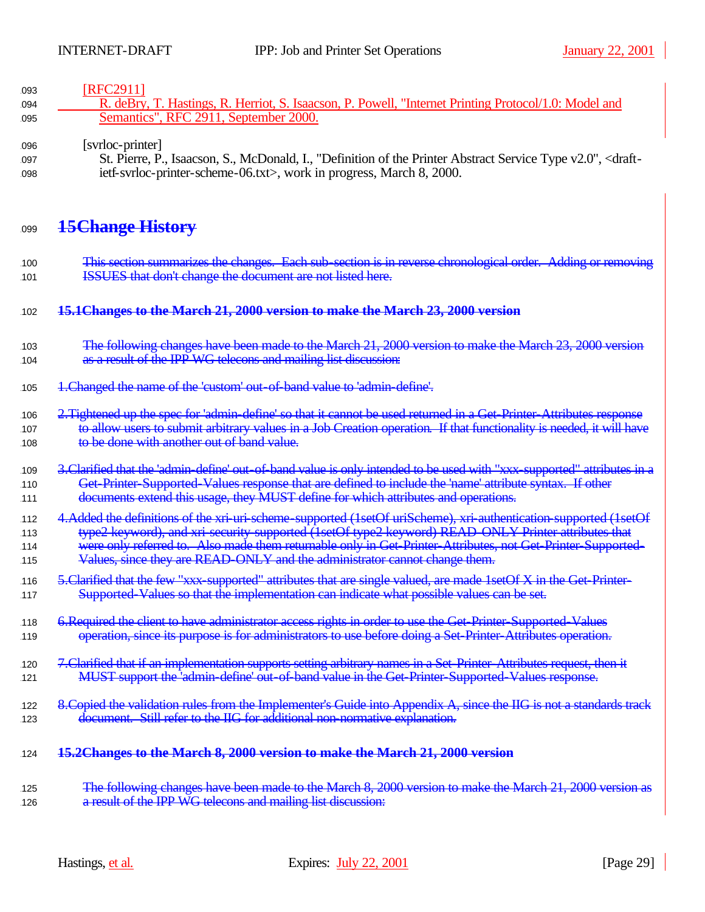[RFC2911]
R. deBry, T. Hastings, R. Herriot, S. Isaacson, P. Powell, "Internet Printing Protocol/1.0: Model and Semantics", RFC 2911, September 2000.

[svrloc-printer]
St. Pierre, P., Isaacson, S., McDonald, I., "Definition of the Printer Abstract Service Type v2.0", <draft-ietf-svrloc-printer-scheme-06.txt>, work in progress, March 8, 2000.

# ~~15 Change History~~

~~This section summarizes the changes. Each sub-section is in reverse chronological order. Adding or removing ISSUES that don't change the document are not listed here.~~

## ~~15.1 Changes to the March 21, 2000 version to make the March 23, 2000 version~~

~~The following changes have been made to the March 21, 2000 version to make the March 23, 2000 version as a result of the IPP WG telecons and mailing list discussion:~~

1. ~~Changed the name of the 'custom' out-of-band value to 'admin-define'.~~
2. ~~Tightened up the spec for 'admin-define' so that it cannot be used returned in a Get-Printer-Attributes response to allow users to submit arbitrary values in a Job Creation operation. If that functionality is needed, it will have to be done with another out of band value.~~
3. ~~Clarified that the 'admin-define' out-of-band value is only intended to be used with "xxx-supported" attributes in a Get-Printer-Supported-Values response that are defined to include the 'name' attribute syntax. If other documents extend this usage, they MUST define for which attributes and operations.~~
4. ~~Added the definitions of the xri-uri-scheme-supported (1setOf uriScheme), xri-authentication-supported (1setOf type2 keyword), and xri-security-supported (1setOf type2 keyword) READ-ONLY Printer attributes that were only referred to. Also made them returnable only in Get-Printer-Attributes, not Get-Printer-Supported-Values, since they are READ-ONLY and the administrator cannot change them.~~
5. ~~Clarified that the few "xxx-supported" attributes that are single valued, are made 1setOf X in the Get-Printer-Supported-Values so that the implementation can indicate what possible values can be set.~~
6. ~~Required the client to have administrator access rights in order to use the Get-Printer-Supported-Values operation, since its purpose is for administrators to use before doing a Set-Printer-Attributes operation.~~
7. ~~Clarified that if an implementation supports setting arbitrary names in a Set-Printer-Attributes request, then it MUST support the 'admin-define' out-of-band value in the Get-Printer-Supported-Values response.~~
8. ~~Copied the validation rules from the Implementer's Guide into Appendix A, since the IIG is not a standards track document. Still refer to the IIG for additional non-normative explanation.~~

## ~~15.2 Changes to the March 8, 2000 version to make the March 21, 2000 version~~

~~The following changes have been made to the March 8, 2000 version to make the March 21, 2000 version as a result of the IPP WG telecons and mailing list discussion:~~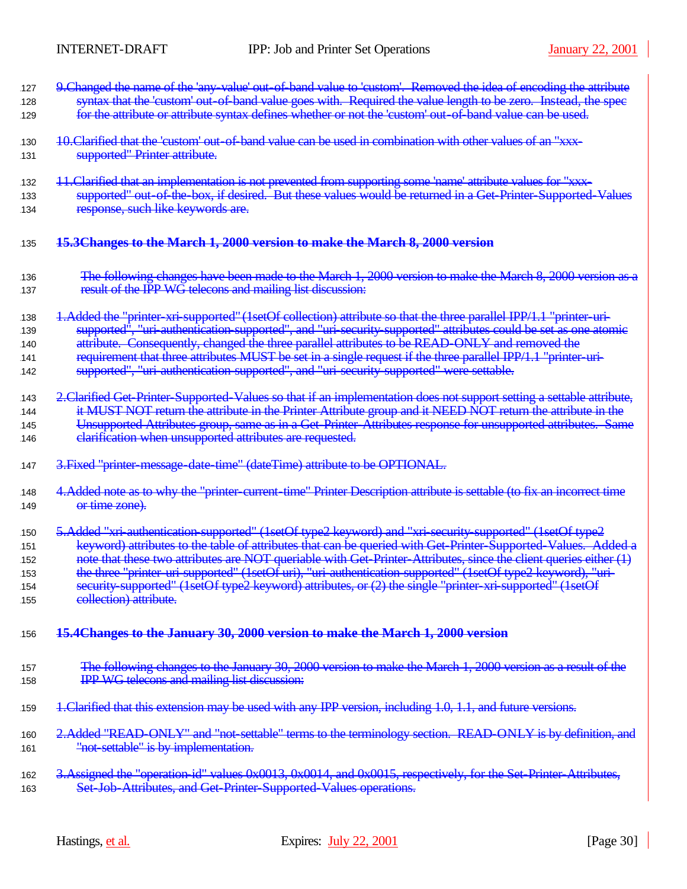9. Changed the name of the 'any-value' out-of-band value to 'custom'. Removed the idea of encoding the attribute syntax that the 'custom' out-of-band value goes with. Required the value length to be zero. Instead, the spec for the attribute or attribute syntax defines whether or not the 'custom' out-of-band value can be used.

10. Clarified that the 'custom' out-of-band value can be used in combination with other values of an "xxx-supported" Printer attribute.

11. Clarified that an implementation is not prevented from supporting some 'name' attribute values for "xxx-supported" out-of-the-box, if desired. But these values would be returned in a Get-Printer-Supported-Values response, such like keywords are.

## 15.3 Changes to the March 1, 2000 version to make the March 8, 2000 version

The following changes have been made to the March 1, 2000 version to make the March 8, 2000 version as a result of the IPP WG telecons and mailing list discussion:

1. Added the "printer-xri-supported" (1setOf collection) attribute so that the three parallel IPP/1.1 "printer-uri-supported", "uri-authentication-supported", and "uri-security-supported" attributes could be set as one atomic attribute. Consequently, changed the three parallel attributes to be READ-ONLY and removed the requirement that three attributes MUST be set in a single request if the three parallel IPP/1.1 "printer-uri-supported", "uri-authentication-supported", and "uri-security-supported" were settable.

2. Clarified Get-Printer-Supported-Values so that if an implementation does not support setting a settable attribute, it MUST NOT return the attribute in the Printer Attribute group and it NEED NOT return the attribute in the Unsupported Attributes group, same as in a Get-Printer-Attributes response for unsupported attributes. Same clarification when unsupported attributes are requested.

3. Fixed "printer-message-date-time" (dateTime) attribute to be OPTIONAL.

4. Added note as to why the "printer-current-time" Printer Description attribute is settable (to fix an incorrect time or time zone).

5. Added "xri-authentication-supported" (1setOf type2 keyword) and "xri-security-supported" (1setOf type2 keyword) attributes to the table of attributes that can be queried with Get-Printer-Supported-Values. Added a note that these two attributes are NOT queriable with Get-Printer-Attributes, since the client queries either (1) the three "printer-uri-supported" (1setOf uri), "uri-authentication-supported" (1setOf type2 keyword), "uri-security-supported" (1setOf type2 keyword) attributes, or (2) the single "printer-xri-supported" (1setOf collection) attribute.

## 15.4 Changes to the January 30, 2000 version to make the March 1, 2000 version

The following changes to the January 30, 2000 version to make the March 1, 2000 version as a result of the IPP WG telecons and mailing list discussion:

1. Clarified that this extension may be used with any IPP version, including 1.0, 1.1, and future versions.

2. Added "READ-ONLY" and "not-settable" terms to the terminology section. READ-ONLY is by definition, and "not-settable" is by implementation.

3. Assigned the "operation-id" values 0x0013, 0x0014, and 0x0015, respectively, for the Set-Printer-Attributes, Set-Job-Attributes, and Get-Printer-Supported-Values operations.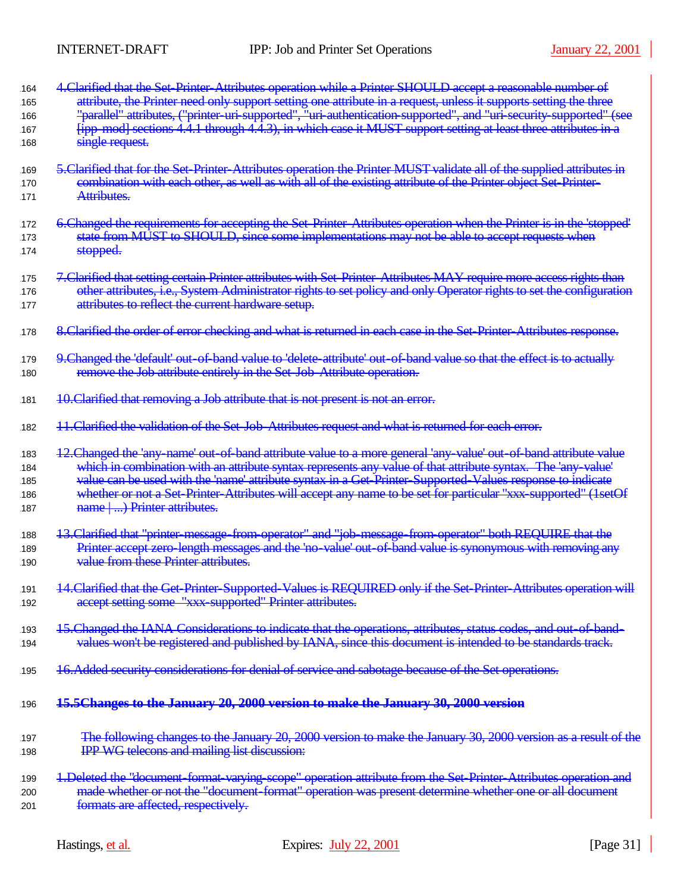4. Clarified that the Set-Printer-Attributes operation while a Printer SHOULD accept a reasonable number of attribute, the Printer need only support setting one attribute in a request, unless it supports setting the three "parallel" attributes, ("printer-uri-supported", "uri-authentication-supported", and "uri-security-supported" (see [ipp-mod] sections 4.4.1 through 4.4.3), in which case it MUST support setting at least three attributes in a single request.

5. Clarified that for the Set-Printer-Attributes operation the Printer MUST validate all of the supplied attributes in combination with each other, as well as with all of the existing attribute of the Printer object Set-Printer-Attributes.

6. Changed the requirements for accepting the Set-Printer-Attributes operation when the Printer is in the 'stopped' state from MUST to SHOULD, since some implementations may not be able to accept requests when stopped.

7. Clarified that setting certain Printer attributes with Set-Printer-Attributes MAY require more access rights than other attributes, i.e., System Administrator rights to set policy and only Operator rights to set the configuration attributes to reflect the current hardware setup.

8. Clarified the order of error checking and what is returned in each case in the Set-Printer-Attributes response.

9. Changed the 'default' out-of-band value to 'delete-attribute' out-of-band value so that the effect is to actually remove the Job attribute entirely in the Set-Job-Attribute operation.

10. Clarified that removing a Job attribute that is not present is not an error.

11. Clarified the validation of the Set-Job-Attributes request and what is returned for each error.

12. Changed the 'any-name' out-of-band attribute value to a more general 'any-value' out-of-band attribute value which in combination with an attribute syntax represents any value of that attribute syntax. The 'any-value' value can be used with the 'name' attribute syntax in a Get-Printer-Supported-Values response to indicate whether or not a Set-Printer-Attributes will accept any name to be set for particular "xxx-supported" (1setOf name | ...) Printer attributes.

13. Clarified that "printer-message-from-operator" and "job-message-from-operator" both REQUIRE that the Printer accept zero-length messages and the 'no-value' out-of-band value is synonymous with removing any value from these Printer attributes.

14. Clarified that the Get-Printer-Supported-Values is REQUIRED only if the Set-Printer-Attributes operation will accept setting some "xxx-supported" Printer attributes.

15. Changed the IANA Considerations to indicate that the operations, attributes, status codes, and out-of-band-values won't be registered and published by IANA, since this document is intended to be standards track.

16. Added security considerations for denial of service and sabotage because of the Set operations.

### 15.5 Changes to the January 20, 2000 version to make the January 30, 2000 version

The following changes to the January 20, 2000 version to make the January 30, 2000 version as a result of the IPP WG telecons and mailing list discussion:

1. Deleted the "document-format-varying-scope" operation attribute from the Set-Printer-Attributes operation and made whether or not the "document-format" operation was present determine whether one or all document formats are affected, respectively.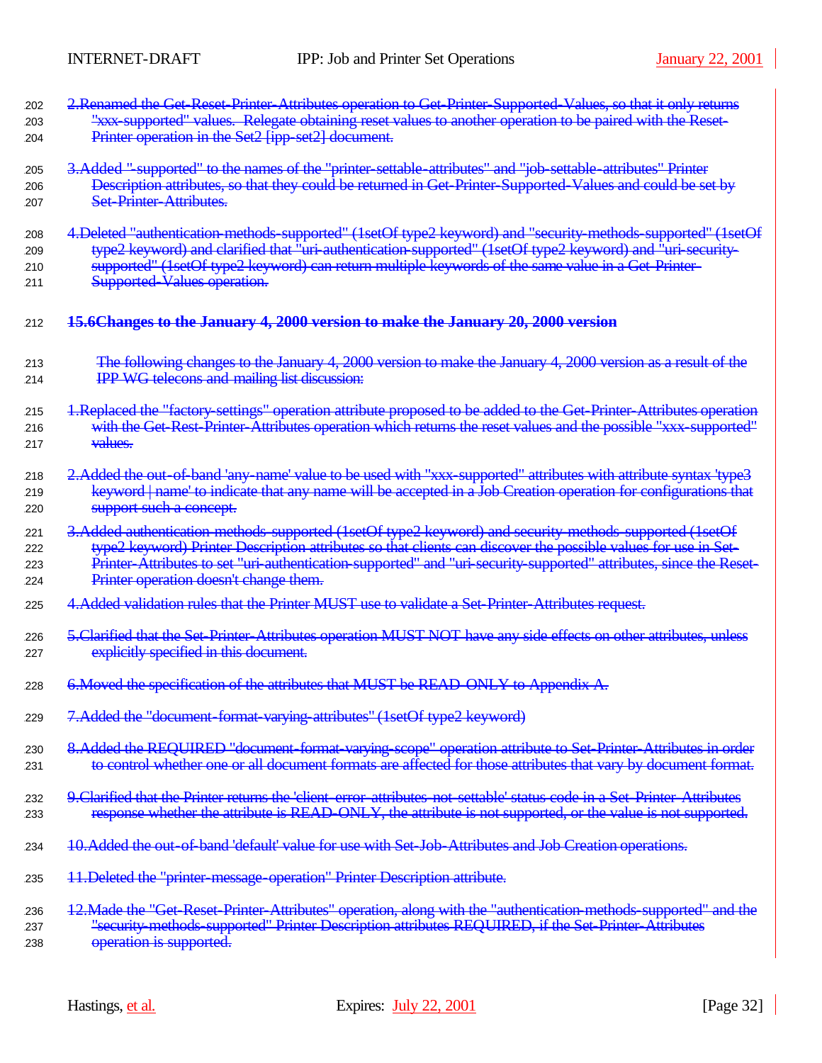2. Renamed the Get-Reset-Printer-Attributes operation to Get-Printer-Supported-Values, so that it only returns "xxx-supported" values. Relegate obtaining reset values to another operation to be paired with the Reset-Printer operation in the Set2 [ipp-set2] document.

3. Added "-supported" to the names of the "printer-settable-attributes" and "job-settable-attributes" Printer Description attributes, so that they could be returned in Get-Printer-Supported-Values and could be set by Set-Printer-Attributes.

4. Deleted "authentication-methods-supported" (1setOf type2 keyword) and "security-methods-supported" (1setOf type2 keyword) and clarified that "uri-authentication-supported" (1setOf type2 keyword) and "uri-security-supported" (1setOf type2 keyword) can return multiple keywords of the same value in a Get-Printer-Supported-Values operation.

## 15.6 Changes to the January 4, 2000 version to make the January 20, 2000 version

The following changes to the January 4, 2000 version to make the January 4, 2000 version as a result of the IPP WG telecons and mailing list discussion:

1. Replaced the "factory-settings" operation attribute proposed to be added to the Get-Printer-Attributes operation with the Get-Rest-Printer-Attributes operation which returns the reset values and the possible "xxx-supported" values.

2. Added the out-of-band 'any-name' value to be used with "xxx-supported" attributes with attribute syntax 'type3 keyword | name' to indicate that any name will be accepted in a Job Creation operation for configurations that support such a concept.

3. Added authentication-methods-supported (1setOf type2 keyword) and security-methods-supported (1setOf type2 keyword) Printer Description attributes so that clients can discover the possible values for use in Set-Printer-Attributes to set "uri-authentication-supported" and "uri-security-supported" attributes, since the Reset-Printer operation doesn't change them.

4. Added validation rules that the Printer MUST use to validate a Set-Printer-Attributes request.

5. Clarified that the Set-Printer-Attributes operation MUST NOT have any side effects on other attributes, unless explicitly specified in this document.

6. Moved the specification of the attributes that MUST be READ-ONLY to Appendix A.

7. Added the "document-format-varying-attributes" (1setOf type2 keyword)

8. Added the REQUIRED "document-format-varying-scope" operation attribute to Set-Printer-Attributes in order to control whether one or all document formats are affected for those attributes that vary by document format.

9. Clarified that the Printer returns the 'client-error-attributes-not-settable' status code in a Set-Printer-Attributes response whether the attribute is READ-ONLY, the attribute is not supported, or the value is not supported.

10. Added the out-of-band 'default' value for use with Set-Job-Attributes and Job Creation operations.

11. Deleted the "printer-message-operation" Printer Description attribute.

12. Made the "Get-Reset-Printer-Attributes" operation, along with the "authentication-methods-supported" and the "security-methods-supported" Printer Description attributes REQUIRED, if the Set-Printer-Attributes operation is supported.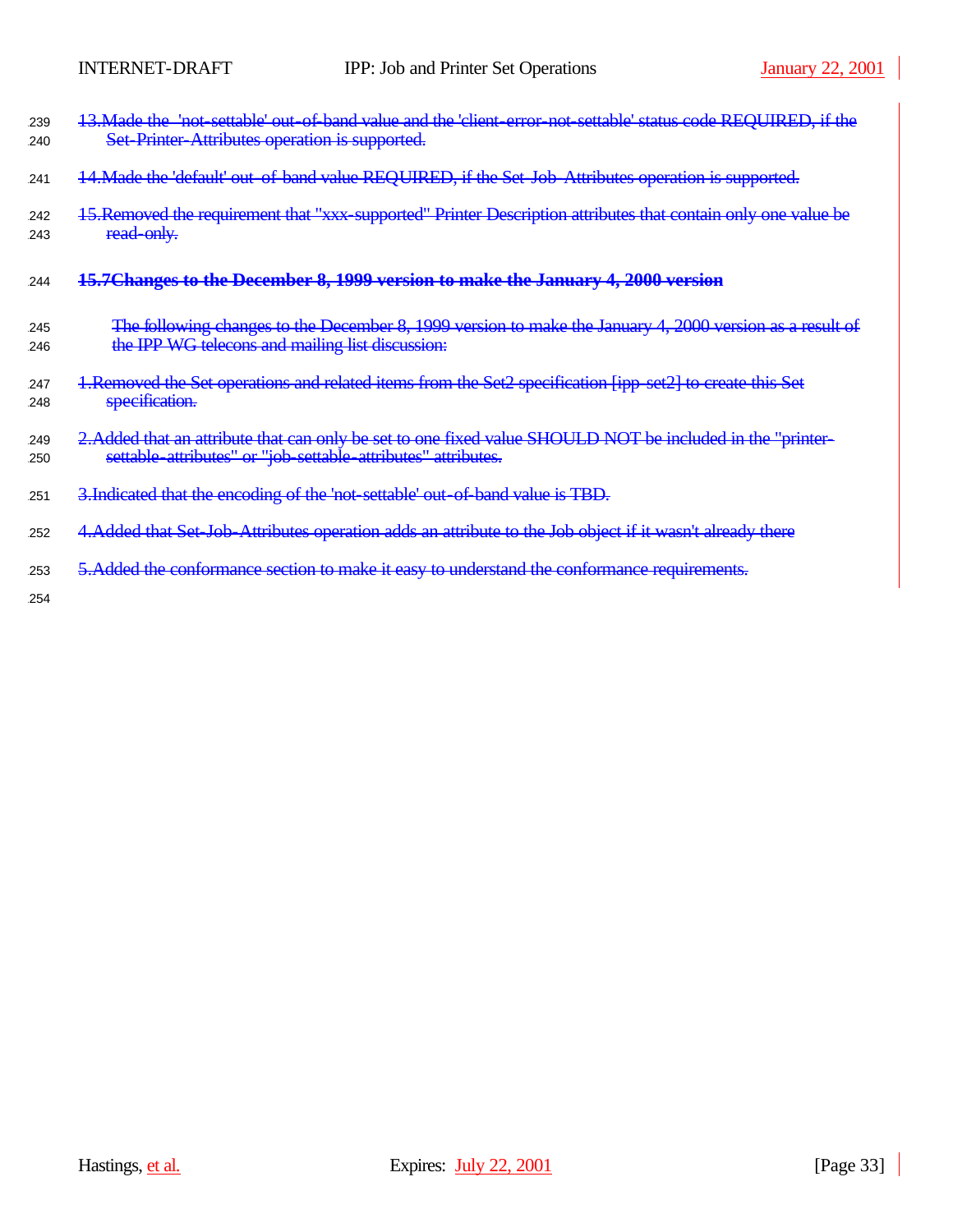13. Made the 'not-settable' out-of-band value and the 'client-error-not-settable' status code REQUIRED, if the Set-Printer-Attributes operation is supported.

14. Made the 'default' out-of-band value REQUIRED, if the Set-Job-Attributes operation is supported.

15. Removed the requirement that "xxx-supported" Printer Description attributes that contain only one value be read-only.

### 15.7 Changes to the December 8, 1999 version to make the January 4, 2000 version

The following changes to the December 8, 1999 version to make the January 4, 2000 version as a result of the IPP WG telecons and mailing list discussion:

1. Removed the Set operations and related items from the Set2 specification [ipp-set2] to create this Set specification.

2. Added that an attribute that can only be set to one fixed value SHOULD NOT be included in the "printer-settable-attributes" or "job-settable-attributes" attributes.

3. Indicated that the encoding of the 'not-settable' out-of-band value is TBD.

4. Added that Set-Job-Attributes operation adds an attribute to the Job object if it wasn't already there

5. Added the conformance section to make it easy to understand the conformance requirements.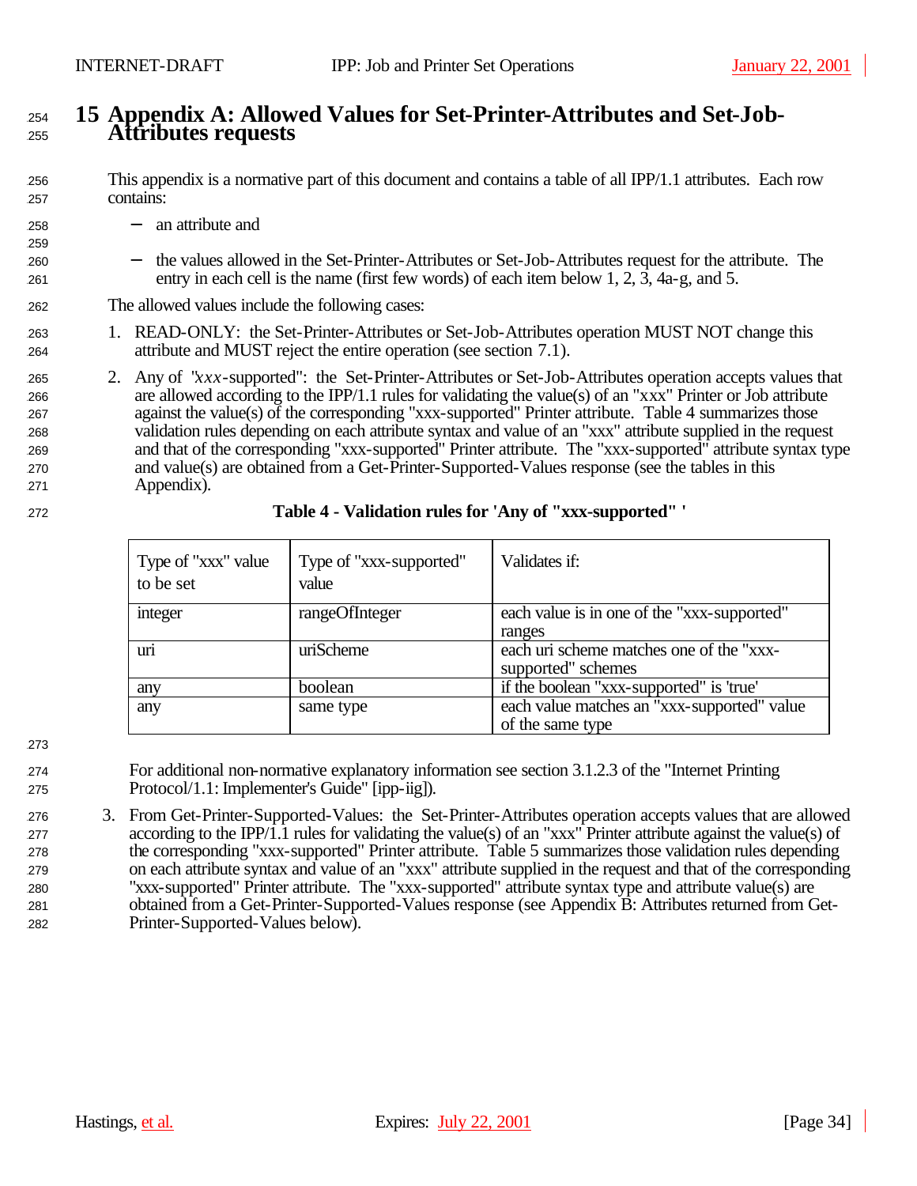# 15 Appendix A: Allowed Values for Set-Printer-Attributes and Set-Job-Attributes requests

This appendix is a normative part of this document and contains a table of all IPP/1.1 attributes. Each row contains:

- an attribute and

- the values allowed in the Set-Printer-Attributes or Set-Job-Attributes request for the attribute. The entry in each cell is the name (first few words) of each item below 1, 2, 3, 4a-g, and 5.

The allowed values include the following cases:

1. READ-ONLY: the Set-Printer-Attributes or Set-Job-Attributes operation MUST NOT change this attribute and MUST reject the entire operation (see section 7.1).

2. Any of "*xxx*-supported": the Set-Printer-Attributes or Set-Job-Attributes operation accepts values that are allowed according to the IPP/1.1 rules for validating the value(s) of an "xxx" Printer or Job attribute against the value(s) of the corresponding "xxx-supported" Printer attribute. Table 4 summarizes those validation rules depending on each attribute syntax and value of an "xxx" attribute supplied in the request and that of the corresponding "xxx-supported" Printer attribute. The "xxx-supported" attribute syntax type and value(s) are obtained from a Get-Printer-Supported-Values response (see the tables in this Appendix).

**Table 4 - Validation rules for 'Any of "xxx-supported" '**

| Type of "xxx" value to be set | Type of "xxx-supported" value | Validates if: |
|---|---|---|
| integer | rangeOfInteger | each value is in one of the "xxx-supported" ranges |
| uri | uriScheme | each uri scheme matches one of the "xxx-supported" schemes |
| any | boolean | if the boolean "xxx-supported" is 'true' |
| any | same type | each value matches an "xxx-supported" value of the same type |

   For additional non-normative explanatory information see section 3.1.2.3 of the "Internet Printing Protocol/1.1: Implementer's Guide" [ipp-iig]).

3. From Get-Printer-Supported-Values: the Set-Printer-Attributes operation accepts values that are allowed according to the IPP/1.1 rules for validating the value(s) of an "xxx" Printer attribute against the value(s) of the corresponding "xxx-supported" Printer attribute. Table 5 summarizes those validation rules depending on each attribute syntax and value of an "xxx" attribute supplied in the request and that of the corresponding "xxx-supported" Printer attribute. The "xxx-supported" attribute syntax type and attribute value(s) are obtained from a Get-Printer-Supported-Values response (see Appendix B: Attributes returned from Get-Printer-Supported-Values below).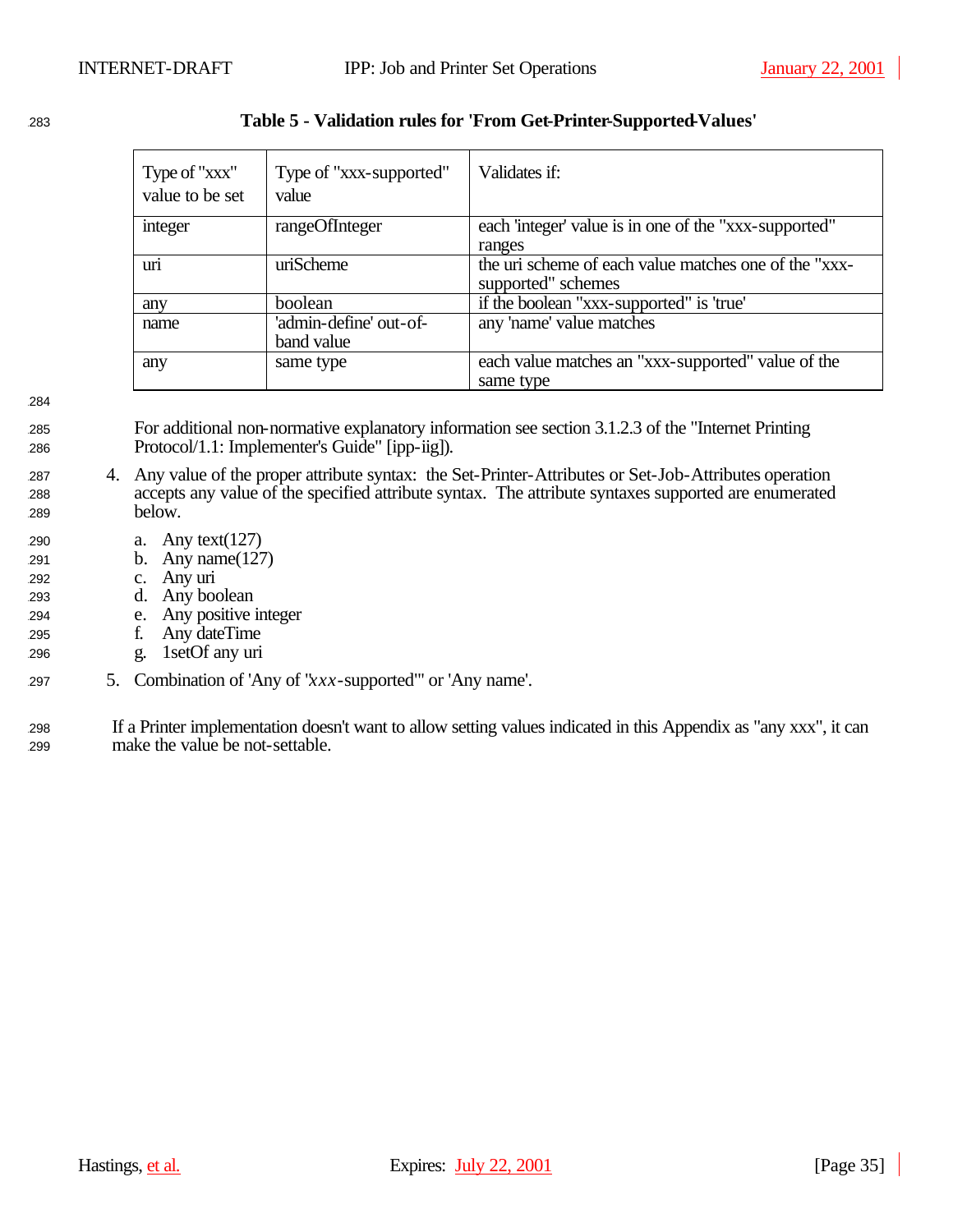**Table 5 - Validation rules for 'From Get-Printer-Supported-Values'**

| Type of "xxx" value to be set | Type of "xxx-supported" value | Validates if: |
|---|---|---|
| integer | rangeOfInteger | each 'integer' value is in one of the "xxx-supported" ranges |
| uri | uriScheme | the uri scheme of each value matches one of the "xxx-supported" schemes |
| any | boolean | if the boolean "xxx-supported" is 'true' |
| name | 'admin-define' out-of-band value | any 'name' value matches |
| any | same type | each value matches an "xxx-supported" value of the same type |

For additional non-normative explanatory information see section 3.1.2.3 of the "Internet Printing Protocol/1.1: Implementer's Guide" [ipp-iig]).

4. Any value of the proper attribute syntax: the Set-Printer-Attributes or Set-Job-Attributes operation accepts any value of the specified attribute syntax. The attribute syntaxes supported are enumerated below.

   a. Any text(127)
   b. Any name(127)
   c. Any uri
   d. Any boolean
   e. Any positive integer
   f. Any dateTime
   g. 1setOf any uri

5. Combination of 'Any of "*xxx*-supported"' or 'Any name'.

If a Printer implementation doesn't want to allow setting values indicated in this Appendix as "any xxx", it can make the value be not-settable.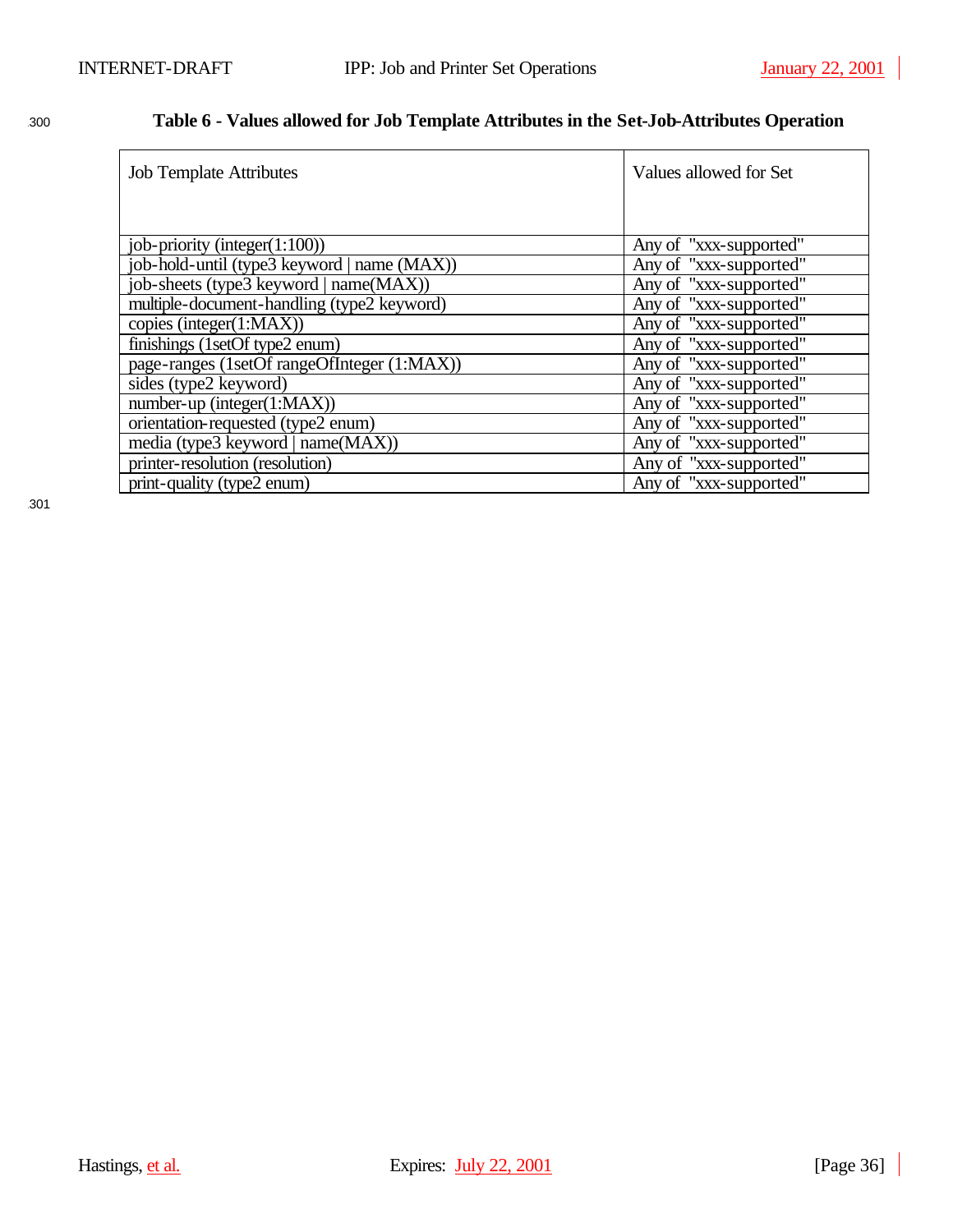**Table 6 - Values allowed for Job Template Attributes in the Set-Job-Attributes Operation**

| Job Template Attributes | Values allowed for Set |
|---|---|
| job-priority (integer(1:100)) | Any of "xxx-supported" |
| job-hold-until (type3 keyword \| name (MAX)) | Any of "xxx-supported" |
| job-sheets (type3 keyword \| name(MAX)) | Any of "xxx-supported" |
| multiple-document-handling (type2 keyword) | Any of "xxx-supported" |
| copies (integer(1:MAX)) | Any of "xxx-supported" |
| finishings (1setOf type2 enum) | Any of "xxx-supported" |
| page-ranges (1setOf rangeOfInteger (1:MAX)) | Any of "xxx-supported" |
| sides (type2 keyword) | Any of "xxx-supported" |
| number-up (integer(1:MAX)) | Any of "xxx-supported" |
| orientation-requested (type2 enum) | Any of "xxx-supported" |
| media (type3 keyword \| name(MAX)) | Any of "xxx-supported" |
| printer-resolution (resolution) | Any of "xxx-supported" |
| print-quality (type2 enum) | Any of "xxx-supported" |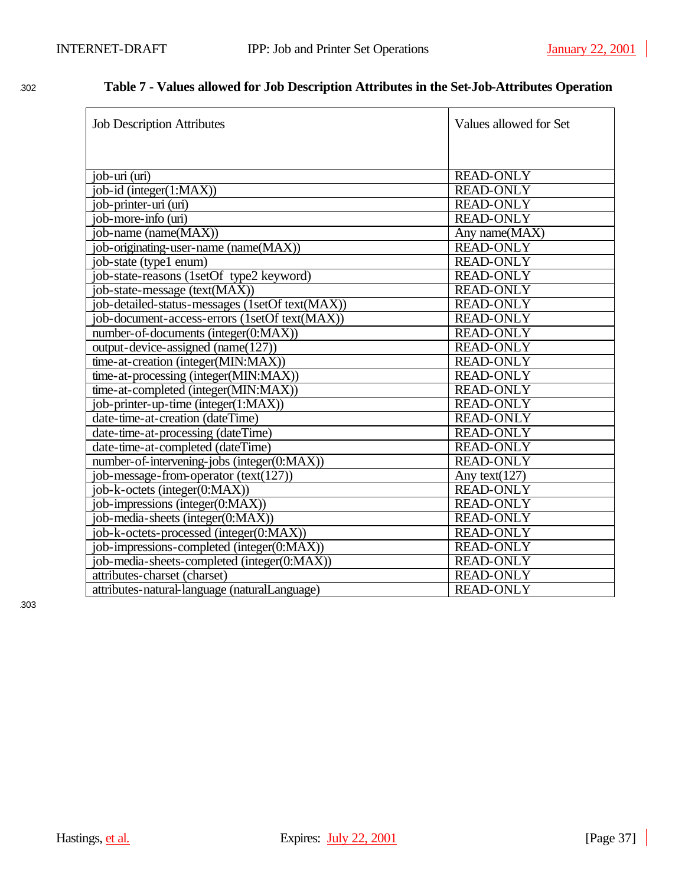**Table 7 - Values allowed for Job Description Attributes in the Set-Job-Attributes Operation**

| Job Description Attributes | Values allowed for Set |
|---|---|
| job-uri (uri) | READ-ONLY |
| job-id (integer(1:MAX)) | READ-ONLY |
| job-printer-uri (uri) | READ-ONLY |
| job-more-info (uri) | READ-ONLY |
| job-name (name(MAX)) | Any name(MAX) |
| job-originating-user-name (name(MAX)) | READ-ONLY |
| job-state (type1 enum) | READ-ONLY |
| job-state-reasons (1setOf type2 keyword) | READ-ONLY |
| job-state-message (text(MAX)) | READ-ONLY |
| job-detailed-status-messages (1setOf text(MAX)) | READ-ONLY |
| job-document-access-errors (1setOf text(MAX)) | READ-ONLY |
| number-of-documents (integer(0:MAX)) | READ-ONLY |
| output-device-assigned (name(127)) | READ-ONLY |
| time-at-creation (integer(MIN:MAX)) | READ-ONLY |
| time-at-processing (integer(MIN:MAX)) | READ-ONLY |
| time-at-completed (integer(MIN:MAX)) | READ-ONLY |
| job-printer-up-time (integer(1:MAX)) | READ-ONLY |
| date-time-at-creation (dateTime) | READ-ONLY |
| date-time-at-processing (dateTime) | READ-ONLY |
| date-time-at-completed (dateTime) | READ-ONLY |
| number-of-intervening-jobs (integer(0:MAX)) | READ-ONLY |
| job-message-from-operator (text(127)) | Any text(127) |
| job-k-octets (integer(0:MAX)) | READ-ONLY |
| job-impressions (integer(0:MAX)) | READ-ONLY |
| job-media-sheets (integer(0:MAX)) | READ-ONLY |
| job-k-octets-processed (integer(0:MAX)) | READ-ONLY |
| job-impressions-completed (integer(0:MAX)) | READ-ONLY |
| job-media-sheets-completed (integer(0:MAX)) | READ-ONLY |
| attributes-charset (charset) | READ-ONLY |
| attributes-natural-language (naturalLanguage) | READ-ONLY |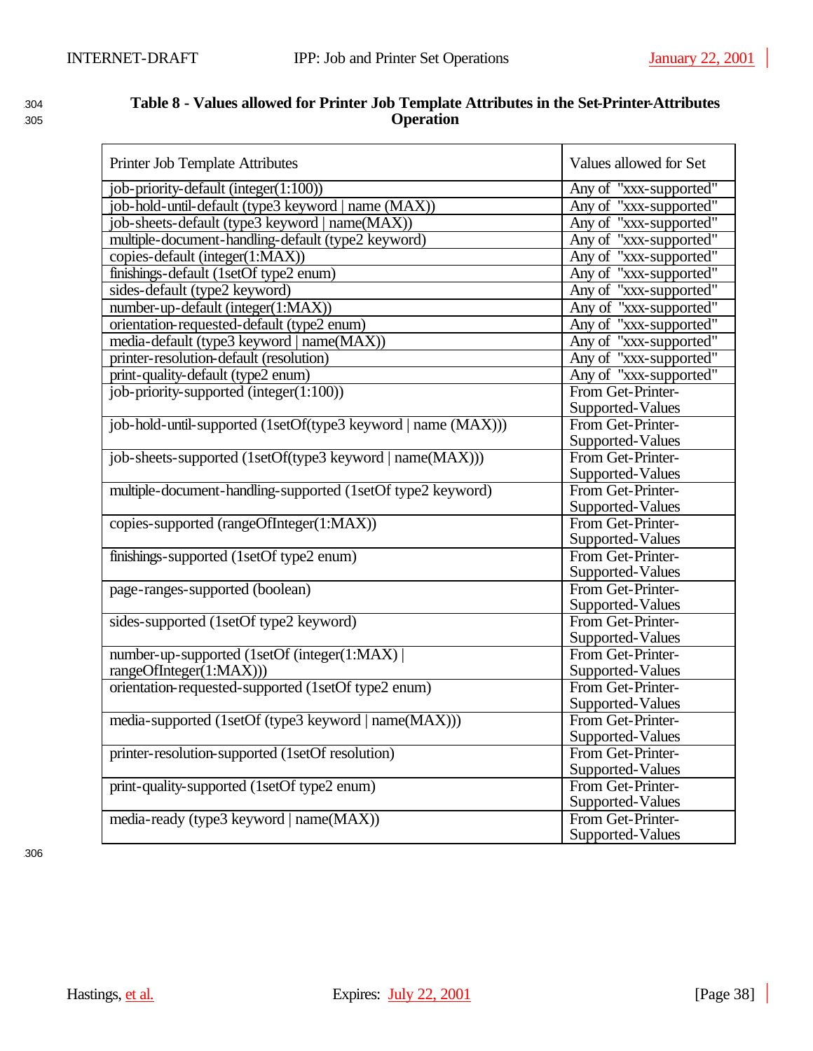**Table 8 - Values allowed for Printer Job Template Attributes in the Set-Printer-Attributes Operation**

| Printer Job Template Attributes | Values allowed for Set |
| --- | --- |
| job-priority-default (integer(1:100)) | Any of "xxx-supported" |
| job-hold-until-default (type3 keyword \| name (MAX)) | Any of "xxx-supported" |
| job-sheets-default (type3 keyword \| name(MAX)) | Any of "xxx-supported" |
| multiple-document-handling-default (type2 keyword) | Any of "xxx-supported" |
| copies-default (integer(1:MAX)) | Any of "xxx-supported" |
| finishings-default (1setOf type2 enum) | Any of "xxx-supported" |
| sides-default (type2 keyword) | Any of "xxx-supported" |
| number-up-default (integer(1:MAX)) | Any of "xxx-supported" |
| orientation-requested-default (type2 enum) | Any of "xxx-supported" |
| media-default (type3 keyword \| name(MAX)) | Any of "xxx-supported" |
| printer-resolution-default (resolution) | Any of "xxx-supported" |
| print-quality-default (type2 enum) | Any of "xxx-supported" |
| job-priority-supported (integer(1:100)) | From Get-Printer-Supported-Values |
| job-hold-until-supported (1setOf(type3 keyword \| name (MAX))) | From Get-Printer-Supported-Values |
| job-sheets-supported (1setOf(type3 keyword \| name(MAX))) | From Get-Printer-Supported-Values |
| multiple-document-handling-supported (1setOf type2 keyword) | From Get-Printer-Supported-Values |
| copies-supported (rangeOfInteger(1:MAX)) | From Get-Printer-Supported-Values |
| finishings-supported (1setOf type2 enum) | From Get-Printer-Supported-Values |
| page-ranges-supported (boolean) | From Get-Printer-Supported-Values |
| sides-supported (1setOf type2 keyword) | From Get-Printer-Supported-Values |
| number-up-supported (1setOf (integer(1:MAX) \| rangeOfInteger(1:MAX))) | From Get-Printer-Supported-Values |
| orientation-requested-supported (1setOf type2 enum) | From Get-Printer-Supported-Values |
| media-supported (1setOf (type3 keyword \| name(MAX))) | From Get-Printer-Supported-Values |
| printer-resolution-supported (1setOf resolution) | From Get-Printer-Supported-Values |
| print-quality-supported (1setOf type2 enum) | From Get-Printer-Supported-Values |
| media-ready (type3 keyword \| name(MAX)) | From Get-Printer-Supported-Values |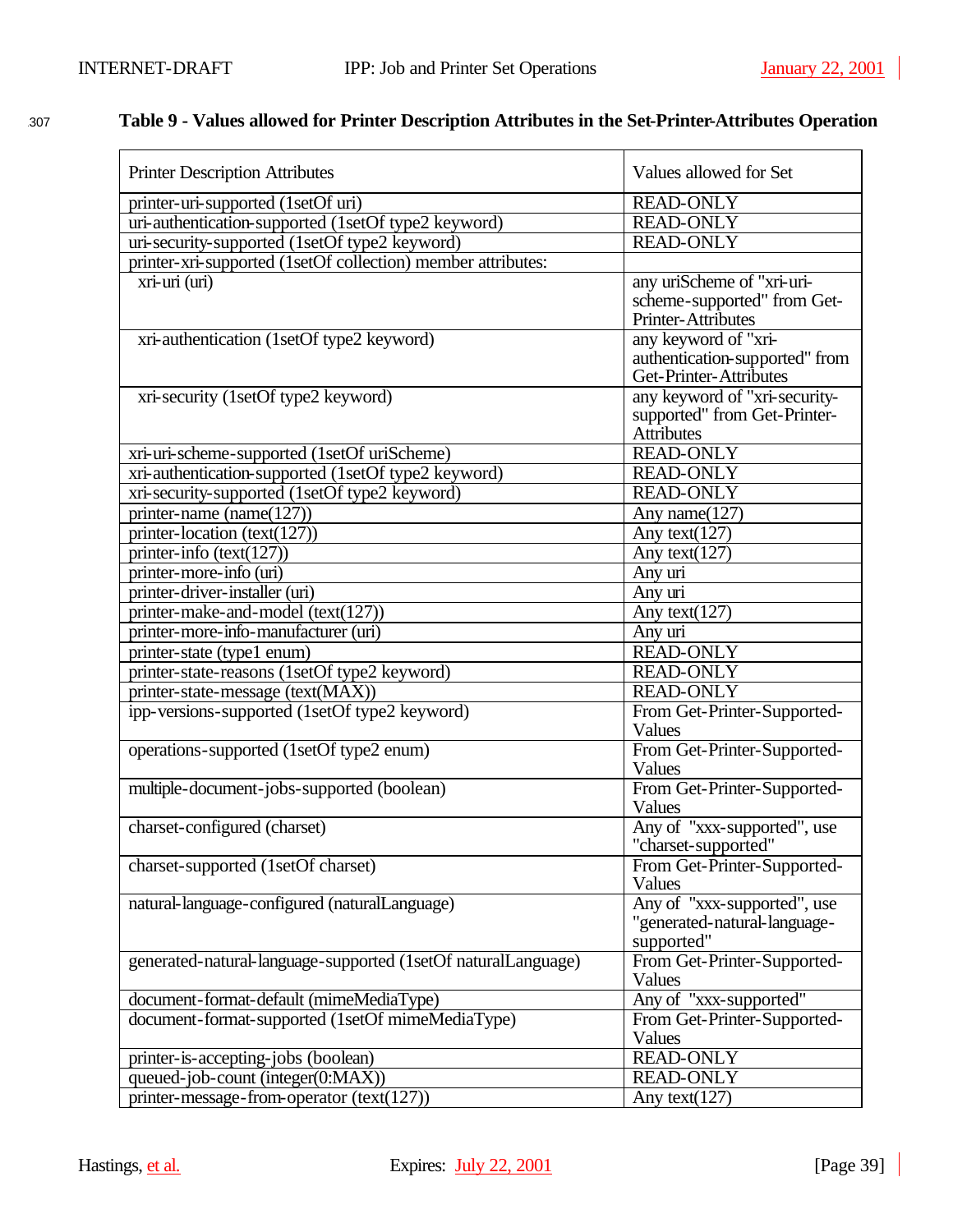**Table 9 - Values allowed for Printer Description Attributes in the Set-Printer-Attributes Operation**

| Printer Description Attributes | Values allowed for Set |
|---|---|
| printer-uri-supported (1setOf uri) | READ-ONLY |
| uri-authentication-supported (1setOf type2 keyword) | READ-ONLY |
| uri-security-supported (1setOf type2 keyword) | READ-ONLY |
| printer-xri-supported (1setOf collection) member attributes: | |
| xri-uri (uri) | any uriScheme of "xri-uri-scheme-supported" from Get-Printer-Attributes |
| xri-authentication (1setOf type2 keyword) | any keyword of "xri-authentication-supported" from Get-Printer-Attributes |
| xri-security (1setOf type2 keyword) | any keyword of "xri-security-supported" from Get-Printer-Attributes |
| xri-uri-scheme-supported (1setOf uriScheme) | READ-ONLY |
| xri-authentication-supported (1setOf type2 keyword) | READ-ONLY |
| xri-security-supported (1setOf type2 keyword) | READ-ONLY |
| printer-name (name(127)) | Any name(127) |
| printer-location (text(127)) | Any text(127) |
| printer-info (text(127)) | Any text(127) |
| printer-more-info (uri) | Any uri |
| printer-driver-installer (uri) | Any uri |
| printer-make-and-model (text(127)) | Any text(127) |
| printer-more-info-manufacturer (uri) | Any uri |
| printer-state (type1 enum) | READ-ONLY |
| printer-state-reasons (1setOf type2 keyword) | READ-ONLY |
| printer-state-message (text(MAX)) | READ-ONLY |
| ipp-versions-supported (1setOf type2 keyword) | From Get-Printer-Supported-Values |
| operations-supported (1setOf type2 enum) | From Get-Printer-Supported-Values |
| multiple-document-jobs-supported (boolean) | From Get-Printer-Supported-Values |
| charset-configured (charset) | Any of "xxx-supported", use "charset-supported" |
| charset-supported (1setOf charset) | From Get-Printer-Supported-Values |
| natural-language-configured (naturalLanguage) | Any of "xxx-supported", use "generated-natural-language-supported" |
| generated-natural-language-supported (1setOf naturalLanguage) | From Get-Printer-Supported-Values |
| document-format-default (mimeMediaType) | Any of "xxx-supported" |
| document-format-supported (1setOf mimeMediaType) | From Get-Printer-Supported-Values |
| printer-is-accepting-jobs (boolean) | READ-ONLY |
| queued-job-count (integer(0:MAX)) | READ-ONLY |
| printer-message-from-operator (text(127)) | Any text(127) |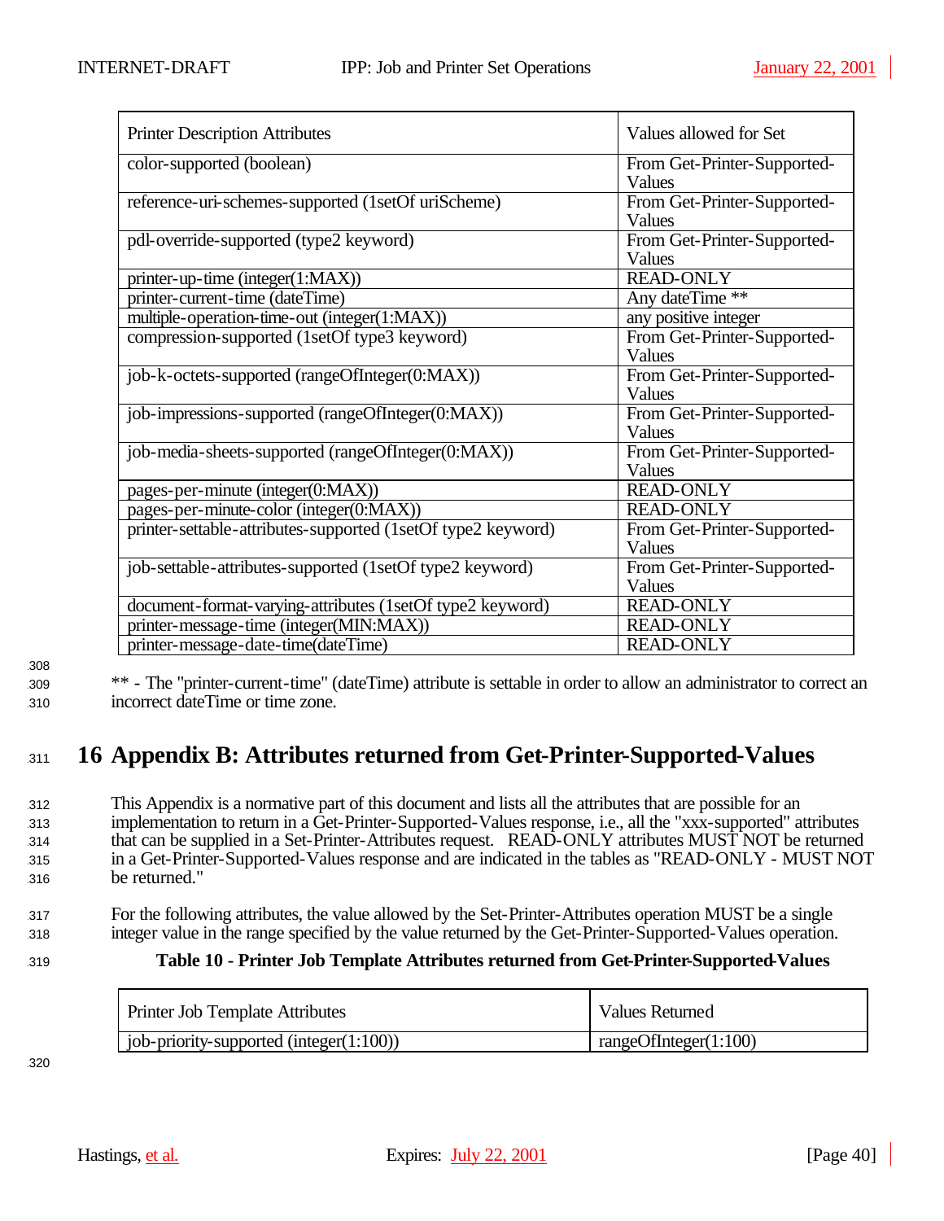| Printer Description Attributes | Values allowed for Set |
|---|---|
| color-supported (boolean) | From Get-Printer-Supported-Values |
| reference-uri-schemes-supported (1setOf uriScheme) | From Get-Printer-Supported-Values |
| pdl-override-supported (type2 keyword) | From Get-Printer-Supported-Values |
| printer-up-time (integer(1:MAX)) | READ-ONLY |
| printer-current-time (dateTime) | Any dateTime ** |
| multiple-operation-time-out (integer(1:MAX)) | any positive integer |
| compression-supported (1setOf type3 keyword) | From Get-Printer-Supported-Values |
| job-k-octets-supported (rangeOfInteger(0:MAX)) | From Get-Printer-Supported-Values |
| job-impressions-supported (rangeOfInteger(0:MAX)) | From Get-Printer-Supported-Values |
| job-media-sheets-supported (rangeOfInteger(0:MAX)) | From Get-Printer-Supported-Values |
| pages-per-minute (integer(0:MAX)) | READ-ONLY |
| pages-per-minute-color (integer(0:MAX)) | READ-ONLY |
| printer-settable-attributes-supported (1setOf type2 keyword) | From Get-Printer-Supported-Values |
| job-settable-attributes-supported (1setOf type2 keyword) | From Get-Printer-Supported-Values |
| document-format-varying-attributes (1setOf type2 keyword) | READ-ONLY |
| printer-message-time (integer(MIN:MAX)) | READ-ONLY |
| printer-message-date-time(dateTime) | READ-ONLY |

** - The "printer-current-time" (dateTime) attribute is settable in order to allow an administrator to correct an incorrect dateTime or time zone.

# 16 Appendix B: Attributes returned from Get-Printer-Supported-Values

This Appendix is a normative part of this document and lists all the attributes that are possible for an implementation to return in a Get-Printer-Supported-Values response, i.e., all the "xxx-supported" attributes that can be supplied in a Set-Printer-Attributes request. READ-ONLY attributes MUST NOT be returned in a Get-Printer-Supported-Values response and are indicated in the tables as "READ-ONLY - MUST NOT be returned."

For the following attributes, the value allowed by the Set-Printer-Attributes operation MUST be a single integer value in the range specified by the value returned by the Get-Printer-Supported-Values operation.

**Table 10 - Printer Job Template Attributes returned from Get-Printer-Supported-Values**

| Printer Job Template Attributes | Values Returned |
|---|---|
| job-priority-supported (integer(1:100)) | rangeOfInteger(1:100) |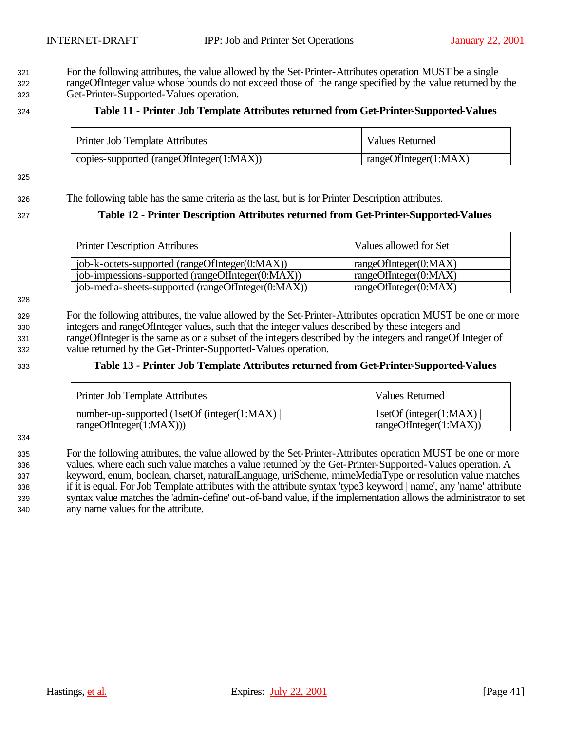For the following attributes, the value allowed by the Set-Printer-Attributes operation MUST be a single rangeOfInteger value whose bounds do not exceed those of the range specified by the value returned by the Get-Printer-Supported-Values operation.

**Table 11 - Printer Job Template Attributes returned from Get-Printer-Supported-Values**

| Printer Job Template Attributes | Values Returned |
|---|---|
| copies-supported (rangeOfInteger(1:MAX)) | rangeOfInteger(1:MAX) |

The following table has the same criteria as the last, but is for Printer Description attributes.

**Table 12 - Printer Description Attributes returned from Get-Printer-Supported-Values**

| Printer Description Attributes | Values allowed for Set |
|---|---|
| job-k-octets-supported (rangeOfInteger(0:MAX)) | rangeOfInteger(0:MAX) |
| job-impressions-supported (rangeOfInteger(0:MAX)) | rangeOfInteger(0:MAX) |
| job-media-sheets-supported (rangeOfInteger(0:MAX)) | rangeOfInteger(0:MAX) |

For the following attributes, the value allowed by the Set-Printer-Attributes operation MUST be one or more integers and rangeOfInteger values, such that the integer values described by these integers and rangeOfInteger is the same as or a subset of the integers described by the integers and rangeOf Integer of value returned by the Get-Printer-Supported-Values operation.

**Table 13 - Printer Job Template Attributes returned from Get-Printer-Supported-Values**

| Printer Job Template Attributes | Values Returned |
|---|---|
| number-up-supported (1setOf (integer(1:MAX) \| rangeOfInteger(1:MAX))) | 1setOf (integer(1:MAX) \| rangeOfInteger(1:MAX)) |

For the following attributes, the value allowed by the Set-Printer-Attributes operation MUST be one or more values, where each such value matches a value returned by the Get-Printer-Supported-Values operation. A keyword, enum, boolean, charset, naturalLanguage, uriScheme, mimeMediaType or resolution value matches if it is equal. For Job Template attributes with the attribute syntax 'type3 keyword | name', any 'name' attribute syntax value matches the 'admin-define' out-of-band value, if the implementation allows the administrator to set any name values for the attribute.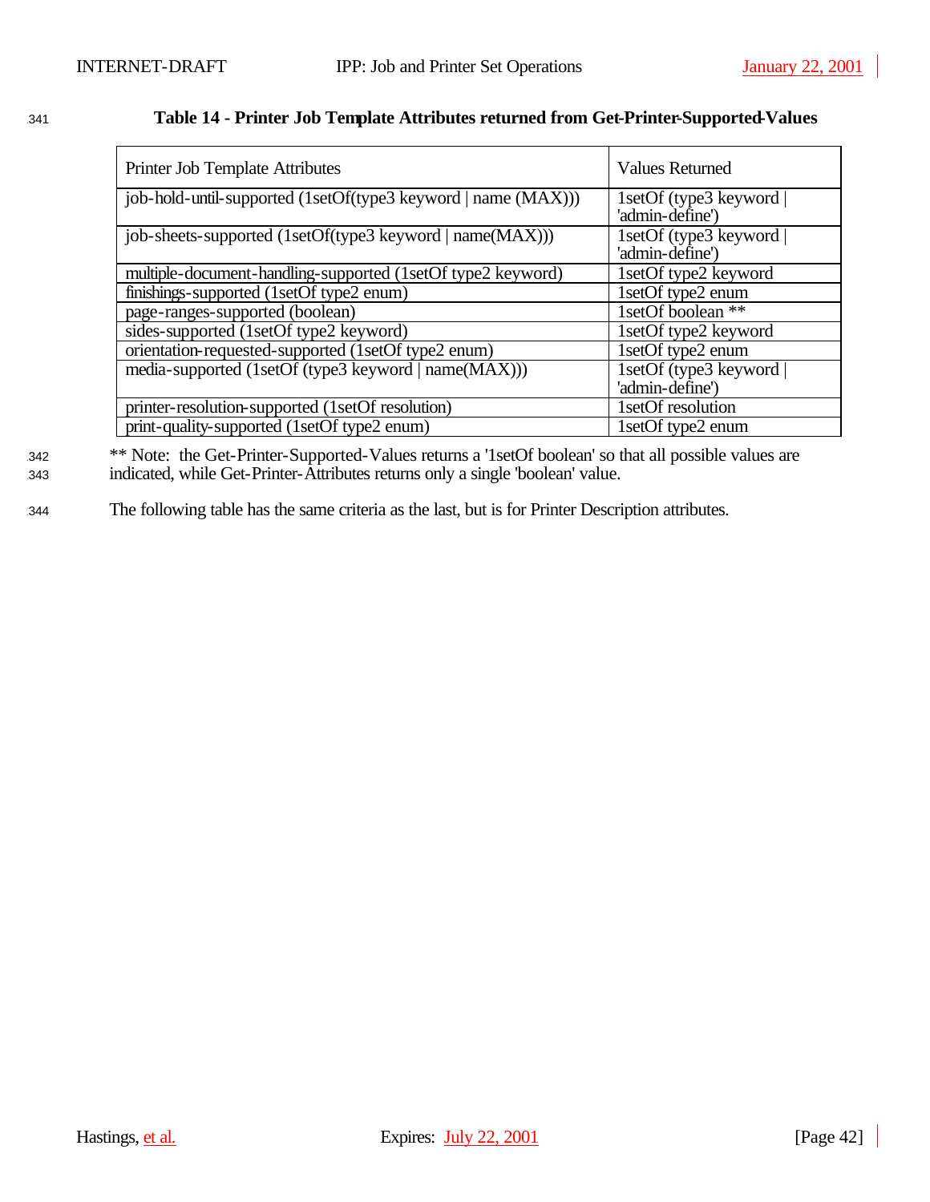**Table 14 - Printer Job Template Attributes returned from Get-Printer-Supported-Values**

| Printer Job Template Attributes | Values Returned |
|---|---|
| job-hold-until-supported (1setOf(type3 keyword \| name (MAX))) | 1setOf (type3 keyword \| 'admin-define') |
| job-sheets-supported (1setOf(type3 keyword \| name(MAX))) | 1setOf (type3 keyword \| 'admin-define') |
| multiple-document-handling-supported (1setOf type2 keyword) | 1setOf type2 keyword |
| finishings-supported (1setOf type2 enum) | 1setOf type2 enum |
| page-ranges-supported (boolean) | 1setOf boolean ** |
| sides-supported (1setOf type2 keyword) | 1setOf type2 keyword |
| orientation-requested-supported (1setOf type2 enum) | 1setOf type2 enum |
| media-supported (1setOf (type3 keyword \| name(MAX))) | 1setOf (type3 keyword \| 'admin-define') |
| printer-resolution-supported (1setOf resolution) | 1setOf resolution |
| print-quality-supported (1setOf type2 enum) | 1setOf type2 enum |

** Note: the Get-Printer-Supported-Values returns a '1setOf boolean' so that all possible values are indicated, while Get-Printer-Attributes returns only a single 'boolean' value.

The following table has the same criteria as the last, but is for Printer Description attributes.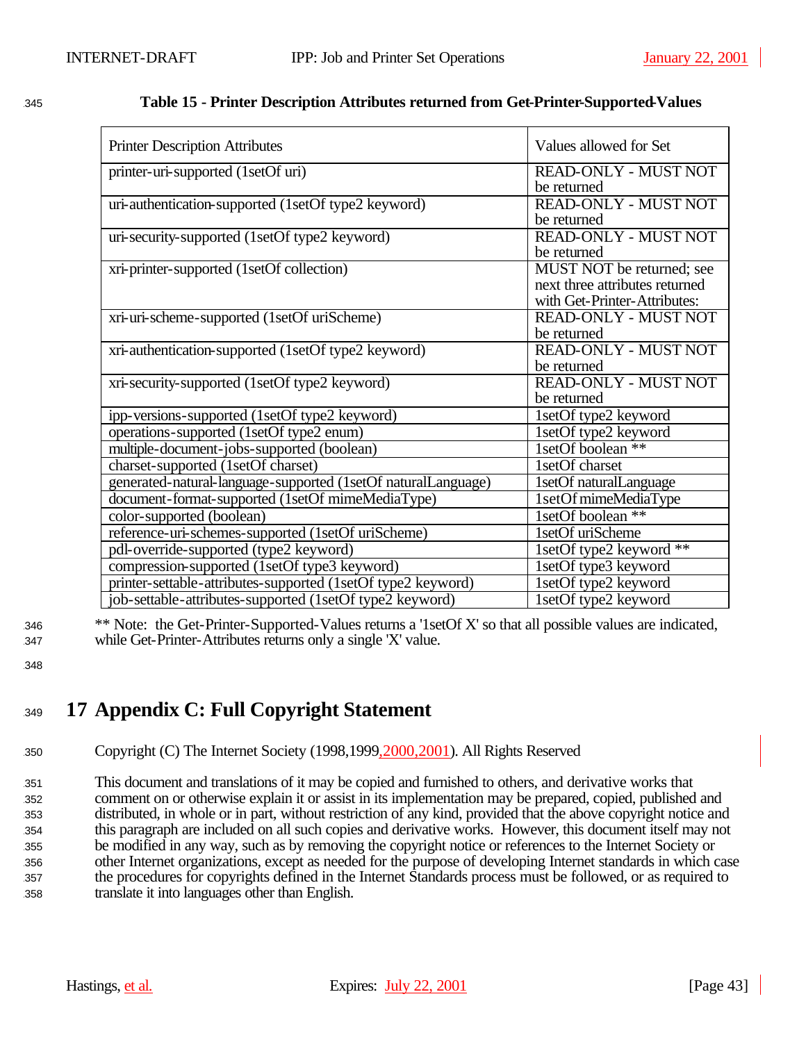**Table 15 - Printer Description Attributes returned from Get-Printer-Supported-Values**

| Printer Description Attributes | Values allowed for Set |
|---|---|
| printer-uri-supported (1setOf uri) | READ-ONLY - MUST NOT be returned |
| uri-authentication-supported (1setOf type2 keyword) | READ-ONLY - MUST NOT be returned |
| uri-security-supported (1setOf type2 keyword) | READ-ONLY - MUST NOT be returned |
| xri-printer-supported (1setOf collection) | MUST NOT be returned; see next three attributes returned with Get-Printer-Attributes: |
| xri-uri-scheme-supported (1setOf uriScheme) | READ-ONLY - MUST NOT be returned |
| xri-authentication-supported (1setOf type2 keyword) | READ-ONLY - MUST NOT be returned |
| xri-security-supported (1setOf type2 keyword) | READ-ONLY - MUST NOT be returned |
| ipp-versions-supported (1setOf type2 keyword) | 1setOf type2 keyword |
| operations-supported (1setOf type2 enum) | 1setOf type2 keyword |
| multiple-document-jobs-supported (boolean) | 1setOf boolean ** |
| charset-supported (1setOf charset) | 1setOf charset |
| generated-natural-language-supported (1setOf naturalLanguage) | 1setOf naturalLanguage |
| document-format-supported (1setOf mimeMediaType) | 1setOf mimeMediaType |
| color-supported (boolean) | 1setOf boolean ** |
| reference-uri-schemes-supported (1setOf uriScheme) | 1setOf uriScheme |
| pdl-override-supported (type2 keyword) | 1setOf type2 keyword ** |
| compression-supported (1setOf type3 keyword) | 1setOf type3 keyword |
| printer-settable-attributes-supported (1setOf type2 keyword) | 1setOf type2 keyword |
| job-settable-attributes-supported (1setOf type2 keyword) | 1setOf type2 keyword |

** Note: the Get-Printer-Supported-Values returns a '1setOf X' so that all possible values are indicated, while Get-Printer-Attributes returns only a single 'X' value.

# 17 Appendix C: Full Copyright Statement

Copyright (C) The Internet Society (1998,1999,2000,2001). All Rights Reserved

This document and translations of it may be copied and furnished to others, and derivative works that comment on or otherwise explain it or assist in its implementation may be prepared, copied, published and distributed, in whole or in part, without restriction of any kind, provided that the above copyright notice and this paragraph are included on all such copies and derivative works. However, this document itself may not be modified in any way, such as by removing the copyright notice or references to the Internet Society or other Internet organizations, except as needed for the purpose of developing Internet standards in which case the procedures for copyrights defined in the Internet Standards process must be followed, or as required to translate it into languages other than English.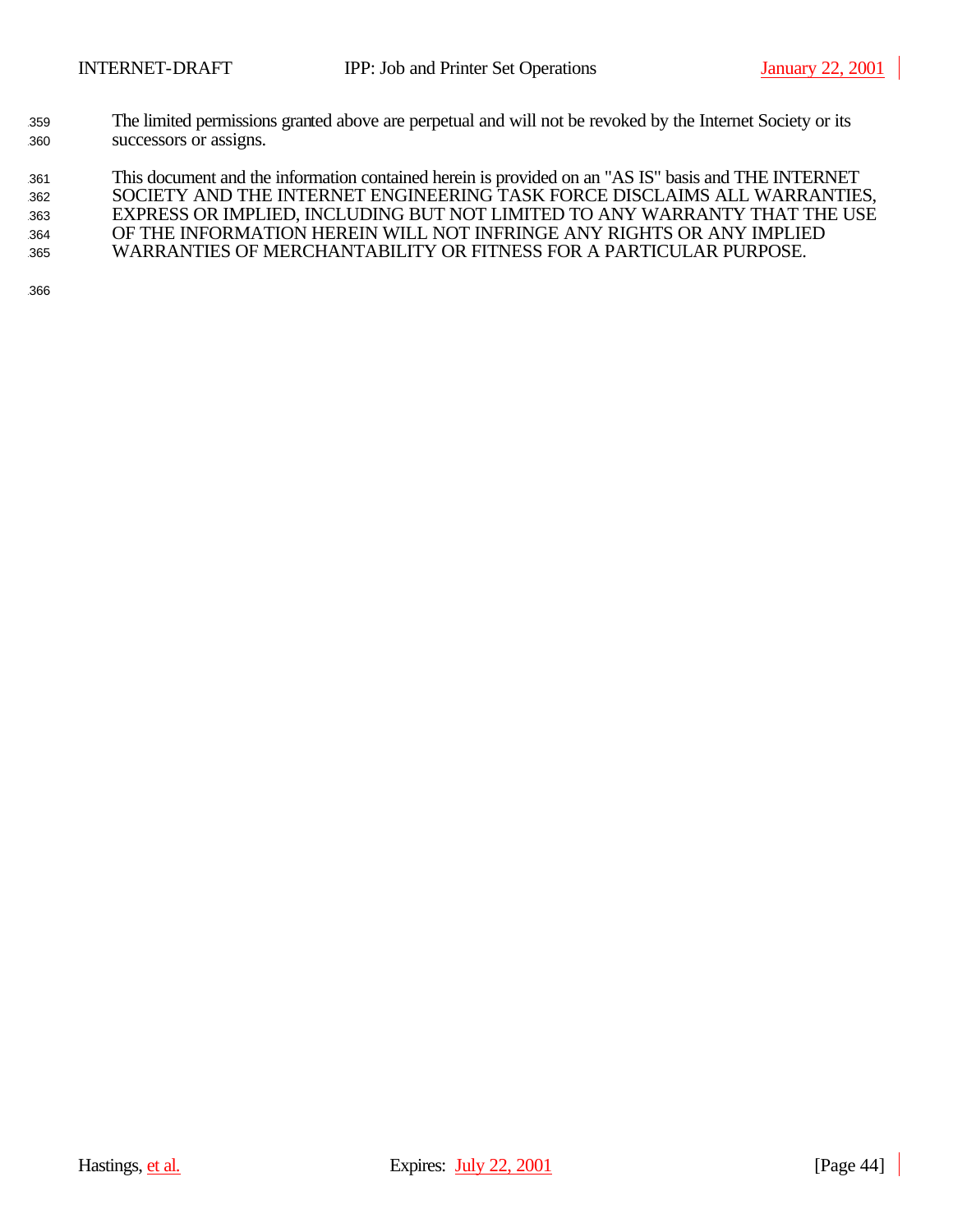The limited permissions granted above are perpetual and will not be revoked by the Internet Society or its successors or assigns.

This document and the information contained herein is provided on an "AS IS" basis and THE INTERNET SOCIETY AND THE INTERNET ENGINEERING TASK FORCE DISCLAIMS ALL WARRANTIES, EXPRESS OR IMPLIED, INCLUDING BUT NOT LIMITED TO ANY WARRANTY THAT THE USE OF THE INFORMATION HEREIN WILL NOT INFRINGE ANY RIGHTS OR ANY IMPLIED WARRANTIES OF MERCHANTABILITY OR FITNESS FOR A PARTICULAR PURPOSE.